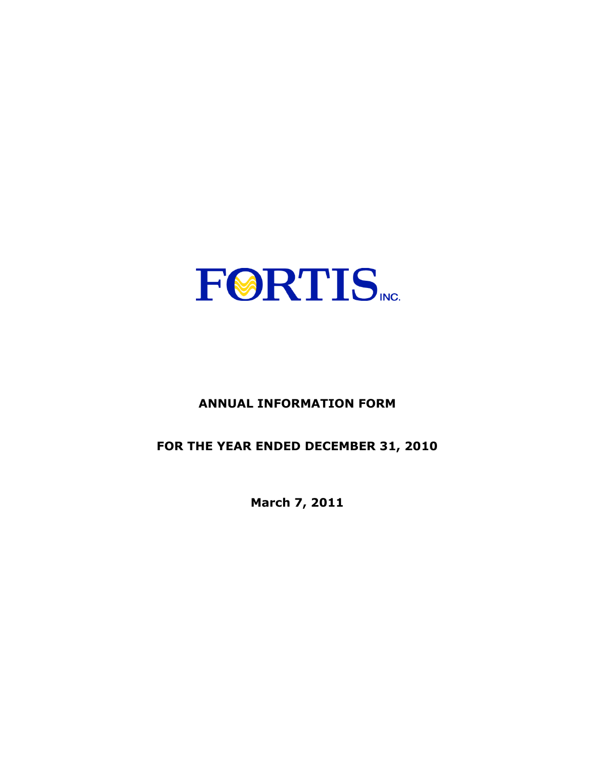FORTIS INC.

# ANNUAL INFORMATION FORM

## FOR THE YEAR ENDED DECEMBER 31, 2010

**March 7, 2011**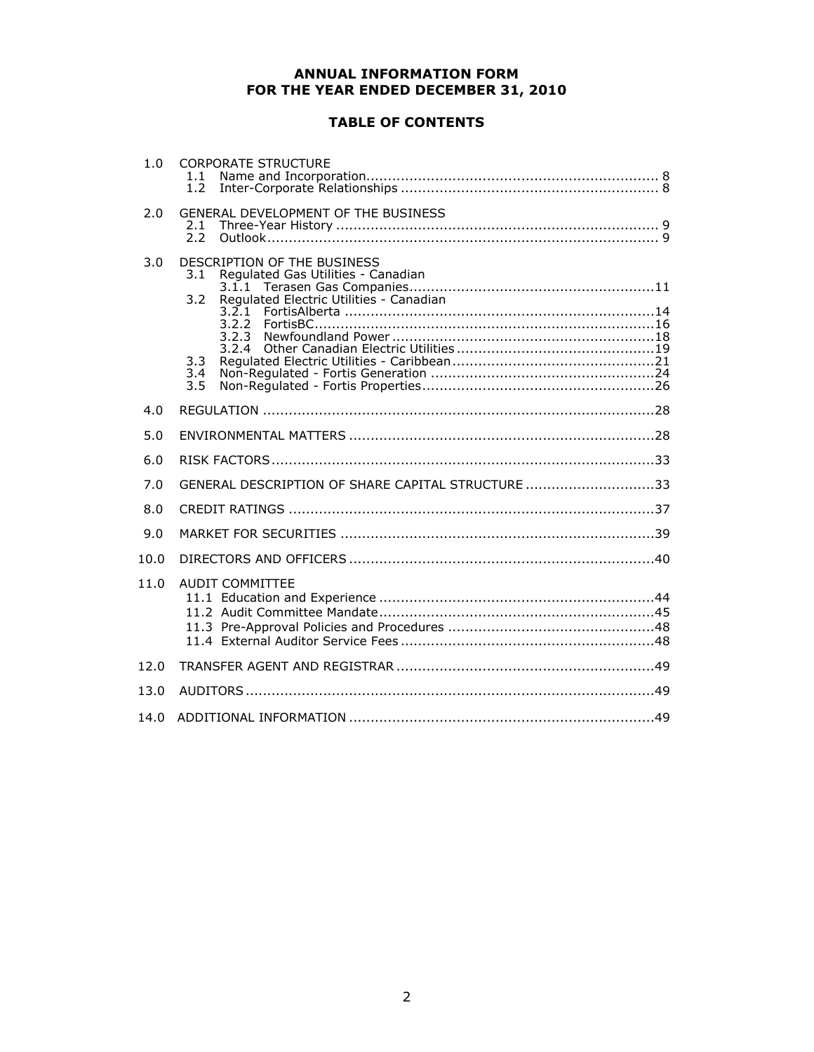# ANNUAL INFORMATION FORM
# FOR THE YEAR ENDED DECEMBER 31, 2010

## TABLE OF CONTENTS

| | | |
|---|---|---|
| 1.0 | CORPORATE STRUCTURE | |
| | 1.1 Name and Incorporation | 8 |
| | 1.2 Inter-Corporate Relationships | 8 |
| 2.0 | GENERAL DEVELOPMENT OF THE BUSINESS | |
| | 2.1 Three-Year History | 9 |
| | 2.2 Outlook | 9 |
| 3.0 | DESCRIPTION OF THE BUSINESS | |
| | 3.1 Regulated Gas Utilities - Canadian | |
| | 3.1.1 Terasen Gas Companies | 11 |
| | 3.2 Regulated Electric Utilities - Canadian | |
| | 3.2.1 FortisAlberta | 14 |
| | 3.2.2 FortisBC | 16 |
| | 3.2.3 Newfoundland Power | 18 |
| | 3.2.4 Other Canadian Electric Utilities | 19 |
| | 3.3 Regulated Electric Utilities - Caribbean | 21 |
| | 3.4 Non-Regulated - Fortis Generation | 24 |
| | 3.5 Non-Regulated - Fortis Properties | 26 |
| 4.0 | REGULATION | 28 |
| 5.0 | ENVIRONMENTAL MATTERS | 28 |
| 6.0 | RISK FACTORS | 33 |
| 7.0 | GENERAL DESCRIPTION OF SHARE CAPITAL STRUCTURE | 33 |
| 8.0 | CREDIT RATINGS | 37 |
| 9.0 | MARKET FOR SECURITIES | 39 |
| 10.0 | DIRECTORS AND OFFICERS | 40 |
| 11.0 | AUDIT COMMITTEE | |
| | 11.1 Education and Experience | 44 |
| | 11.2 Audit Committee Mandate | 45 |
| | 11.3 Pre-Approval Policies and Procedures | 48 |
| | 11.4 External Auditor Service Fees | 48 |
| 12.0 | TRANSFER AGENT AND REGISTRAR | 49 |
| 13.0 | AUDITORS | 49 |
| 14.0 | ADDITIONAL INFORMATION | 49 |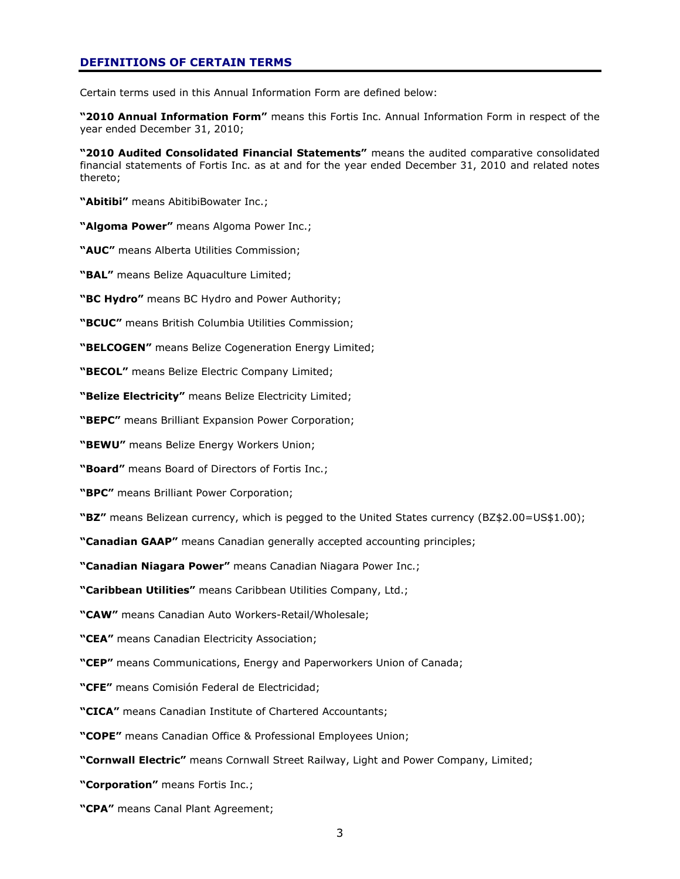## DEFINITIONS OF CERTAIN TERMS

Certain terms used in this Annual Information Form are defined below:

**"2010 Annual Information Form"** means this Fortis Inc. Annual Information Form in respect of the year ended December 31, 2010;

**"2010 Audited Consolidated Financial Statements"** means the audited comparative consolidated financial statements of Fortis Inc. as at and for the year ended December 31, 2010 and related notes thereto;

**"Abitibi"** means AbitibiBowater Inc.;

**"Algoma Power"** means Algoma Power Inc.;

**"AUC"** means Alberta Utilities Commission;

**"BAL"** means Belize Aquaculture Limited;

**"BC Hydro"** means BC Hydro and Power Authority;

**"BCUC"** means British Columbia Utilities Commission;

**"BELCOGEN"** means Belize Cogeneration Energy Limited;

**"BECOL"** means Belize Electric Company Limited;

**"Belize Electricity"** means Belize Electricity Limited;

**"BEPC"** means Brilliant Expansion Power Corporation;

**"BEWU"** means Belize Energy Workers Union;

**"Board"** means Board of Directors of Fortis Inc.;

**"BPC"** means Brilliant Power Corporation;

**"BZ"** means Belizean currency, which is pegged to the United States currency (BZ$2.00=US$1.00);

**"Canadian GAAP"** means Canadian generally accepted accounting principles;

**"Canadian Niagara Power"** means Canadian Niagara Power Inc.;

**"Caribbean Utilities"** means Caribbean Utilities Company, Ltd.;

**"CAW"** means Canadian Auto Workers-Retail/Wholesale;

**"CEA"** means Canadian Electricity Association;

**"CEP"** means Communications, Energy and Paperworkers Union of Canada;

**"CFE"** means Comisión Federal de Electricidad;

**"CICA"** means Canadian Institute of Chartered Accountants;

**"COPE"** means Canadian Office & Professional Employees Union;

**"Cornwall Electric"** means Cornwall Street Railway, Light and Power Company, Limited;

**"Corporation"** means Fortis Inc.;

**"CPA"** means Canal Plant Agreement;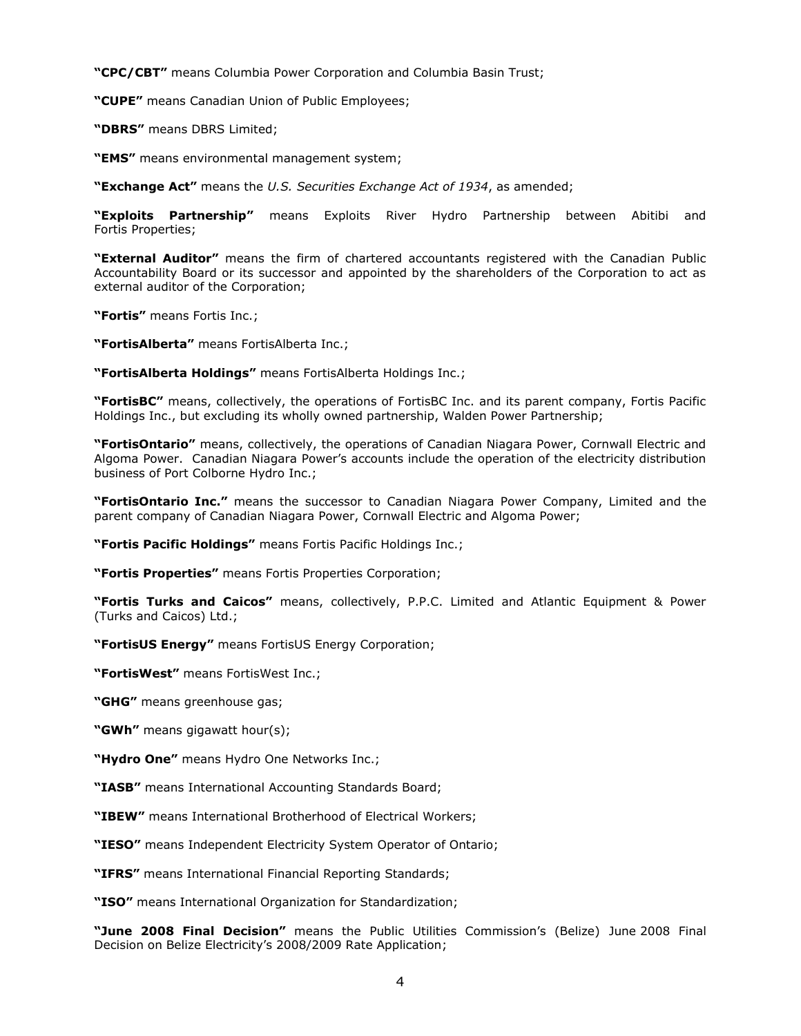**"CPC/CBT"** means Columbia Power Corporation and Columbia Basin Trust;

**"CUPE"** means Canadian Union of Public Employees;

**"DBRS"** means DBRS Limited;

**"EMS"** means environmental management system;

**"Exchange Act"** means the *U.S. Securities Exchange Act of 1934*, as amended;

**"Exploits Partnership"** means Exploits River Hydro Partnership between Abitibi and Fortis Properties;

**"External Auditor"** means the firm of chartered accountants registered with the Canadian Public Accountability Board or its successor and appointed by the shareholders of the Corporation to act as external auditor of the Corporation;

**"Fortis"** means Fortis Inc.;

**"FortisAlberta"** means FortisAlberta Inc.;

**"FortisAlberta Holdings"** means FortisAlberta Holdings Inc.;

**"FortisBC"** means, collectively, the operations of FortisBC Inc. and its parent company, Fortis Pacific Holdings Inc., but excluding its wholly owned partnership, Walden Power Partnership;

**"FortisOntario"** means, collectively, the operations of Canadian Niagara Power, Cornwall Electric and Algoma Power. Canadian Niagara Power's accounts include the operation of the electricity distribution business of Port Colborne Hydro Inc.;

**"FortisOntario Inc."** means the successor to Canadian Niagara Power Company, Limited and the parent company of Canadian Niagara Power, Cornwall Electric and Algoma Power;

**"Fortis Pacific Holdings"** means Fortis Pacific Holdings Inc.;

**"Fortis Properties"** means Fortis Properties Corporation;

**"Fortis Turks and Caicos"** means, collectively, P.P.C. Limited and Atlantic Equipment & Power (Turks and Caicos) Ltd.;

**"FortisUS Energy"** means FortisUS Energy Corporation;

**"FortisWest"** means FortisWest Inc.;

**"GHG"** means greenhouse gas;

**"GWh"** means gigawatt hour(s);

**"Hydro One"** means Hydro One Networks Inc.;

**"IASB"** means International Accounting Standards Board;

**"IBEW"** means International Brotherhood of Electrical Workers;

**"IESO"** means Independent Electricity System Operator of Ontario;

**"IFRS"** means International Financial Reporting Standards;

**"ISO"** means International Organization for Standardization;

**"June 2008 Final Decision"** means the Public Utilities Commission's (Belize) June 2008 Final Decision on Belize Electricity's 2008/2009 Rate Application;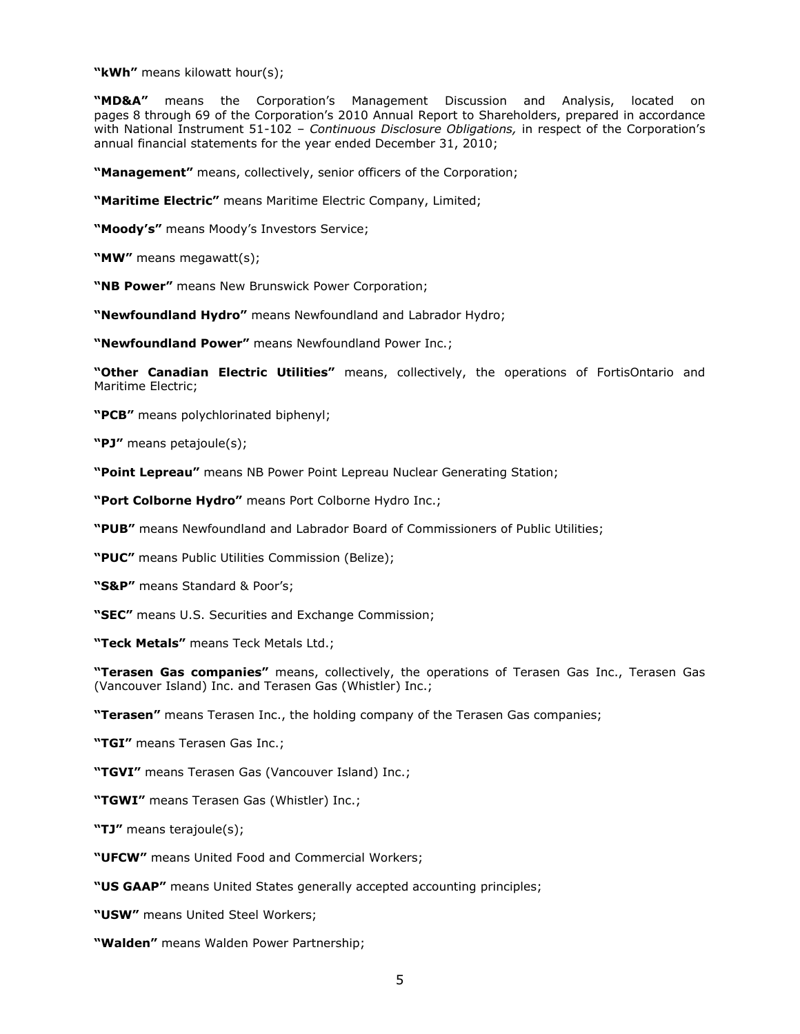**"kWh"** means kilowatt hour(s);

**"MD&A"** means the Corporation's Management Discussion and Analysis, located on pages 8 through 69 of the Corporation's 2010 Annual Report to Shareholders, prepared in accordance with National Instrument 51-102 – *Continuous Disclosure Obligations,* in respect of the Corporation's annual financial statements for the year ended December 31, 2010;

**"Management"** means, collectively, senior officers of the Corporation;

**"Maritime Electric"** means Maritime Electric Company, Limited;

**"Moody's"** means Moody's Investors Service;

**"MW"** means megawatt(s);

**"NB Power"** means New Brunswick Power Corporation;

**"Newfoundland Hydro"** means Newfoundland and Labrador Hydro;

**"Newfoundland Power"** means Newfoundland Power Inc.;

**"Other Canadian Electric Utilities"** means, collectively, the operations of FortisOntario and Maritime Electric;

**"PCB"** means polychlorinated biphenyl;

**"PJ"** means petajoule(s);

**"Point Lepreau"** means NB Power Point Lepreau Nuclear Generating Station;

**"Port Colborne Hydro"** means Port Colborne Hydro Inc.;

**"PUB"** means Newfoundland and Labrador Board of Commissioners of Public Utilities;

**"PUC"** means Public Utilities Commission (Belize);

**"S&P"** means Standard & Poor's;

**"SEC"** means U.S. Securities and Exchange Commission;

**"Teck Metals"** means Teck Metals Ltd.;

**"Terasen Gas companies"** means, collectively, the operations of Terasen Gas Inc., Terasen Gas (Vancouver Island) Inc. and Terasen Gas (Whistler) Inc.;

**"Terasen"** means Terasen Inc., the holding company of the Terasen Gas companies;

**"TGI"** means Terasen Gas Inc.;

**"TGVI"** means Terasen Gas (Vancouver Island) Inc.;

**"TGWI"** means Terasen Gas (Whistler) Inc.;

**"TJ"** means terajoule(s);

**"UFCW"** means United Food and Commercial Workers;

**"US GAAP"** means United States generally accepted accounting principles;

**"USW"** means United Steel Workers;

**"Walden"** means Walden Power Partnership;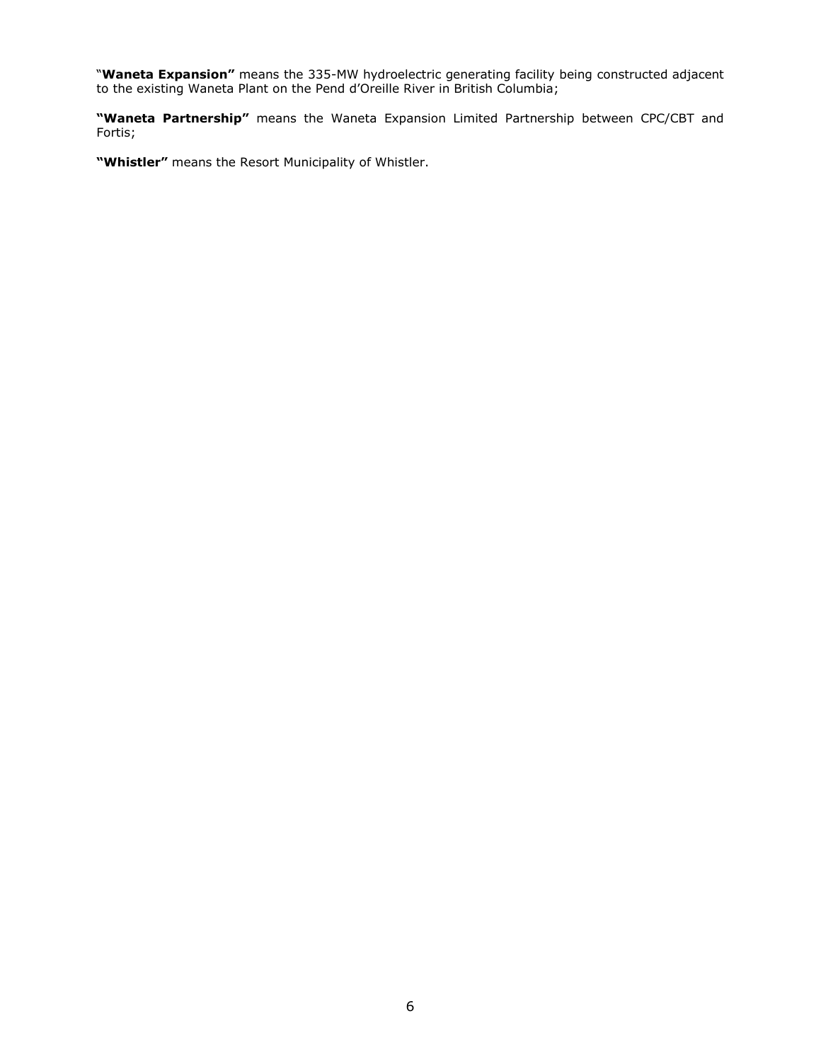"**Waneta Expansion"** means the 335-MW hydroelectric generating facility being constructed adjacent to the existing Waneta Plant on the Pend d'Oreille River in British Columbia;

**"Waneta Partnership"** means the Waneta Expansion Limited Partnership between CPC/CBT and Fortis;

**"Whistler"** means the Resort Municipality of Whistler.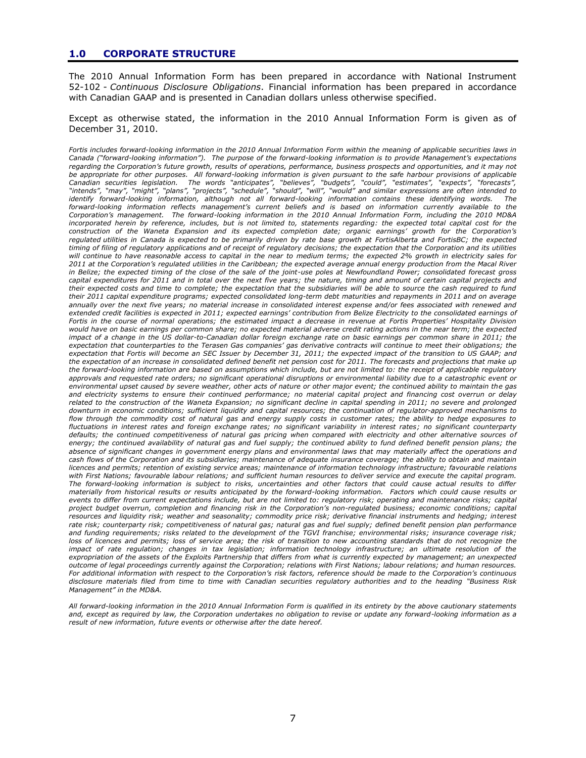## 1.0 CORPORATE STRUCTURE

The 2010 Annual Information Form has been prepared in accordance with National Instrument 52-102 - *Continuous Disclosure Obligations*. Financial information has been prepared in accordance with Canadian GAAP and is presented in Canadian dollars unless otherwise specified.

Except as otherwise stated, the information in the 2010 Annual Information Form is given as of December 31, 2010.

*Fortis includes forward-looking information in the 2010 Annual Information Form within the meaning of applicable securities laws in Canada ("forward-looking information"). The purpose of the forward-looking information is to provide Management's expectations regarding the Corporation's future growth, results of operations, performance, business prospects and opportunities, and it may not be appropriate for other purposes. All forward-looking information is given pursuant to the safe harbour provisions of applicable Canadian securities legislation. The words "anticipates", "believes", "budgets", "could", "estimates", "expects", "forecasts", "intends", "may", "might", "plans", "projects", "schedule", "should", "will", "would" and similar expressions are often intended to identify forward-looking information, although not all forward-looking information contains these identifying words. The forward-looking information reflects management's current beliefs and is based on information currently available to the Corporation's management. The forward-looking information in the 2010 Annual Information Form, including the 2010 MD&A incorporated herein by reference, includes, but is not limited to, statements regarding: the expected total capital cost for the construction of the Waneta Expansion and its expected completion date; organic earnings' growth for the Corporation's regulated utilities in Canada is expected to be primarily driven by rate base growth at FortisAlberta and FortisBC; the expected timing of filing of regulatory applications and of receipt of regulatory decisions; the expectation that the Corporation and its utilities will continue to have reasonable access to capital in the near to medium terms; the expected 2% growth in electricity sales for 2011 at the Corporation's regulated utilities in the Caribbean; the expected average annual energy production from the Macal River in Belize; the expected timing of the close of the sale of the joint-use poles at Newfoundland Power; consolidated forecast gross capital expenditures for 2011 and in total over the next five years; the nature, timing and amount of certain capital projects and their expected costs and time to complete; the expectation that the subsidiaries will be able to source the cash required to fund their 2011 capital expenditure programs; expected consolidated long-term debt maturities and repayments in 2011 and on average annually over the next five years; no material increase in consolidated interest expense and/or fees associated with renewed and extended credit facilities is expected in 2011; expected earnings' contribution from Belize Electricity to the consolidated earnings of Fortis in the course of normal operations; the estimated impact a decrease in revenue at Fortis Properties' Hospitality Division would have on basic earnings per common share; no expected material adverse credit rating actions in the near term; the expected impact of a change in the US dollar-to-Canadian dollar foreign exchange rate on basic earnings per common share in 2011; the expectation that counterparties to the Terasen Gas companies' gas derivative contracts will continue to meet their obligations; the expectation that Fortis will become an SEC Issuer by December 31, 2011; the expected impact of the transition to US GAAP; and the expectation of an increase in consolidated defined benefit net pension cost for 2011. The forecasts and projections that make up the forward-looking information are based on assumptions which include, but are not limited to: the receipt of applicable regulatory approvals and requested rate orders; no significant operational disruptions or environmental liability due to a catastrophic event or environmental upset caused by severe weather, other acts of nature or other major event; the continued ability to maintain the gas and electricity systems to ensure their continued performance; no material capital project and financing cost overrun or delay related to the construction of the Waneta Expansion; no significant decline in capital spending in 2011; no severe and prolonged downturn in economic conditions; sufficient liquidity and capital resources; the continuation of regulator-approved mechanisms to flow through the commodity cost of natural gas and energy supply costs in customer rates; the ability to hedge exposures to fluctuations in interest rates and foreign exchange rates; no significant variability in interest rates; no significant counterparty defaults; the continued competitiveness of natural gas pricing when compared with electricity and other alternative sources of energy; the continued availability of natural gas and fuel supply; the continued ability to fund defined benefit pension plans; the absence of significant changes in government energy plans and environmental laws that may materially affect the operations and cash flows of the Corporation and its subsidiaries; maintenance of adequate insurance coverage; the ability to obtain and maintain licences and permits; retention of existing service areas; maintenance of information technology infrastructure; favourable relations with First Nations; favourable labour relations; and sufficient human resources to deliver service and execute the capital program. The forward-looking information is subject to risks, uncertainties and other factors that could cause actual results to differ materially from historical results or results anticipated by the forward-looking information. Factors which could cause results or events to differ from current expectations include, but are not limited to: regulatory risk; operating and maintenance risks; capital project budget overrun, completion and financing risk in the Corporation's non-regulated business; economic conditions; capital resources and liquidity risk; weather and seasonality; commodity price risk; derivative financial instruments and hedging; interest rate risk; counterparty risk; competitiveness of natural gas; natural gas and fuel supply; defined benefit pension plan performance and funding requirements; risks related to the development of the TGVI franchise; environmental risks; insurance coverage risk; loss of licences and permits; loss of service area; the risk of transition to new accounting standards that do not recognize the impact of rate regulation; changes in tax legislation; information technology infrastructure; an ultimate resolution of the expropriation of the assets of the Exploits Partnership that differs from what is currently expected by management; an unexpected outcome of legal proceedings currently against the Corporation; relations with First Nations; labour relations; and human resources. For additional information with respect to the Corporation's risk factors, reference should be made to the Corporation's continuous disclosure materials filed from time to time with Canadian securities regulatory authorities and to the heading "Business Risk Management" in the MD&A.*

*All forward-looking information in the 2010 Annual Information Form is qualified in its entirety by the above cautionary statements and, except as required by law, the Corporation undertakes no obligation to revise or update any forward-looking information as a result of new information, future events or otherwise after the date hereof.*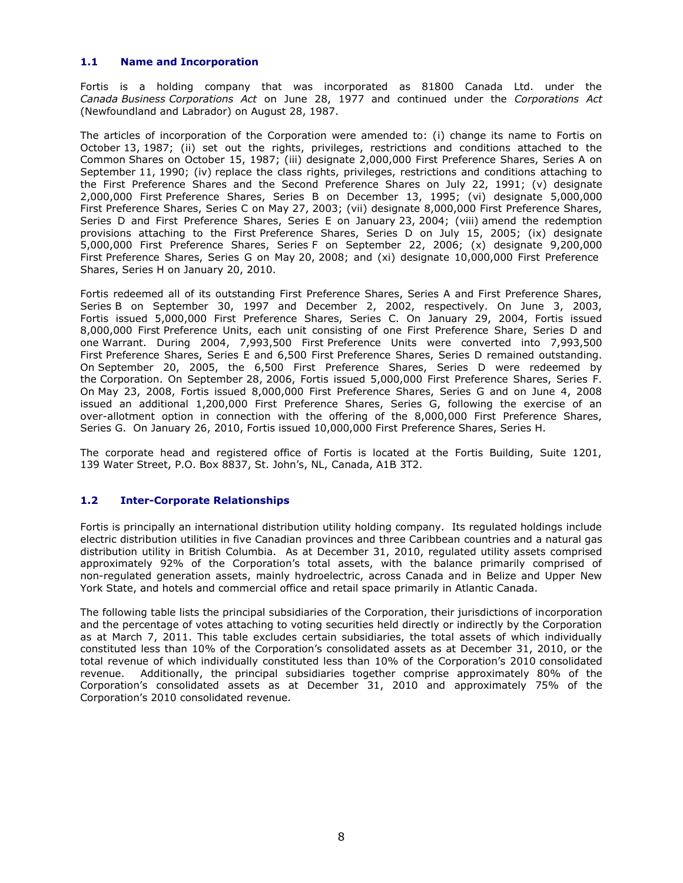### 1.1 Name and Incorporation

Fortis is a holding company that was incorporated as 81800 Canada Ltd. under the *Canada Business Corporations Act* on June 28, 1977 and continued under the *Corporations Act* (Newfoundland and Labrador) on August 28, 1987.

The articles of incorporation of the Corporation were amended to: (i) change its name to Fortis on October 13, 1987; (ii) set out the rights, privileges, restrictions and conditions attached to the Common Shares on October 15, 1987; (iii) designate 2,000,000 First Preference Shares, Series A on September 11, 1990; (iv) replace the class rights, privileges, restrictions and conditions attaching to the First Preference Shares and the Second Preference Shares on July 22, 1991; (v) designate 2,000,000 First Preference Shares, Series B on December 13, 1995; (vi) designate 5,000,000 First Preference Shares, Series C on May 27, 2003; (vii) designate 8,000,000 First Preference Shares, Series D and First Preference Shares, Series E on January 23, 2004; (viii) amend the redemption provisions attaching to the First Preference Shares, Series D on July 15, 2005; (ix) designate 5,000,000 First Preference Shares, Series F on September 22, 2006; (x) designate 9,200,000 First Preference Shares, Series G on May 20, 2008; and (xi) designate 10,000,000 First Preference Shares, Series H on January 20, 2010.

Fortis redeemed all of its outstanding First Preference Shares, Series A and First Preference Shares, Series B on September 30, 1997 and December 2, 2002, respectively. On June 3, 2003, Fortis issued 5,000,000 First Preference Shares, Series C. On January 29, 2004, Fortis issued 8,000,000 First Preference Units, each unit consisting of one First Preference Share, Series D and one Warrant. During 2004, 7,993,500 First Preference Units were converted into 7,993,500 First Preference Shares, Series E and 6,500 First Preference Shares, Series D remained outstanding. On September 20, 2005, the 6,500 First Preference Shares, Series D were redeemed by the Corporation. On September 28, 2006, Fortis issued 5,000,000 First Preference Shares, Series F. On May 23, 2008, Fortis issued 8,000,000 First Preference Shares, Series G and on June 4, 2008 issued an additional 1,200,000 First Preference Shares, Series G, following the exercise of an over-allotment option in connection with the offering of the 8,000,000 First Preference Shares, Series G. On January 26, 2010, Fortis issued 10,000,000 First Preference Shares, Series H.

The corporate head and registered office of Fortis is located at the Fortis Building, Suite 1201, 139 Water Street, P.O. Box 8837, St. John's, NL, Canada, A1B 3T2.

### 1.2 Inter-Corporate Relationships

Fortis is principally an international distribution utility holding company. Its regulated holdings include electric distribution utilities in five Canadian provinces and three Caribbean countries and a natural gas distribution utility in British Columbia. As at December 31, 2010, regulated utility assets comprised approximately 92% of the Corporation's total assets, with the balance primarily comprised of non-regulated generation assets, mainly hydroelectric, across Canada and in Belize and Upper New York State, and hotels and commercial office and retail space primarily in Atlantic Canada.

The following table lists the principal subsidiaries of the Corporation, their jurisdictions of incorporation and the percentage of votes attaching to voting securities held directly or indirectly by the Corporation as at March 7, 2011. This table excludes certain subsidiaries, the total assets of which individually constituted less than 10% of the Corporation's consolidated assets as at December 31, 2010, or the total revenue of which individually constituted less than 10% of the Corporation's 2010 consolidated revenue. Additionally, the principal subsidiaries together comprise approximately 80% of the Corporation's consolidated assets as at December 31, 2010 and approximately 75% of the Corporation's 2010 consolidated revenue.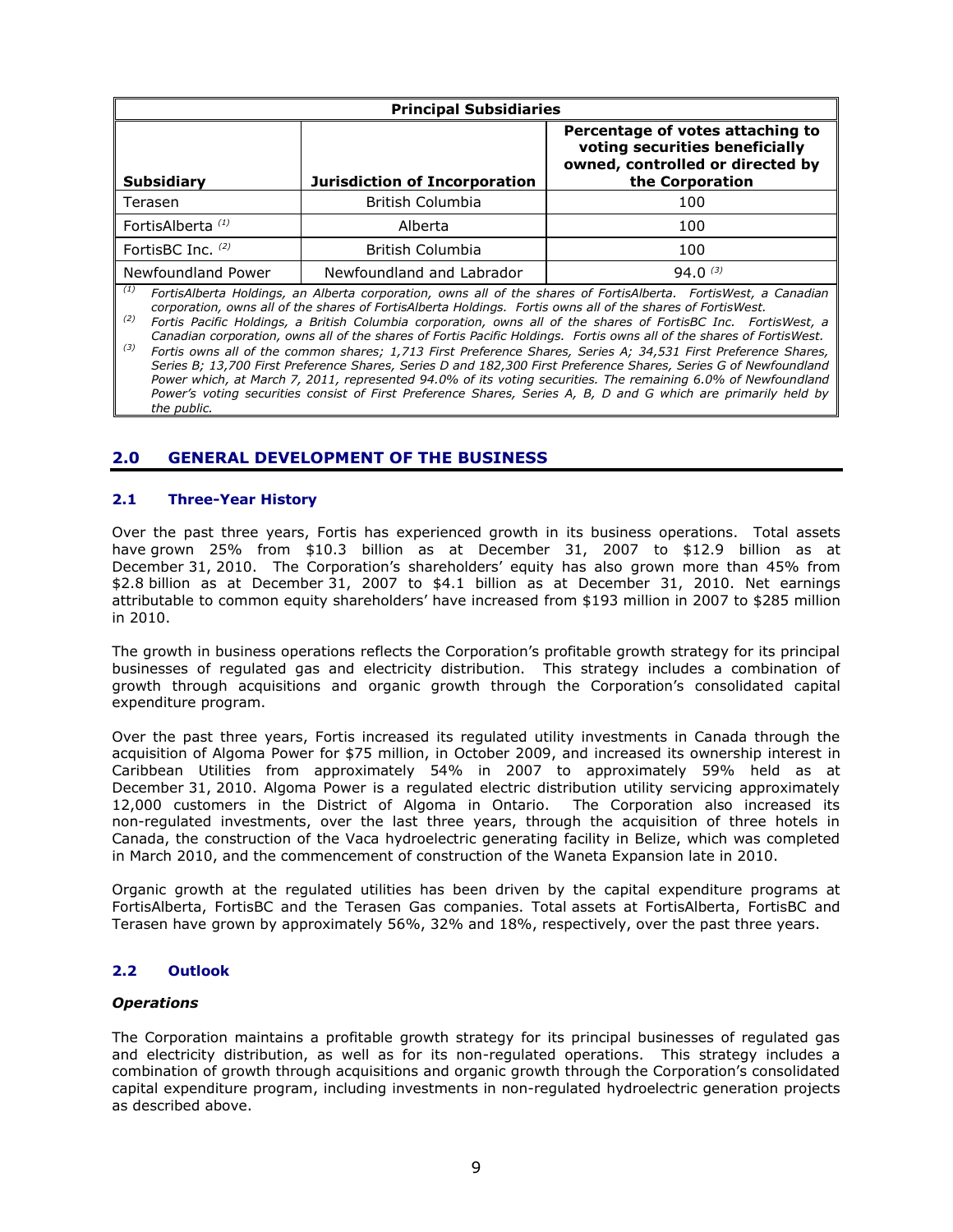| Principal Subsidiaries | | |
|---|---|---|
| **Subsidiary** | **Jurisdiction of Incorporation** | **Percentage of votes attaching to voting securities beneficially owned, controlled or directed by the Corporation** |
| Terasen | British Columbia | 100 |
| FortisAlberta [(1)] | Alberta | 100 |
| FortisBC Inc. [(2)] | British Columbia | 100 |
| Newfoundland Power | Newfoundland and Labrador | 94.0 [(3)] |

*(1) FortisAlberta Holdings, an Alberta corporation, owns all of the shares of FortisAlberta. FortisWest, a Canadian corporation, owns all of the shares of FortisAlberta Holdings. Fortis owns all of the shares of FortisWest.*

*(2) Fortis Pacific Holdings, a British Columbia corporation, owns all of the shares of FortisBC Inc. FortisWest, a Canadian corporation, owns all of the shares of Fortis Pacific Holdings. Fortis owns all of the shares of FortisWest.*

*(3) Fortis owns all of the common shares; 1,713 First Preference Shares, Series A; 34,531 First Preference Shares, Series B; 13,700 First Preference Shares, Series D and 182,300 First Preference Shares, Series G of Newfoundland Power which, at March 7, 2011, represented 94.0% of its voting securities. The remaining 6.0% of Newfoundland Power's voting securities consist of First Preference Shares, Series A, B, D and G which are primarily held by the public.*

## 2.0 GENERAL DEVELOPMENT OF THE BUSINESS

### 2.1 Three-Year History

Over the past three years, Fortis has experienced growth in its business operations. Total assets have grown 25% from $10.3 billion as at December 31, 2007 to $12.9 billion as at December 31, 2010. The Corporation's shareholders' equity has also grown more than 45% from $2.8 billion as at December 31, 2007 to $4.1 billion as at December 31, 2010. Net earnings attributable to common equity shareholders' have increased from $193 million in 2007 to $285 million in 2010.

The growth in business operations reflects the Corporation's profitable growth strategy for its principal businesses of regulated gas and electricity distribution. This strategy includes a combination of growth through acquisitions and organic growth through the Corporation's consolidated capital expenditure program.

Over the past three years, Fortis increased its regulated utility investments in Canada through the acquisition of Algoma Power for $75 million, in October 2009, and increased its ownership interest in Caribbean Utilities from approximately 54% in 2007 to approximately 59% held as at December 31, 2010. Algoma Power is a regulated electric distribution utility servicing approximately 12,000 customers in the District of Algoma in Ontario. The Corporation also increased its non-regulated investments, over the last three years, through the acquisition of three hotels in Canada, the construction of the Vaca hydroelectric generating facility in Belize, which was completed in March 2010, and the commencement of construction of the Waneta Expansion late in 2010.

Organic growth at the regulated utilities has been driven by the capital expenditure programs at FortisAlberta, FortisBC and the Terasen Gas companies. Total assets at FortisAlberta, FortisBC and Terasen have grown by approximately 56%, 32% and 18%, respectively, over the past three years.

### 2.2 Outlook

***Operations***

The Corporation maintains a profitable growth strategy for its principal businesses of regulated gas and electricity distribution, as well as for its non-regulated operations. This strategy includes a combination of growth through acquisitions and organic growth through the Corporation's consolidated capital expenditure program, including investments in non-regulated hydroelectric generation projects as described above.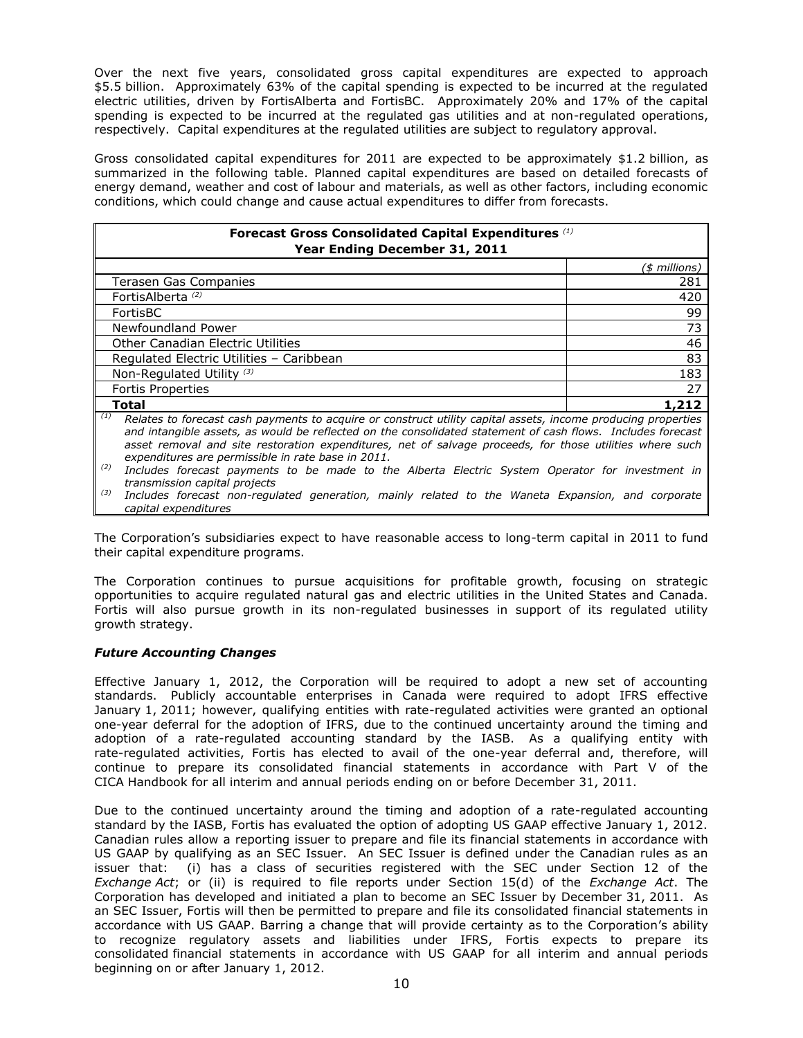Over the next five years, consolidated gross capital expenditures are expected to approach $5.5 billion. Approximately 63% of the capital spending is expected to be incurred at the regulated electric utilities, driven by FortisAlberta and FortisBC. Approximately 20% and 17% of the capital spending is expected to be incurred at the regulated gas utilities and at non-regulated operations, respectively. Capital expenditures at the regulated utilities are subject to regulatory approval.

Gross consolidated capital expenditures for 2011 are expected to be approximately $1.2 billion, as summarized in the following table. Planned capital expenditures are based on detailed forecasts of energy demand, weather and cost of labour and materials, as well as other factors, including economic conditions, which could change and cause actual expenditures to differ from forecasts.

| **Forecast Gross Consolidated Capital Expenditures** [(1)] **Year Ending December 31, 2011** | |
|---|---|
| | *($ millions)* |
| Terasen Gas Companies | 281 |
| FortisAlberta [(2)] | 420 |
| FortisBC | 99 |
| Newfoundland Power | 73 |
| Other Canadian Electric Utilities | 46 |
| Regulated Electric Utilities – Caribbean | 83 |
| Non-Regulated Utility [(3)] | 183 |
| Fortis Properties | 27 |
| **Total** | **1,212** |

*(1) Relates to forecast cash payments to acquire or construct utility capital assets, income producing properties and intangible assets, as would be reflected on the consolidated statement of cash flows. Includes forecast asset removal and site restoration expenditures, net of salvage proceeds, for those utilities where such expenditures are permissible in rate base in 2011.*

*(2) Includes forecast payments to be made to the Alberta Electric System Operator for investment in transmission capital projects*

*(3) Includes forecast non-regulated generation, mainly related to the Waneta Expansion, and corporate capital expenditures*

The Corporation's subsidiaries expect to have reasonable access to long-term capital in 2011 to fund their capital expenditure programs.

The Corporation continues to pursue acquisitions for profitable growth, focusing on strategic opportunities to acquire regulated natural gas and electric utilities in the United States and Canada. Fortis will also pursue growth in its non-regulated businesses in support of its regulated utility growth strategy.

***Future Accounting Changes***

Effective January 1, 2012, the Corporation will be required to adopt a new set of accounting standards. Publicly accountable enterprises in Canada were required to adopt IFRS effective January 1, 2011; however, qualifying entities with rate-regulated activities were granted an optional one-year deferral for the adoption of IFRS, due to the continued uncertainty around the timing and adoption of a rate-regulated accounting standard by the IASB. As a qualifying entity with rate-regulated activities, Fortis has elected to avail of the one-year deferral and, therefore, will continue to prepare its consolidated financial statements in accordance with Part V of the CICA Handbook for all interim and annual periods ending on or before December 31, 2011.

Due to the continued uncertainty around the timing and adoption of a rate-regulated accounting standard by the IASB, Fortis has evaluated the option of adopting US GAAP effective January 1, 2012. Canadian rules allow a reporting issuer to prepare and file its financial statements in accordance with US GAAP by qualifying as an SEC Issuer. An SEC Issuer is defined under the Canadian rules as an issuer that: (i) has a class of securities registered with the SEC under Section 12 of the *Exchange Act*; or (ii) is required to file reports under Section 15(d) of the *Exchange Act*. The Corporation has developed and initiated a plan to become an SEC Issuer by December 31, 2011. As an SEC Issuer, Fortis will then be permitted to prepare and file its consolidated financial statements in accordance with US GAAP. Barring a change that will provide certainty as to the Corporation's ability to recognize regulatory assets and liabilities under IFRS, Fortis expects to prepare its consolidated financial statements in accordance with US GAAP for all interim and annual periods beginning on or after January 1, 2012.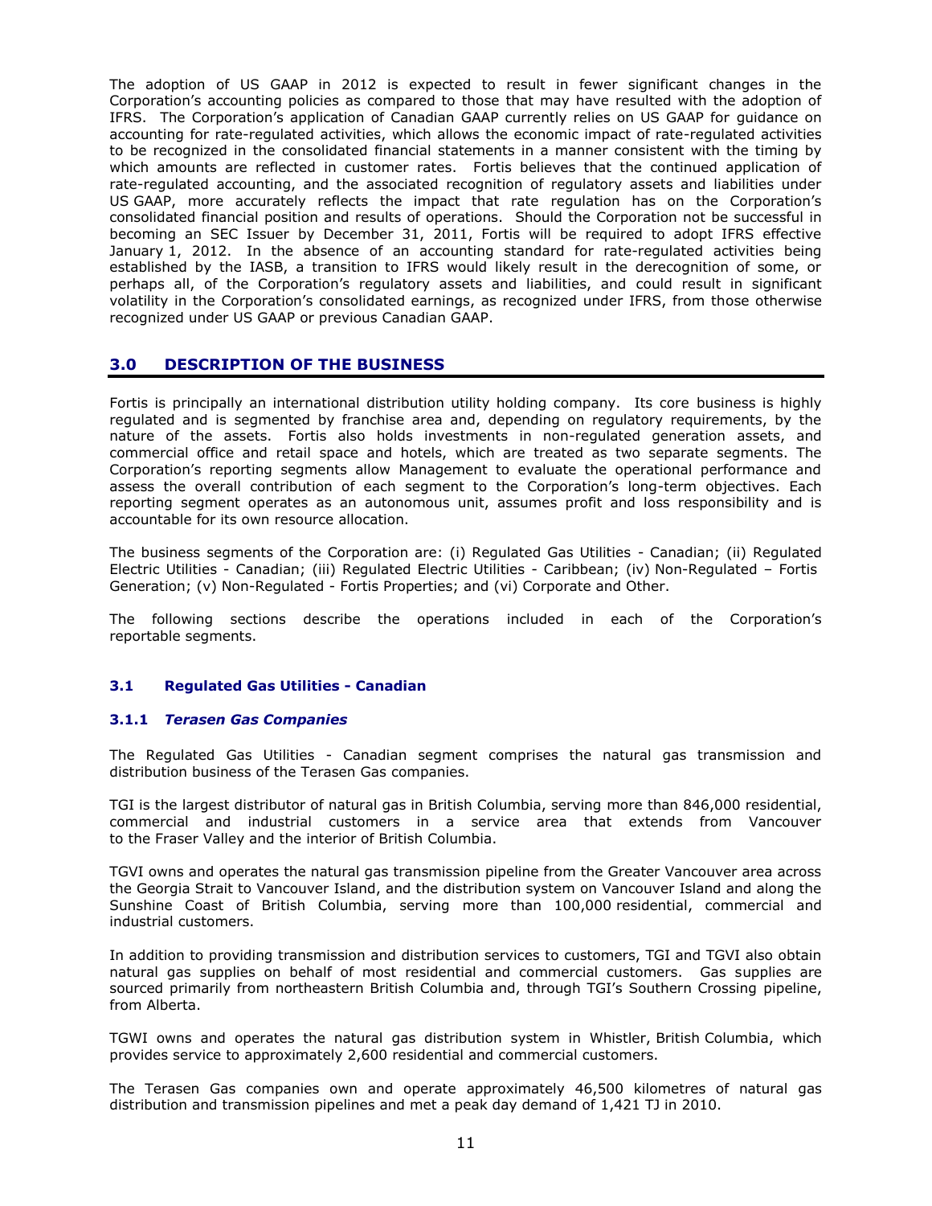The adoption of US GAAP in 2012 is expected to result in fewer significant changes in the Corporation's accounting policies as compared to those that may have resulted with the adoption of IFRS. The Corporation's application of Canadian GAAP currently relies on US GAAP for guidance on accounting for rate-regulated activities, which allows the economic impact of rate-regulated activities to be recognized in the consolidated financial statements in a manner consistent with the timing by which amounts are reflected in customer rates. Fortis believes that the continued application of rate-regulated accounting, and the associated recognition of regulatory assets and liabilities under US GAAP, more accurately reflects the impact that rate regulation has on the Corporation's consolidated financial position and results of operations. Should the Corporation not be successful in becoming an SEC Issuer by December 31, 2011, Fortis will be required to adopt IFRS effective January 1, 2012. In the absence of an accounting standard for rate-regulated activities being established by the IASB, a transition to IFRS would likely result in the derecognition of some, or perhaps all, of the Corporation's regulatory assets and liabilities, and could result in significant volatility in the Corporation's consolidated earnings, as recognized under IFRS, from those otherwise recognized under US GAAP or previous Canadian GAAP.

## 3.0 DESCRIPTION OF THE BUSINESS

Fortis is principally an international distribution utility holding company. Its core business is highly regulated and is segmented by franchise area and, depending on regulatory requirements, by the nature of the assets. Fortis also holds investments in non-regulated generation assets, and commercial office and retail space and hotels, which are treated as two separate segments. The Corporation's reporting segments allow Management to evaluate the operational performance and assess the overall contribution of each segment to the Corporation's long-term objectives. Each reporting segment operates as an autonomous unit, assumes profit and loss responsibility and is accountable for its own resource allocation.

The business segments of the Corporation are: (i) Regulated Gas Utilities - Canadian; (ii) Regulated Electric Utilities - Canadian; (iii) Regulated Electric Utilities - Caribbean; (iv) Non-Regulated – Fortis Generation; (v) Non-Regulated - Fortis Properties; and (vi) Corporate and Other.

The following sections describe the operations included in each of the Corporation's reportable segments.

### 3.1 Regulated Gas Utilities - Canadian

#### 3.1.1 *Terasen Gas Companies*

The Regulated Gas Utilities - Canadian segment comprises the natural gas transmission and distribution business of the Terasen Gas companies.

TGI is the largest distributor of natural gas in British Columbia, serving more than 846,000 residential, commercial and industrial customers in a service area that extends from Vancouver to the Fraser Valley and the interior of British Columbia.

TGVI owns and operates the natural gas transmission pipeline from the Greater Vancouver area across the Georgia Strait to Vancouver Island, and the distribution system on Vancouver Island and along the Sunshine Coast of British Columbia, serving more than 100,000 residential, commercial and industrial customers.

In addition to providing transmission and distribution services to customers, TGI and TGVI also obtain natural gas supplies on behalf of most residential and commercial customers. Gas supplies are sourced primarily from northeastern British Columbia and, through TGI's Southern Crossing pipeline, from Alberta.

TGWI owns and operates the natural gas distribution system in Whistler, British Columbia, which provides service to approximately 2,600 residential and commercial customers.

The Terasen Gas companies own and operate approximately 46,500 kilometres of natural gas distribution and transmission pipelines and met a peak day demand of 1,421 TJ in 2010.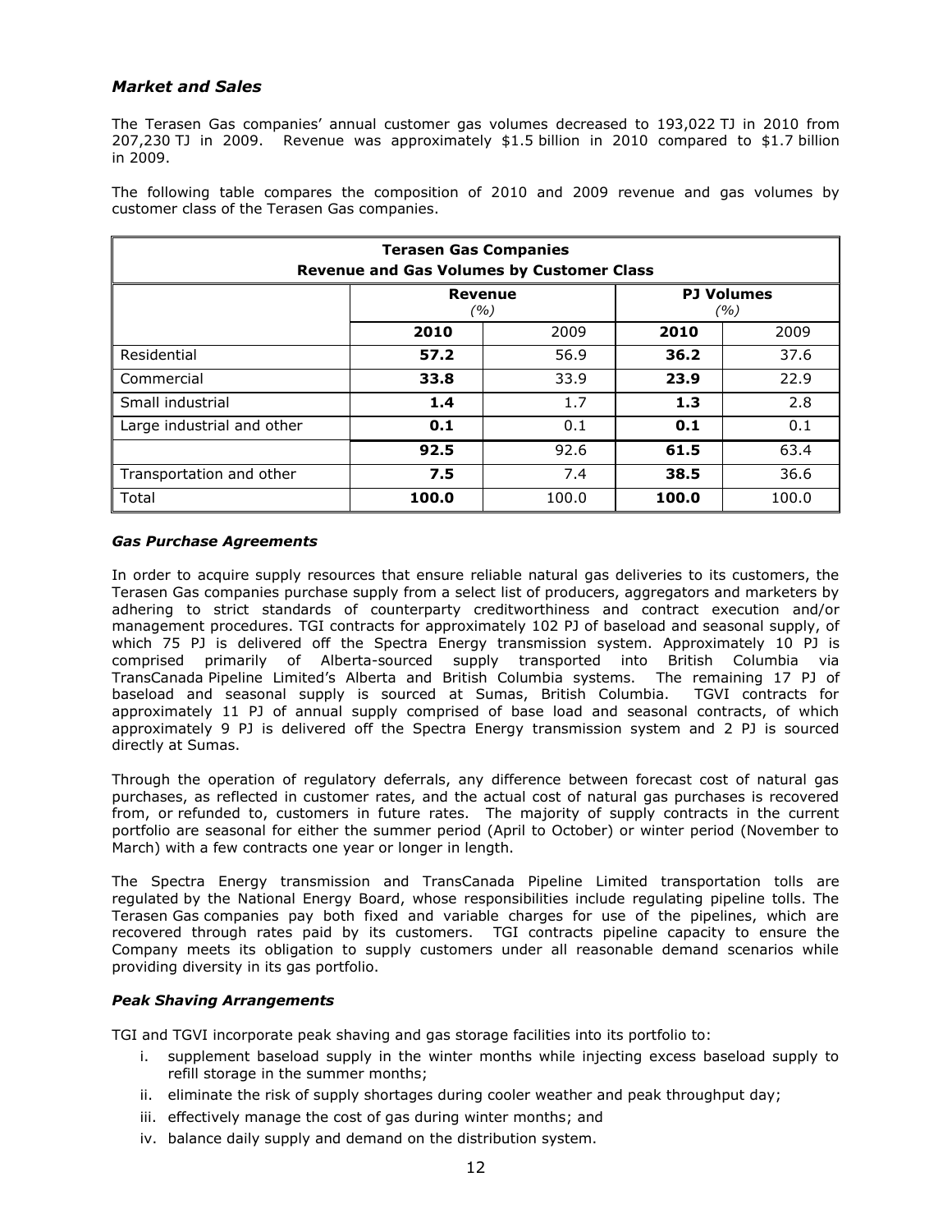### *Market and Sales*

The Terasen Gas companies' annual customer gas volumes decreased to 193,022 TJ in 2010 from 207,230 TJ in 2009. Revenue was approximately $1.5 billion in 2010 compared to $1.7 billion in 2009.

The following table compares the composition of 2010 and 2009 revenue and gas volumes by customer class of the Terasen Gas companies.

| **Terasen Gas Companies<br>Revenue and Gas Volumes by Customer Class** | | | | |
|---|---|---|---|---|
| | **Revenue** *(%)* | | **PJ Volumes** *(%)* | |
| | **2010** | 2009 | **2010** | 2009 |
| Residential | **57.2** | 56.9 | **36.2** | 37.6 |
| Commercial | **33.8** | 33.9 | **23.9** | 22.9 |
| Small industrial | **1.4** | 1.7 | **1.3** | 2.8 |
| Large industrial and other | **0.1** | 0.1 | **0.1** | 0.1 |
| | **92.5** | 92.6 | **61.5** | 63.4 |
| Transportation and other | **7.5** | 7.4 | **38.5** | 36.6 |
| Total | **100.0** | 100.0 | **100.0** | 100.0 |

#### *Gas Purchase Agreements*

In order to acquire supply resources that ensure reliable natural gas deliveries to its customers, the Terasen Gas companies purchase supply from a select list of producers, aggregators and marketers by adhering to strict standards of counterparty creditworthiness and contract execution and/or management procedures. TGI contracts for approximately 102 PJ of baseload and seasonal supply, of which 75 PJ is delivered off the Spectra Energy transmission system. Approximately 10 PJ is comprised primarily of Alberta-sourced supply transported into British Columbia via TransCanada Pipeline Limited's Alberta and British Columbia systems. The remaining 17 PJ of baseload and seasonal supply is sourced at Sumas, British Columbia. TGVI contracts for approximately 11 PJ of annual supply comprised of base load and seasonal contracts, of which approximately 9 PJ is delivered off the Spectra Energy transmission system and 2 PJ is sourced directly at Sumas.

Through the operation of regulatory deferrals, any difference between forecast cost of natural gas purchases, as reflected in customer rates, and the actual cost of natural gas purchases is recovered from, or refunded to, customers in future rates. The majority of supply contracts in the current portfolio are seasonal for either the summer period (April to October) or winter period (November to March) with a few contracts one year or longer in length.

The Spectra Energy transmission and TransCanada Pipeline Limited transportation tolls are regulated by the National Energy Board, whose responsibilities include regulating pipeline tolls. The Terasen Gas companies pay both fixed and variable charges for use of the pipelines, which are recovered through rates paid by its customers. TGI contracts pipeline capacity to ensure the Company meets its obligation to supply customers under all reasonable demand scenarios while providing diversity in its gas portfolio.

#### *Peak Shaving Arrangements*

TGI and TGVI incorporate peak shaving and gas storage facilities into its portfolio to:

i. supplement baseload supply in the winter months while injecting excess baseload supply to refill storage in the summer months;
ii. eliminate the risk of supply shortages during cooler weather and peak throughput day;
iii. effectively manage the cost of gas during winter months; and
iv. balance daily supply and demand on the distribution system.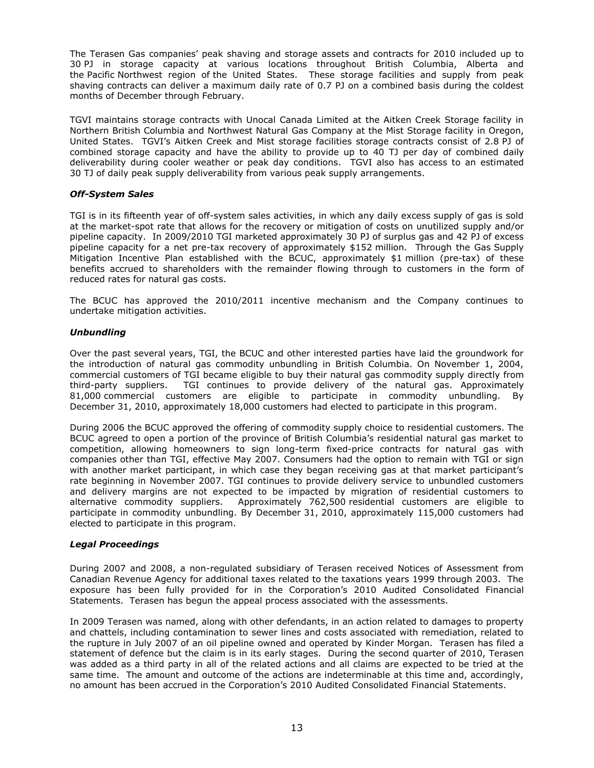The Terasen Gas companies' peak shaving and storage assets and contracts for 2010 included up to 30 PJ in storage capacity at various locations throughout British Columbia, Alberta and the Pacific Northwest region of the United States. These storage facilities and supply from peak shaving contracts can deliver a maximum daily rate of 0.7 PJ on a combined basis during the coldest months of December through February.

TGVI maintains storage contracts with Unocal Canada Limited at the Aitken Creek Storage facility in Northern British Columbia and Northwest Natural Gas Company at the Mist Storage facility in Oregon, United States. TGVI's Aitken Creek and Mist storage facilities storage contracts consist of 2.8 PJ of combined storage capacity and have the ability to provide up to 40 TJ per day of combined daily deliverability during cooler weather or peak day conditions. TGVI also has access to an estimated 30 TJ of daily peak supply deliverability from various peak supply arrangements.

### *Off-System Sales*

TGI is in its fifteenth year of off-system sales activities, in which any daily excess supply of gas is sold at the market-spot rate that allows for the recovery or mitigation of costs on unutilized supply and/or pipeline capacity. In 2009/2010 TGI marketed approximately 30 PJ of surplus gas and 42 PJ of excess pipeline capacity for a net pre-tax recovery of approximately $152 million. Through the Gas Supply Mitigation Incentive Plan established with the BCUC, approximately $1 million (pre-tax) of these benefits accrued to shareholders with the remainder flowing through to customers in the form of reduced rates for natural gas costs.

The BCUC has approved the 2010/2011 incentive mechanism and the Company continues to undertake mitigation activities.

### *Unbundling*

Over the past several years, TGI, the BCUC and other interested parties have laid the groundwork for the introduction of natural gas commodity unbundling in British Columbia. On November 1, 2004, commercial customers of TGI became eligible to buy their natural gas commodity supply directly from third-party suppliers. TGI continues to provide delivery of the natural gas. Approximately 81,000 commercial customers are eligible to participate in commodity unbundling. By December 31, 2010, approximately 18,000 customers had elected to participate in this program.

During 2006 the BCUC approved the offering of commodity supply choice to residential customers. The BCUC agreed to open a portion of the province of British Columbia's residential natural gas market to competition, allowing homeowners to sign long-term fixed-price contracts for natural gas with companies other than TGI, effective May 2007. Consumers had the option to remain with TGI or sign with another market participant, in which case they began receiving gas at that market participant's rate beginning in November 2007. TGI continues to provide delivery service to unbundled customers and delivery margins are not expected to be impacted by migration of residential customers to alternative commodity suppliers. Approximately 762,500 residential customers are eligible to participate in commodity unbundling. By December 31, 2010, approximately 115,000 customers had elected to participate in this program.

### *Legal Proceedings*

During 2007 and 2008, a non-regulated subsidiary of Terasen received Notices of Assessment from Canadian Revenue Agency for additional taxes related to the taxations years 1999 through 2003. The exposure has been fully provided for in the Corporation's 2010 Audited Consolidated Financial Statements. Terasen has begun the appeal process associated with the assessments.

In 2009 Terasen was named, along with other defendants, in an action related to damages to property and chattels, including contamination to sewer lines and costs associated with remediation, related to the rupture in July 2007 of an oil pipeline owned and operated by Kinder Morgan. Terasen has filed a statement of defence but the claim is in its early stages. During the second quarter of 2010, Terasen was added as a third party in all of the related actions and all claims are expected to be tried at the same time. The amount and outcome of the actions are indeterminable at this time and, accordingly, no amount has been accrued in the Corporation's 2010 Audited Consolidated Financial Statements.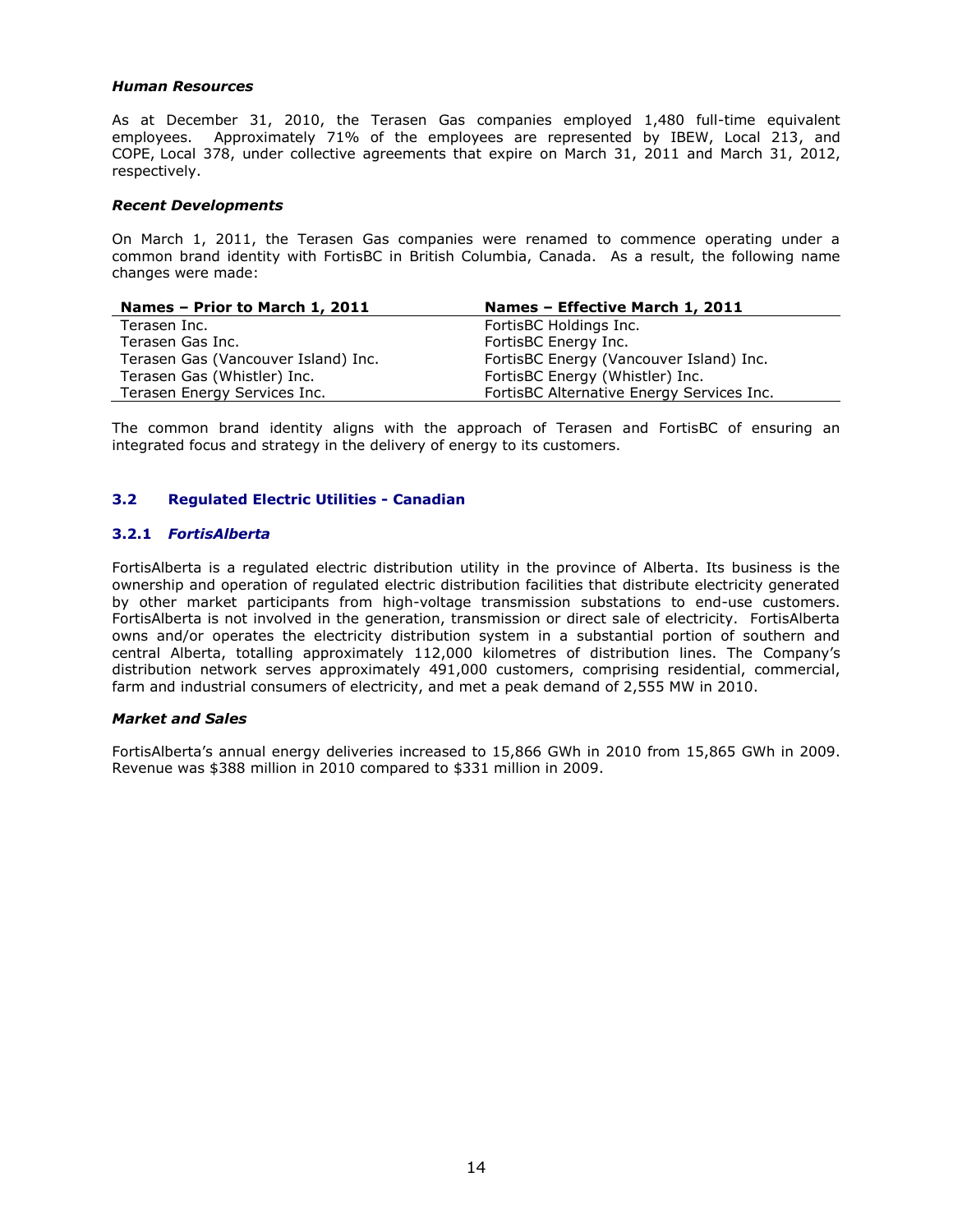***Human Resources***

As at December 31, 2010, the Terasen Gas companies employed 1,480 full-time equivalent employees. Approximately 71% of the employees are represented by IBEW, Local 213, and COPE, Local 378, under collective agreements that expire on March 31, 2011 and March 31, 2012, respectively.

***Recent Developments***

On March 1, 2011, the Terasen Gas companies were renamed to commence operating under a common brand identity with FortisBC in British Columbia, Canada. As a result, the following name changes were made:

| Names – Prior to March 1, 2011 | Names – Effective March 1, 2011 |
|---|---|
| Terasen Inc. | FortisBC Holdings Inc. |
| Terasen Gas Inc. | FortisBC Energy Inc. |
| Terasen Gas (Vancouver Island) Inc. | FortisBC Energy (Vancouver Island) Inc. |
| Terasen Gas (Whistler) Inc. | FortisBC Energy (Whistler) Inc. |
| Terasen Energy Services Inc. | FortisBC Alternative Energy Services Inc. |

The common brand identity aligns with the approach of Terasen and FortisBC of ensuring an integrated focus and strategy in the delivery of energy to its customers.

## 3.2 Regulated Electric Utilities - Canadian

### 3.2.1 *FortisAlberta*

FortisAlberta is a regulated electric distribution utility in the province of Alberta. Its business is the ownership and operation of regulated electric distribution facilities that distribute electricity generated by other market participants from high-voltage transmission substations to end-use customers. FortisAlberta is not involved in the generation, transmission or direct sale of electricity. FortisAlberta owns and/or operates the electricity distribution system in a substantial portion of southern and central Alberta, totalling approximately 112,000 kilometres of distribution lines. The Company's distribution network serves approximately 491,000 customers, comprising residential, commercial, farm and industrial consumers of electricity, and met a peak demand of 2,555 MW in 2010.

***Market and Sales***

FortisAlberta's annual energy deliveries increased to 15,866 GWh in 2010 from 15,865 GWh in 2009. Revenue was $388 million in 2010 compared to $331 million in 2009.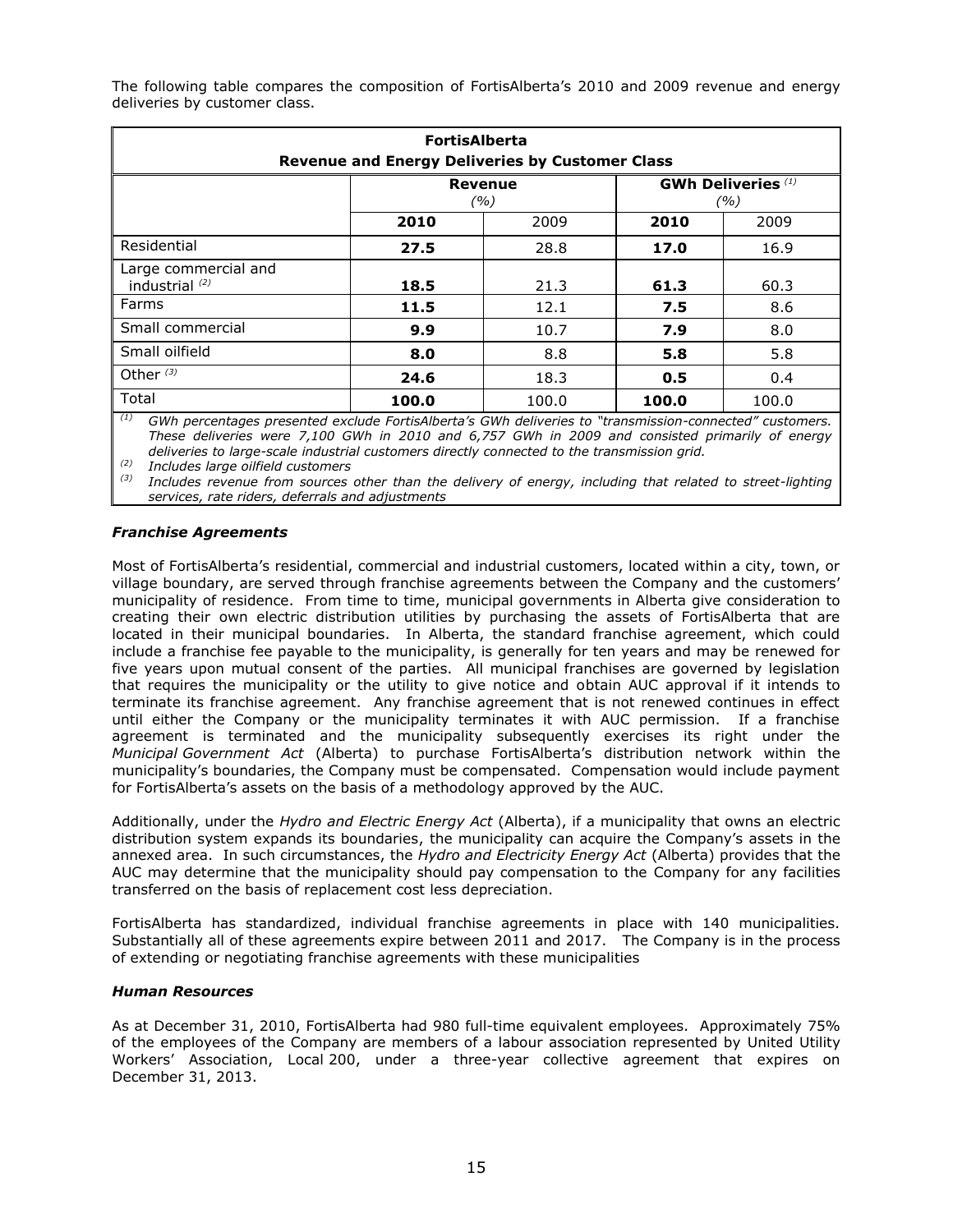The following table compares the composition of FortisAlberta's 2010 and 2009 revenue and energy deliveries by customer class.

| FortisAlberta Revenue and Energy Deliveries by Customer Class | | | | |
|---|---|---|---|---|
| | Revenue (%) | | GWh Deliveries [(1)] (%) | |
| | **2010** | 2009 | **2010** | 2009 |
| Residential | **27.5** | 28.8 | **17.0** | 16.9 |
| Large commercial and industrial [(2)] | **18.5** | 21.3 | **61.3** | 60.3 |
| Farms | **11.5** | 12.1 | **7.5** | 8.6 |
| Small commercial | **9.9** | 10.7 | **7.9** | 8.0 |
| Small oilfield | **8.0** | 8.8 | **5.8** | 5.8 |
| Other [(3)] | **24.6** | 18.3 | **0.5** | 0.4 |
| Total | **100.0** | 100.0 | **100.0** | 100.0 |

*(1) GWh percentages presented exclude FortisAlberta's GWh deliveries to "transmission-connected" customers. These deliveries were 7,100 GWh in 2010 and 6,757 GWh in 2009 and consisted primarily of energy deliveries to large-scale industrial customers directly connected to the transmission grid.*

*(2) Includes large oilfield customers*

*(3) Includes revenue from sources other than the delivery of energy, including that related to street-lighting services, rate riders, deferrals and adjustments*

### *Franchise Agreements*

Most of FortisAlberta's residential, commercial and industrial customers, located within a city, town, or village boundary, are served through franchise agreements between the Company and the customers' municipality of residence. From time to time, municipal governments in Alberta give consideration to creating their own electric distribution utilities by purchasing the assets of FortisAlberta that are located in their municipal boundaries. In Alberta, the standard franchise agreement, which could include a franchise fee payable to the municipality, is generally for ten years and may be renewed for five years upon mutual consent of the parties. All municipal franchises are governed by legislation that requires the municipality or the utility to give notice and obtain AUC approval if it intends to terminate its franchise agreement. Any franchise agreement that is not renewed continues in effect until either the Company or the municipality terminates it with AUC permission. If a franchise agreement is terminated and the municipality subsequently exercises its right under the *Municipal Government Act* (Alberta) to purchase FortisAlberta's distribution network within the municipality's boundaries, the Company must be compensated. Compensation would include payment for FortisAlberta's assets on the basis of a methodology approved by the AUC.

Additionally, under the *Hydro and Electric Energy Act* (Alberta), if a municipality that owns an electric distribution system expands its boundaries, the municipality can acquire the Company's assets in the annexed area. In such circumstances, the *Hydro and Electricity Energy Act* (Alberta) provides that the AUC may determine that the municipality should pay compensation to the Company for any facilities transferred on the basis of replacement cost less depreciation.

FortisAlberta has standardized, individual franchise agreements in place with 140 municipalities. Substantially all of these agreements expire between 2011 and 2017. The Company is in the process of extending or negotiating franchise agreements with these municipalities

### *Human Resources*

As at December 31, 2010, FortisAlberta had 980 full-time equivalent employees. Approximately 75% of the employees of the Company are members of a labour association represented by United Utility Workers' Association, Local 200, under a three-year collective agreement that expires on December 31, 2013.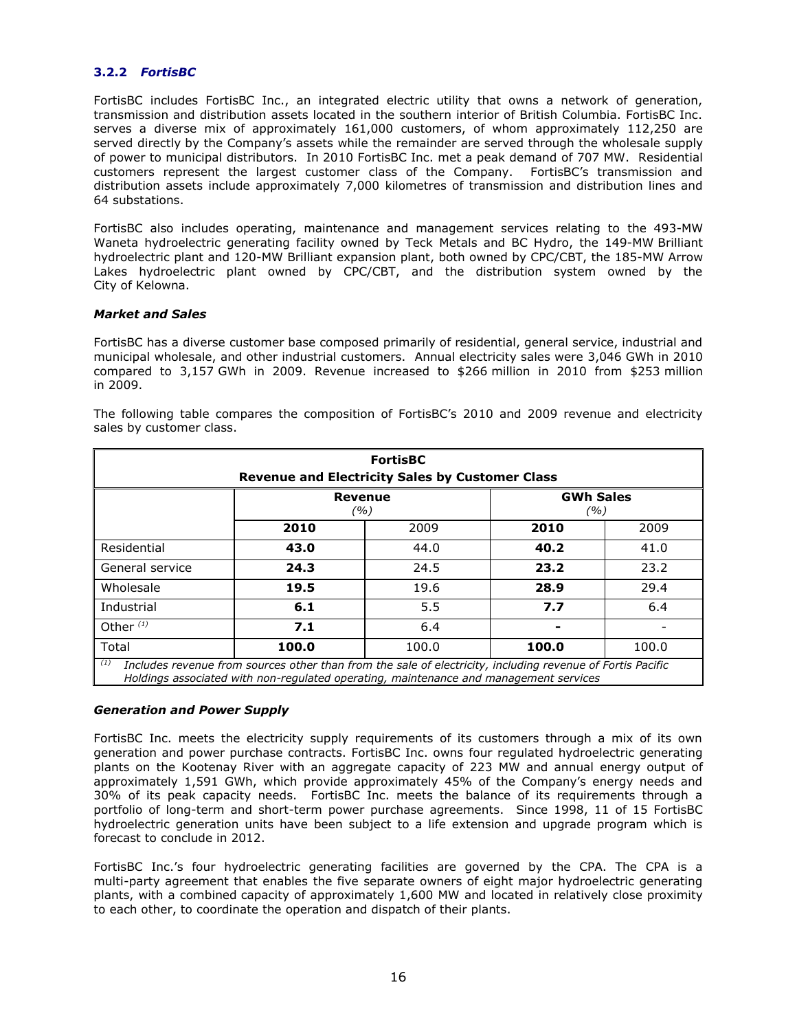### 3.2.2 *FortisBC*

FortisBC includes FortisBC Inc., an integrated electric utility that owns a network of generation, transmission and distribution assets located in the southern interior of British Columbia. FortisBC Inc. serves a diverse mix of approximately 161,000 customers, of whom approximately 112,250 are served directly by the Company's assets while the remainder are served through the wholesale supply of power to municipal distributors. In 2010 FortisBC Inc. met a peak demand of 707 MW. Residential customers represent the largest customer class of the Company. FortisBC's transmission and distribution assets include approximately 7,000 kilometres of transmission and distribution lines and 64 substations.

FortisBC also includes operating, maintenance and management services relating to the 493-MW Waneta hydroelectric generating facility owned by Teck Metals and BC Hydro, the 149-MW Brilliant hydroelectric plant and 120-MW Brilliant expansion plant, both owned by CPC/CBT, the 185-MW Arrow Lakes hydroelectric plant owned by CPC/CBT, and the distribution system owned by the City of Kelowna.

***Market and Sales***

FortisBC has a diverse customer base composed primarily of residential, general service, industrial and municipal wholesale, and other industrial customers. Annual electricity sales were 3,046 GWh in 2010 compared to 3,157 GWh in 2009. Revenue increased to $266 million in 2010 from $253 million in 2009.

The following table compares the composition of FortisBC's 2010 and 2009 revenue and electricity sales by customer class.

**FortisBC**
**Revenue and Electricity Sales by Customer Class**

| | Revenue (%) | | GWh Sales (%) | |
|---|---|---|---|---|
| | **2010** | 2009 | **2010** | 2009 |
| Residential | **43.0** | 44.0 | **40.2** | 41.0 |
| General service | **24.3** | 24.5 | **23.2** | 23.2 |
| Wholesale | **19.5** | 19.6 | **28.9** | 29.4 |
| Industrial | **6.1** | 5.5 | **7.7** | 6.4 |
| Other [(1)] | **7.1** | 6.4 | **-** | - |
| Total | **100.0** | 100.0 | **100.0** | 100.0 |

[(1)] *Includes revenue from sources other than from the sale of electricity, including revenue of Fortis Pacific Holdings associated with non-regulated operating, maintenance and management services*

***Generation and Power Supply***

FortisBC Inc. meets the electricity supply requirements of its customers through a mix of its own generation and power purchase contracts. FortisBC Inc. owns four regulated hydroelectric generating plants on the Kootenay River with an aggregate capacity of 223 MW and annual energy output of approximately 1,591 GWh, which provide approximately 45% of the Company's energy needs and 30% of its peak capacity needs. FortisBC Inc. meets the balance of its requirements through a portfolio of long-term and short-term power purchase agreements. Since 1998, 11 of 15 FortisBC hydroelectric generation units have been subject to a life extension and upgrade program which is forecast to conclude in 2012.

FortisBC Inc.'s four hydroelectric generating facilities are governed by the CPA. The CPA is a multi-party agreement that enables the five separate owners of eight major hydroelectric generating plants, with a combined capacity of approximately 1,600 MW and located in relatively close proximity to each other, to coordinate the operation and dispatch of their plants.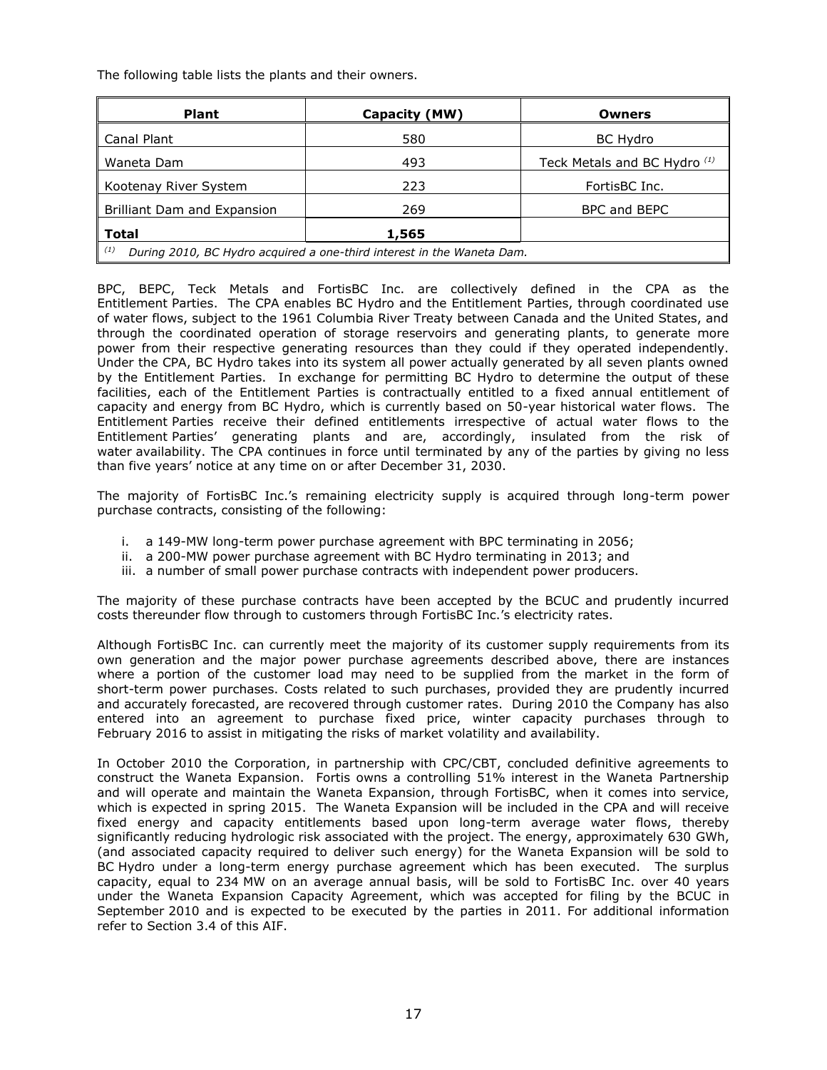The following table lists the plants and their owners.

| Plant | Capacity (MW) | Owners |
| --- | --- | --- |
| Canal Plant | 580 | BC Hydro |
| Waneta Dam | 493 | Teck Metals and BC Hydro [(1)] |
| Kootenay River System | 223 | FortisBC Inc. |
| Brilliant Dam and Expansion | 269 | BPC and BEPC |
| **Total** | **1,565** | |

[(1)] *During 2010, BC Hydro acquired a one-third interest in the Waneta Dam.*

BPC, BEPC, Teck Metals and FortisBC Inc. are collectively defined in the CPA as the Entitlement Parties. The CPA enables BC Hydro and the Entitlement Parties, through coordinated use of water flows, subject to the 1961 Columbia River Treaty between Canada and the United States, and through the coordinated operation of storage reservoirs and generating plants, to generate more power from their respective generating resources than they could if they operated independently. Under the CPA, BC Hydro takes into its system all power actually generated by all seven plants owned by the Entitlement Parties. In exchange for permitting BC Hydro to determine the output of these facilities, each of the Entitlement Parties is contractually entitled to a fixed annual entitlement of capacity and energy from BC Hydro, which is currently based on 50-year historical water flows. The Entitlement Parties receive their defined entitlements irrespective of actual water flows to the Entitlement Parties' generating plants and are, accordingly, insulated from the risk of water availability. The CPA continues in force until terminated by any of the parties by giving no less than five years' notice at any time on or after December 31, 2030.

The majority of FortisBC Inc.'s remaining electricity supply is acquired through long-term power purchase contracts, consisting of the following:

i. a 149-MW long-term power purchase agreement with BPC terminating in 2056;
ii. a 200-MW power purchase agreement with BC Hydro terminating in 2013; and
iii. a number of small power purchase contracts with independent power producers.

The majority of these purchase contracts have been accepted by the BCUC and prudently incurred costs thereunder flow through to customers through FortisBC Inc.'s electricity rates.

Although FortisBC Inc. can currently meet the majority of its customer supply requirements from its own generation and the major power purchase agreements described above, there are instances where a portion of the customer load may need to be supplied from the market in the form of short-term power purchases. Costs related to such purchases, provided they are prudently incurred and accurately forecasted, are recovered through customer rates. During 2010 the Company has also entered into an agreement to purchase fixed price, winter capacity purchases through to February 2016 to assist in mitigating the risks of market volatility and availability.

In October 2010 the Corporation, in partnership with CPC/CBT, concluded definitive agreements to construct the Waneta Expansion. Fortis owns a controlling 51% interest in the Waneta Partnership and will operate and maintain the Waneta Expansion, through FortisBC, when it comes into service, which is expected in spring 2015. The Waneta Expansion will be included in the CPA and will receive fixed energy and capacity entitlements based upon long-term average water flows, thereby significantly reducing hydrologic risk associated with the project. The energy, approximately 630 GWh, (and associated capacity required to deliver such energy) for the Waneta Expansion will be sold to BC Hydro under a long-term energy purchase agreement which has been executed. The surplus capacity, equal to 234 MW on an average annual basis, will be sold to FortisBC Inc. over 40 years under the Waneta Expansion Capacity Agreement, which was accepted for filing by the BCUC in September 2010 and is expected to be executed by the parties in 2011. For additional information refer to Section 3.4 of this AIF.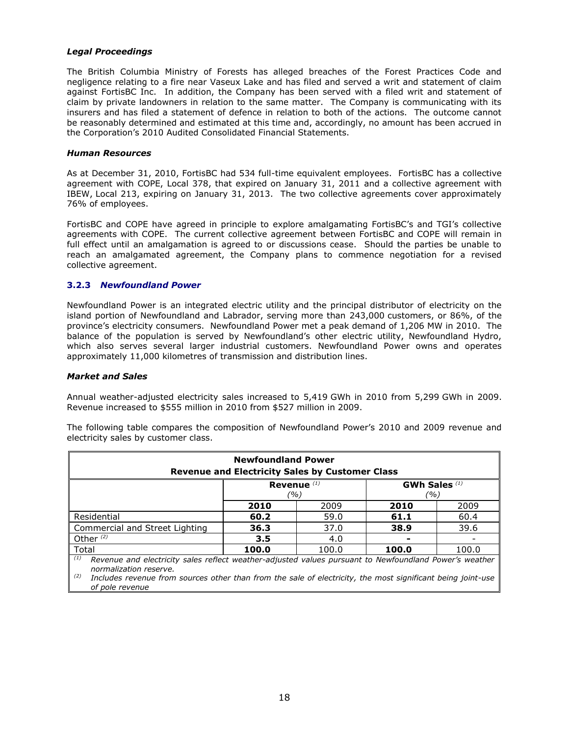***Legal Proceedings***

The British Columbia Ministry of Forests has alleged breaches of the Forest Practices Code and negligence relating to a fire near Vaseux Lake and has filed and served a writ and statement of claim against FortisBC Inc. In addition, the Company has been served with a filed writ and statement of claim by private landowners in relation to the same matter. The Company is communicating with its insurers and has filed a statement of defence in relation to both of the actions. The outcome cannot be reasonably determined and estimated at this time and, accordingly, no amount has been accrued in the Corporation's 2010 Audited Consolidated Financial Statements.

***Human Resources***

As at December 31, 2010, FortisBC had 534 full-time equivalent employees. FortisBC has a collective agreement with COPE, Local 378, that expired on January 31, 2011 and a collective agreement with IBEW, Local 213, expiring on January 31, 2013. The two collective agreements cover approximately 76% of employees.

FortisBC and COPE have agreed in principle to explore amalgamating FortisBC's and TGI's collective agreements with COPE. The current collective agreement between FortisBC and COPE will remain in full effect until an amalgamation is agreed to or discussions cease. Should the parties be unable to reach an amalgamated agreement, the Company plans to commence negotiation for a revised collective agreement.

### 3.2.3 *Newfoundland Power*

Newfoundland Power is an integrated electric utility and the principal distributor of electricity on the island portion of Newfoundland and Labrador, serving more than 243,000 customers, or 86%, of the province's electricity consumers. Newfoundland Power met a peak demand of 1,206 MW in 2010. The balance of the population is served by Newfoundland's other electric utility, Newfoundland Hydro, which also serves several larger industrial customers. Newfoundland Power owns and operates approximately 11,000 kilometres of transmission and distribution lines.

***Market and Sales***

Annual weather-adjusted electricity sales increased to 5,419 GWh in 2010 from 5,299 GWh in 2009. Revenue increased to $555 million in 2010 from $527 million in 2009.

The following table compares the composition of Newfoundland Power's 2010 and 2009 revenue and electricity sales by customer class.

**Newfoundland Power**
**Revenue and Electricity Sales by Customer Class**

| | **Revenue** [(1)] *(%)* | | **GWh Sales** [(1)] *(%)* | |
|---|---|---|---|---|
| | **2010** | 2009 | **2010** | 2009 |
| Residential | **60.2** | 59.0 | **61.1** | 60.4 |
| Commercial and Street Lighting | **36.3** | 37.0 | **38.9** | 39.6 |
| Other [(2)] | **3.5** | 4.0 | **-** | - |
| Total | **100.0** | 100.0 | **100.0** | 100.0 |

[(1)] *Revenue and electricity sales reflect weather-adjusted values pursuant to Newfoundland Power's weather normalization reserve.*

[(2)] *Includes revenue from sources other than from the sale of electricity, the most significant being joint-use of pole revenue*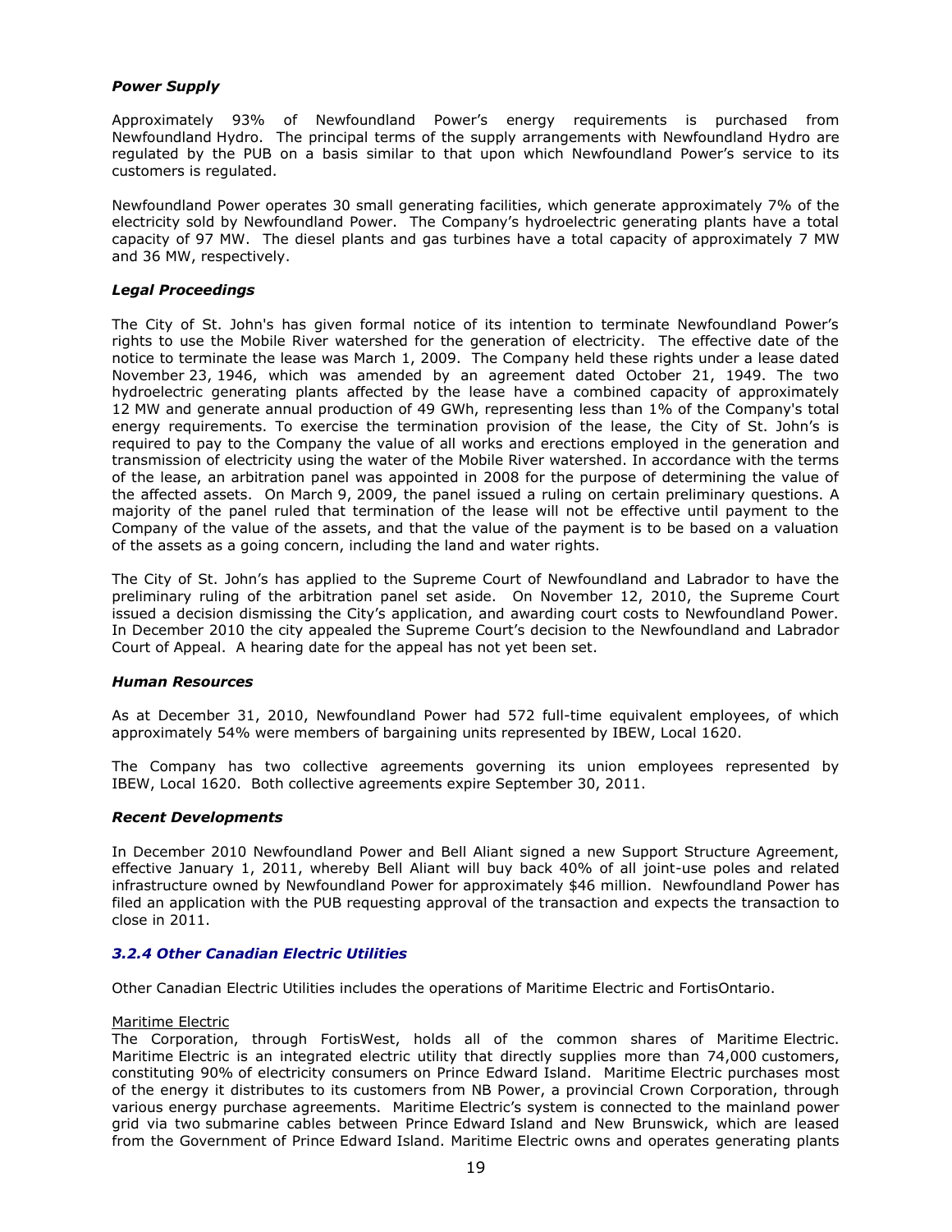***Power Supply***

Approximately 93% of Newfoundland Power's energy requirements is purchased from Newfoundland Hydro. The principal terms of the supply arrangements with Newfoundland Hydro are regulated by the PUB on a basis similar to that upon which Newfoundland Power's service to its customers is regulated.

Newfoundland Power operates 30 small generating facilities, which generate approximately 7% of the electricity sold by Newfoundland Power. The Company's hydroelectric generating plants have a total capacity of 97 MW. The diesel plants and gas turbines have a total capacity of approximately 7 MW and 36 MW, respectively.

***Legal Proceedings***

The City of St. John's has given formal notice of its intention to terminate Newfoundland Power's rights to use the Mobile River watershed for the generation of electricity. The effective date of the notice to terminate the lease was March 1, 2009. The Company held these rights under a lease dated November 23, 1946, which was amended by an agreement dated October 21, 1949. The two hydroelectric generating plants affected by the lease have a combined capacity of approximately 12 MW and generate annual production of 49 GWh, representing less than 1% of the Company's total energy requirements. To exercise the termination provision of the lease, the City of St. John's is required to pay to the Company the value of all works and erections employed in the generation and transmission of electricity using the water of the Mobile River watershed. In accordance with the terms of the lease, an arbitration panel was appointed in 2008 for the purpose of determining the value of the affected assets. On March 9, 2009, the panel issued a ruling on certain preliminary questions. A majority of the panel ruled that termination of the lease will not be effective until payment to the Company of the value of the assets, and that the value of the payment is to be based on a valuation of the assets as a going concern, including the land and water rights.

The City of St. John's has applied to the Supreme Court of Newfoundland and Labrador to have the preliminary ruling of the arbitration panel set aside. On November 12, 2010, the Supreme Court issued a decision dismissing the City's application, and awarding court costs to Newfoundland Power. In December 2010 the city appealed the Supreme Court's decision to the Newfoundland and Labrador Court of Appeal. A hearing date for the appeal has not yet been set.

***Human Resources***

As at December 31, 2010, Newfoundland Power had 572 full-time equivalent employees, of which approximately 54% were members of bargaining units represented by IBEW, Local 1620.

The Company has two collective agreements governing its union employees represented by IBEW, Local 1620. Both collective agreements expire September 30, 2011.

***Recent Developments***

In December 2010 Newfoundland Power and Bell Aliant signed a new Support Structure Agreement, effective January 1, 2011, whereby Bell Aliant will buy back 40% of all joint-use poles and related infrastructure owned by Newfoundland Power for approximately $46 million. Newfoundland Power has filed an application with the PUB requesting approval of the transaction and expects the transaction to close in 2011.

### *3.2.4 Other Canadian Electric Utilities*

Other Canadian Electric Utilities includes the operations of Maritime Electric and FortisOntario.

Maritime Electric

The Corporation, through FortisWest, holds all of the common shares of Maritime Electric. Maritime Electric is an integrated electric utility that directly supplies more than 74,000 customers, constituting 90% of electricity consumers on Prince Edward Island. Maritime Electric purchases most of the energy it distributes to its customers from NB Power, a provincial Crown Corporation, through various energy purchase agreements. Maritime Electric's system is connected to the mainland power grid via two submarine cables between Prince Edward Island and New Brunswick, which are leased from the Government of Prince Edward Island. Maritime Electric owns and operates generating plants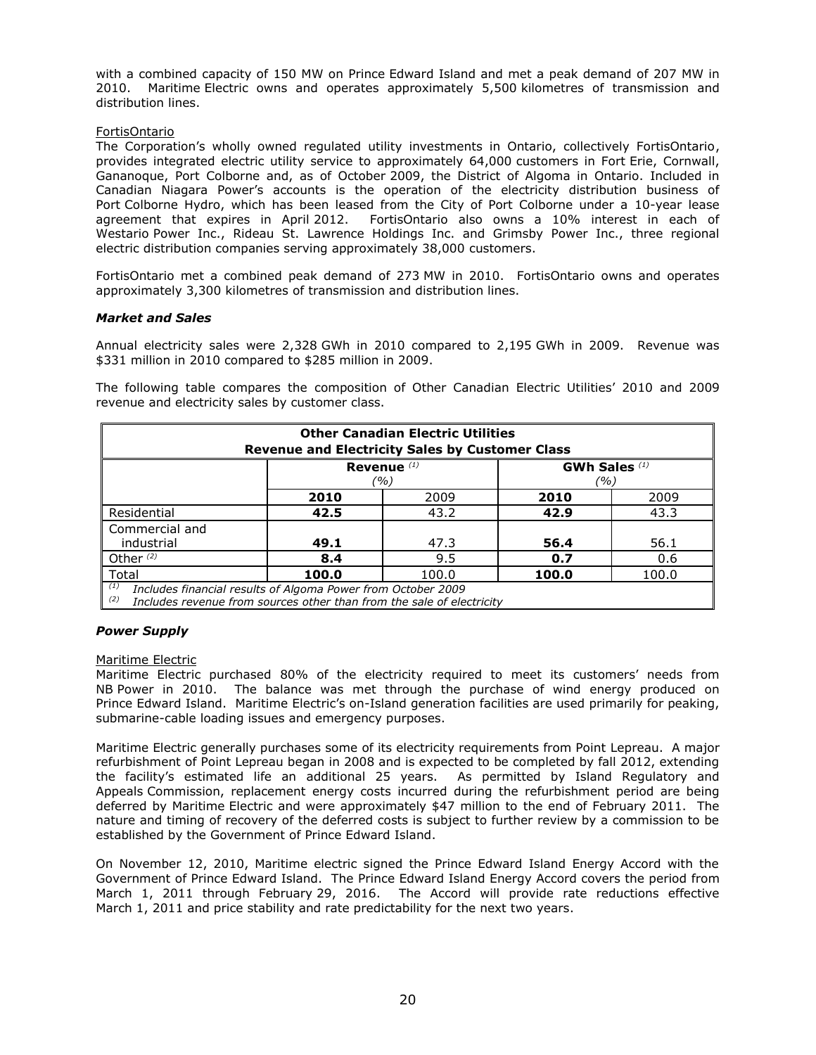with a combined capacity of 150 MW on Prince Edward Island and met a peak demand of 207 MW in 2010. Maritime Electric owns and operates approximately 5,500 kilometres of transmission and distribution lines.

FortisOntario

The Corporation's wholly owned regulated utility investments in Ontario, collectively FortisOntario, provides integrated electric utility service to approximately 64,000 customers in Fort Erie, Cornwall, Gananoque, Port Colborne and, as of October 2009, the District of Algoma in Ontario. Included in Canadian Niagara Power's accounts is the operation of the electricity distribution business of Port Colborne Hydro, which has been leased from the City of Port Colborne under a 10-year lease agreement that expires in April 2012. FortisOntario also owns a 10% interest in each of Westario Power Inc., Rideau St. Lawrence Holdings Inc. and Grimsby Power Inc., three regional electric distribution companies serving approximately 38,000 customers.

FortisOntario met a combined peak demand of 273 MW in 2010. FortisOntario owns and operates approximately 3,300 kilometres of transmission and distribution lines.

***Market and Sales***

Annual electricity sales were 2,328 GWh in 2010 compared to 2,195 GWh in 2009. Revenue was $331 million in 2010 compared to $285 million in 2009.

The following table compares the composition of Other Canadian Electric Utilities' 2010 and 2009 revenue and electricity sales by customer class.

**Other Canadian Electric Utilities**
**Revenue and Electricity Sales by Customer Class**

| | **Revenue** (1) (%) | | **GWh Sales** (1) (%) | |
|---|---|---|---|---|
| | **2010** | 2009 | **2010** | 2009 |
| Residential | **42.5** | 43.2 | **42.9** | 43.3 |
| Commercial and industrial | **49.1** | 47.3 | **56.4** | 56.1 |
| Other (2) | **8.4** | 9.5 | **0.7** | 0.6 |
| Total | **100.0** | 100.0 | **100.0** | 100.0 |

(1) *Includes financial results of Algoma Power from October 2009*
(2) *Includes revenue from sources other than from the sale of electricity*

***Power Supply***

Maritime Electric

Maritime Electric purchased 80% of the electricity required to meet its customers' needs from NB Power in 2010. The balance was met through the purchase of wind energy produced on Prince Edward Island. Maritime Electric's on-Island generation facilities are used primarily for peaking, submarine-cable loading issues and emergency purposes.

Maritime Electric generally purchases some of its electricity requirements from Point Lepreau. A major refurbishment of Point Lepreau began in 2008 and is expected to be completed by fall 2012, extending the facility's estimated life an additional 25 years. As permitted by Island Regulatory and Appeals Commission, replacement energy costs incurred during the refurbishment period are being deferred by Maritime Electric and were approximately $47 million to the end of February 2011. The nature and timing of recovery of the deferred costs is subject to further review by a commission to be established by the Government of Prince Edward Island.

On November 12, 2010, Maritime electric signed the Prince Edward Island Energy Accord with the Government of Prince Edward Island. The Prince Edward Island Energy Accord covers the period from March 1, 2011 through February 29, 2016. The Accord will provide rate reductions effective March 1, 2011 and price stability and rate predictability for the next two years.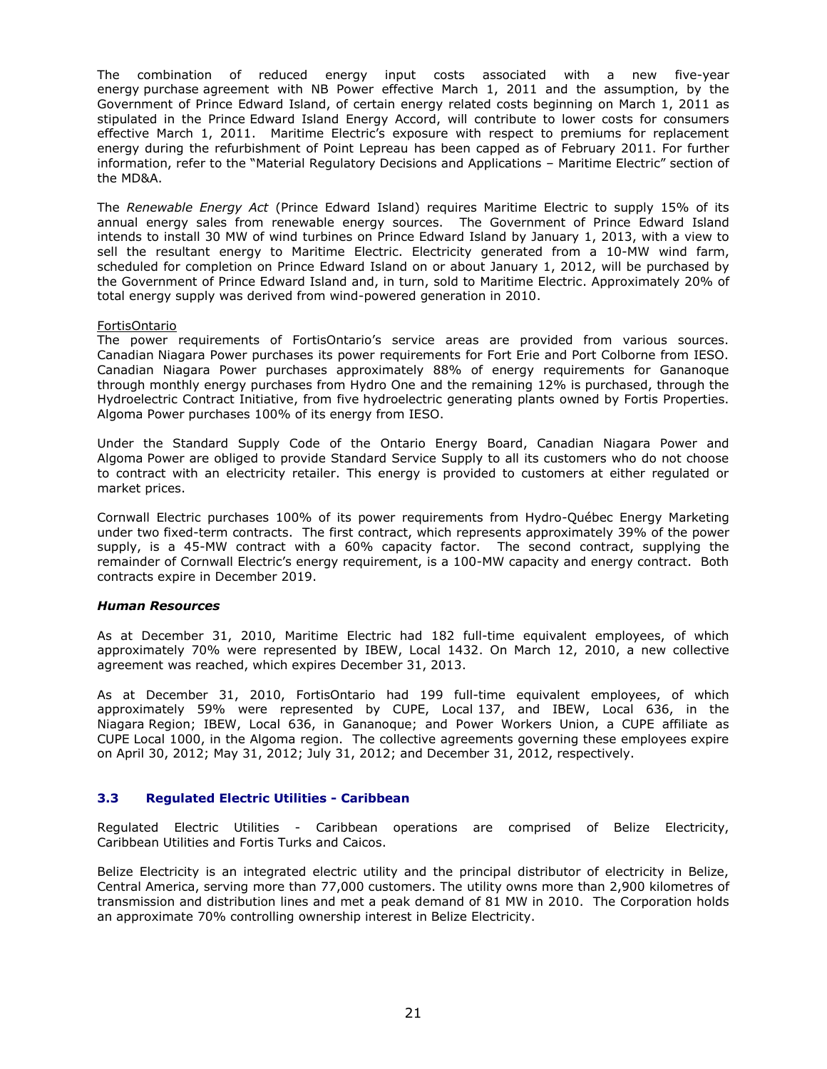The combination of reduced energy input costs associated with a new five-year energy purchase agreement with NB Power effective March 1, 2011 and the assumption, by the Government of Prince Edward Island, of certain energy related costs beginning on March 1, 2011 as stipulated in the Prince Edward Island Energy Accord, will contribute to lower costs for consumers effective March 1, 2011. Maritime Electric's exposure with respect to premiums for replacement energy during the refurbishment of Point Lepreau has been capped as of February 2011. For further information, refer to the "Material Regulatory Decisions and Applications – Maritime Electric" section of the MD&A.

The *Renewable Energy Act* (Prince Edward Island) requires Maritime Electric to supply 15% of its annual energy sales from renewable energy sources. The Government of Prince Edward Island intends to install 30 MW of wind turbines on Prince Edward Island by January 1, 2013, with a view to sell the resultant energy to Maritime Electric. Electricity generated from a 10-MW wind farm, scheduled for completion on Prince Edward Island on or about January 1, 2012, will be purchased by the Government of Prince Edward Island and, in turn, sold to Maritime Electric. Approximately 20% of total energy supply was derived from wind-powered generation in 2010.

FortisOntario

The power requirements of FortisOntario's service areas are provided from various sources. Canadian Niagara Power purchases its power requirements for Fort Erie and Port Colborne from IESO. Canadian Niagara Power purchases approximately 88% of energy requirements for Gananoque through monthly energy purchases from Hydro One and the remaining 12% is purchased, through the Hydroelectric Contract Initiative, from five hydroelectric generating plants owned by Fortis Properties. Algoma Power purchases 100% of its energy from IESO.

Under the Standard Supply Code of the Ontario Energy Board, Canadian Niagara Power and Algoma Power are obliged to provide Standard Service Supply to all its customers who do not choose to contract with an electricity retailer. This energy is provided to customers at either regulated or market prices.

Cornwall Electric purchases 100% of its power requirements from Hydro-Québec Energy Marketing under two fixed-term contracts. The first contract, which represents approximately 39% of the power supply, is a 45-MW contract with a 60% capacity factor. The second contract, supplying the remainder of Cornwall Electric's energy requirement, is a 100-MW capacity and energy contract. Both contracts expire in December 2019.

***Human Resources***

As at December 31, 2010, Maritime Electric had 182 full-time equivalent employees, of which approximately 70% were represented by IBEW, Local 1432. On March 12, 2010, a new collective agreement was reached, which expires December 31, 2013.

As at December 31, 2010, FortisOntario had 199 full-time equivalent employees, of which approximately 59% were represented by CUPE, Local 137, and IBEW, Local 636, in the Niagara Region; IBEW, Local 636, in Gananoque; and Power Workers Union, a CUPE affiliate as CUPE Local 1000, in the Algoma region. The collective agreements governing these employees expire on April 30, 2012; May 31, 2012; July 31, 2012; and December 31, 2012, respectively.

## 3.3 Regulated Electric Utilities - Caribbean

Regulated Electric Utilities - Caribbean operations are comprised of Belize Electricity, Caribbean Utilities and Fortis Turks and Caicos.

Belize Electricity is an integrated electric utility and the principal distributor of electricity in Belize, Central America, serving more than 77,000 customers. The utility owns more than 2,900 kilometres of transmission and distribution lines and met a peak demand of 81 MW in 2010. The Corporation holds an approximate 70% controlling ownership interest in Belize Electricity.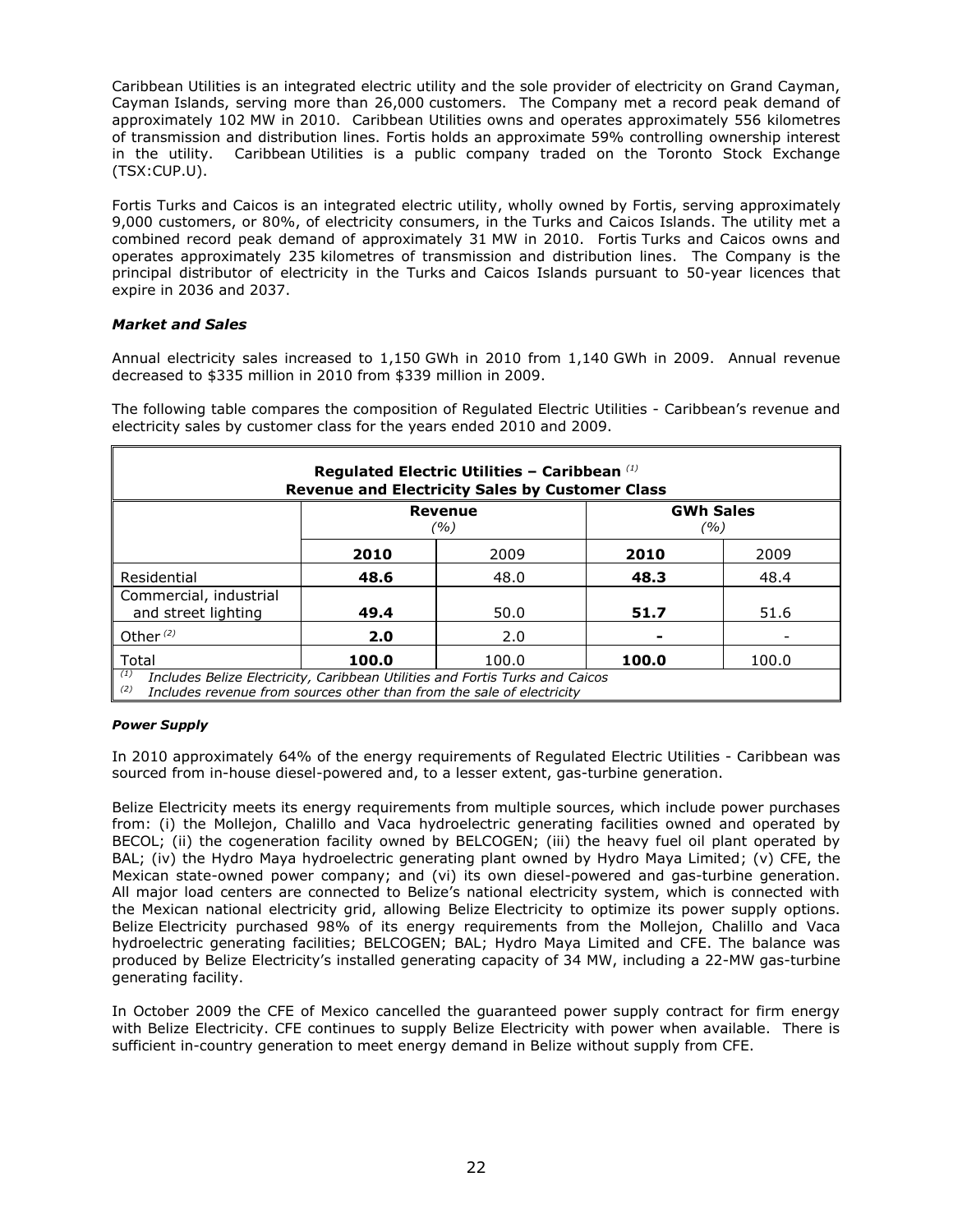Caribbean Utilities is an integrated electric utility and the sole provider of electricity on Grand Cayman, Cayman Islands, serving more than 26,000 customers. The Company met a record peak demand of approximately 102 MW in 2010. Caribbean Utilities owns and operates approximately 556 kilometres of transmission and distribution lines. Fortis holds an approximate 59% controlling ownership interest in the utility. Caribbean Utilities is a public company traded on the Toronto Stock Exchange (TSX:CUP.U).

Fortis Turks and Caicos is an integrated electric utility, wholly owned by Fortis, serving approximately 9,000 customers, or 80%, of electricity consumers, in the Turks and Caicos Islands. The utility met a combined record peak demand of approximately 31 MW in 2010. Fortis Turks and Caicos owns and operates approximately 235 kilometres of transmission and distribution lines. The Company is the principal distributor of electricity in the Turks and Caicos Islands pursuant to 50-year licences that expire in 2036 and 2037.

***Market and Sales***

Annual electricity sales increased to 1,150 GWh in 2010 from 1,140 GWh in 2009. Annual revenue decreased to $335 million in 2010 from $339 million in 2009.

The following table compares the composition of Regulated Electric Utilities - Caribbean's revenue and electricity sales by customer class for the years ended 2010 and 2009.

**Regulated Electric Utilities – Caribbean [1]**
**Revenue and Electricity Sales by Customer Class**

| | **Revenue** *(%)* | | **GWh Sales** *(%)* | |
|---|---|---|---|---|
| | **2010** | 2009 | **2010** | 2009 |
| Residential | **48.6** | 48.0 | **48.3** | 48.4 |
| Commercial, industrial and street lighting | **49.4** | 50.0 | **51.7** | 51.6 |
| Other [2] | **2.0** | 2.0 | **-** | - |
| Total | **100.0** | 100.0 | **100.0** | 100.0 |

[1] *Includes Belize Electricity, Caribbean Utilities and Fortis Turks and Caicos*
[2] *Includes revenue from sources other than from the sale of electricity*

***Power Supply***

In 2010 approximately 64% of the energy requirements of Regulated Electric Utilities - Caribbean was sourced from in-house diesel-powered and, to a lesser extent, gas-turbine generation.

Belize Electricity meets its energy requirements from multiple sources, which include power purchases from: (i) the Mollejon, Chalillo and Vaca hydroelectric generating facilities owned and operated by BECOL; (ii) the cogeneration facility owned by BELCOGEN; (iii) the heavy fuel oil plant operated by BAL; (iv) the Hydro Maya hydroelectric generating plant owned by Hydro Maya Limited; (v) CFE, the Mexican state-owned power company; and (vi) its own diesel-powered and gas-turbine generation. All major load centers are connected to Belize's national electricity system, which is connected with the Mexican national electricity grid, allowing Belize Electricity to optimize its power supply options. Belize Electricity purchased 98% of its energy requirements from the Mollejon, Chalillo and Vaca hydroelectric generating facilities; BELCOGEN; BAL; Hydro Maya Limited and CFE. The balance was produced by Belize Electricity's installed generating capacity of 34 MW, including a 22-MW gas-turbine generating facility.

In October 2009 the CFE of Mexico cancelled the guaranteed power supply contract for firm energy with Belize Electricity. CFE continues to supply Belize Electricity with power when available. There is sufficient in-country generation to meet energy demand in Belize without supply from CFE.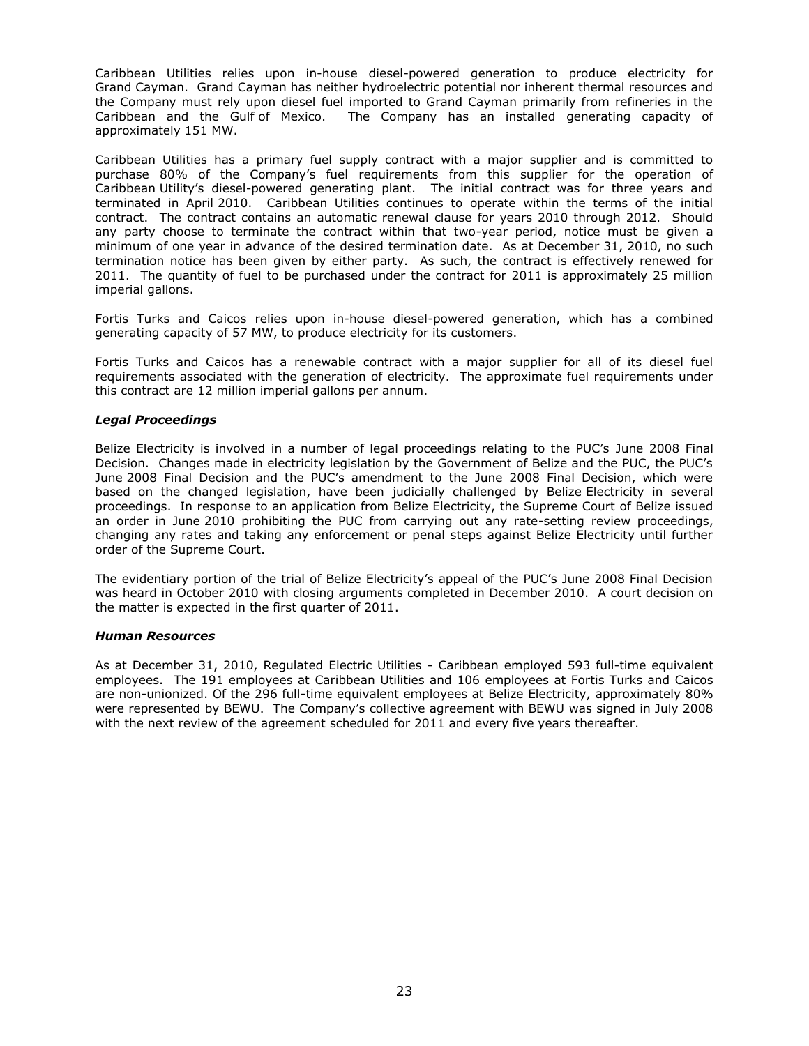Caribbean Utilities relies upon in-house diesel-powered generation to produce electricity for Grand Cayman. Grand Cayman has neither hydroelectric potential nor inherent thermal resources and the Company must rely upon diesel fuel imported to Grand Cayman primarily from refineries in the Caribbean and the Gulf of Mexico. The Company has an installed generating capacity of approximately 151 MW.

Caribbean Utilities has a primary fuel supply contract with a major supplier and is committed to purchase 80% of the Company's fuel requirements from this supplier for the operation of Caribbean Utility's diesel-powered generating plant. The initial contract was for three years and terminated in April 2010. Caribbean Utilities continues to operate within the terms of the initial contract. The contract contains an automatic renewal clause for years 2010 through 2012. Should any party choose to terminate the contract within that two-year period, notice must be given a minimum of one year in advance of the desired termination date. As at December 31, 2010, no such termination notice has been given by either party. As such, the contract is effectively renewed for 2011. The quantity of fuel to be purchased under the contract for 2011 is approximately 25 million imperial gallons.

Fortis Turks and Caicos relies upon in-house diesel-powered generation, which has a combined generating capacity of 57 MW, to produce electricity for its customers.

Fortis Turks and Caicos has a renewable contract with a major supplier for all of its diesel fuel requirements associated with the generation of electricity. The approximate fuel requirements under this contract are 12 million imperial gallons per annum.

### *Legal Proceedings*

Belize Electricity is involved in a number of legal proceedings relating to the PUC's June 2008 Final Decision. Changes made in electricity legislation by the Government of Belize and the PUC, the PUC's June 2008 Final Decision and the PUC's amendment to the June 2008 Final Decision, which were based on the changed legislation, have been judicially challenged by Belize Electricity in several proceedings. In response to an application from Belize Electricity, the Supreme Court of Belize issued an order in June 2010 prohibiting the PUC from carrying out any rate-setting review proceedings, changing any rates and taking any enforcement or penal steps against Belize Electricity until further order of the Supreme Court.

The evidentiary portion of the trial of Belize Electricity's appeal of the PUC's June 2008 Final Decision was heard in October 2010 with closing arguments completed in December 2010. A court decision on the matter is expected in the first quarter of 2011.

### *Human Resources*

As at December 31, 2010, Regulated Electric Utilities - Caribbean employed 593 full-time equivalent employees. The 191 employees at Caribbean Utilities and 106 employees at Fortis Turks and Caicos are non-unionized. Of the 296 full-time equivalent employees at Belize Electricity, approximately 80% were represented by BEWU. The Company's collective agreement with BEWU was signed in July 2008 with the next review of the agreement scheduled for 2011 and every five years thereafter.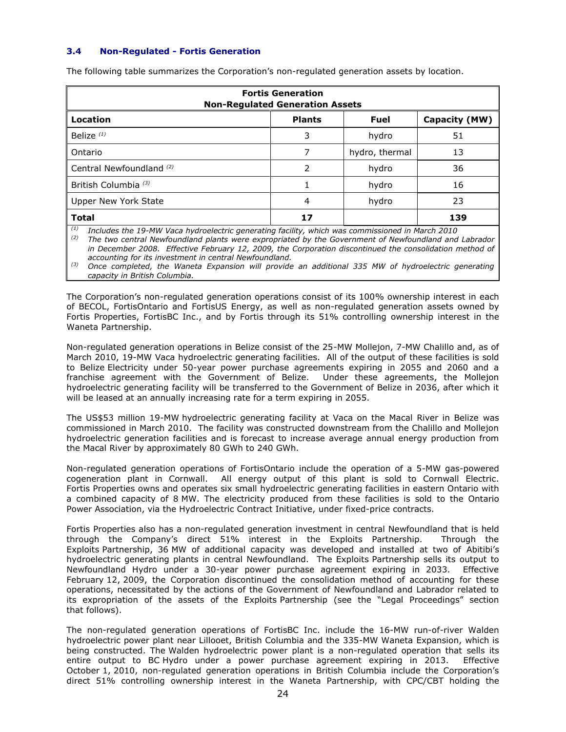### 3.4 Non-Regulated - Fortis Generation

The following table summarizes the Corporation's non-regulated generation assets by location.

| Fortis Generation<br>Non-Regulated Generation Assets | | | |
|---|---|---|---|
| **Location** | **Plants** | **Fuel** | **Capacity (MW)** |
| Belize [(1)] | 3 | hydro | 51 |
| Ontario | 7 | hydro, thermal | 13 |
| Central Newfoundland [(2)] | 2 | hydro | 36 |
| British Columbia [(3)] | 1 | hydro | 16 |
| Upper New York State | 4 | hydro | 23 |
| **Total** | **17** | | **139** |

[(1)] *Includes the 19-MW Vaca hydroelectric generating facility, which was commissioned in March 2010*
[(2)] *The two central Newfoundland plants were expropriated by the Government of Newfoundland and Labrador in December 2008. Effective February 12, 2009, the Corporation discontinued the consolidation method of accounting for its investment in central Newfoundland.*
[(3)] *Once completed, the Waneta Expansion will provide an additional 335 MW of hydroelectric generating capacity in British Columbia.*

The Corporation's non-regulated generation operations consist of its 100% ownership interest in each of BECOL, FortisOntario and FortisUS Energy, as well as non-regulated generation assets owned by Fortis Properties, FortisBC Inc., and by Fortis through its 51% controlling ownership interest in the Waneta Partnership.

Non-regulated generation operations in Belize consist of the 25-MW Mollejon, 7-MW Chalillo and, as of March 2010, 19-MW Vaca hydroelectric generating facilities. All of the output of these facilities is sold to Belize Electricity under 50-year power purchase agreements expiring in 2055 and 2060 and a franchise agreement with the Government of Belize. Under these agreements, the Mollejon hydroelectric generating facility will be transferred to the Government of Belize in 2036, after which it will be leased at an annually increasing rate for a term expiring in 2055.

The US$53 million 19-MW hydroelectric generating facility at Vaca on the Macal River in Belize was commissioned in March 2010. The facility was constructed downstream from the Chalillo and Mollejon hydroelectric generation facilities and is forecast to increase average annual energy production from the Macal River by approximately 80 GWh to 240 GWh.

Non-regulated generation operations of FortisOntario include the operation of a 5-MW gas-powered cogeneration plant in Cornwall. All energy output of this plant is sold to Cornwall Electric. Fortis Properties owns and operates six small hydroelectric generating facilities in eastern Ontario with a combined capacity of 8 MW. The electricity produced from these facilities is sold to the Ontario Power Association, via the Hydroelectric Contract Initiative, under fixed-price contracts.

Fortis Properties also has a non-regulated generation investment in central Newfoundland that is held through the Company's direct 51% interest in the Exploits Partnership. Through the Exploits Partnership, 36 MW of additional capacity was developed and installed at two of Abitibi's hydroelectric generating plants in central Newfoundland. The Exploits Partnership sells its output to Newfoundland Hydro under a 30-year power purchase agreement expiring in 2033. Effective February 12, 2009, the Corporation discontinued the consolidation method of accounting for these operations, necessitated by the actions of the Government of Newfoundland and Labrador related to its expropriation of the assets of the Exploits Partnership (see the "Legal Proceedings" section that follows).

The non-regulated generation operations of FortisBC Inc. include the 16-MW run-of-river Walden hydroelectric power plant near Lillooet, British Columbia and the 335-MW Waneta Expansion, which is being constructed. The Walden hydroelectric power plant is a non-regulated operation that sells its entire output to BC Hydro under a power purchase agreement expiring in 2013. Effective October 1, 2010, non-regulated generation operations in British Columbia include the Corporation's direct 51% controlling ownership interest in the Waneta Partnership, with CPC/CBT holding the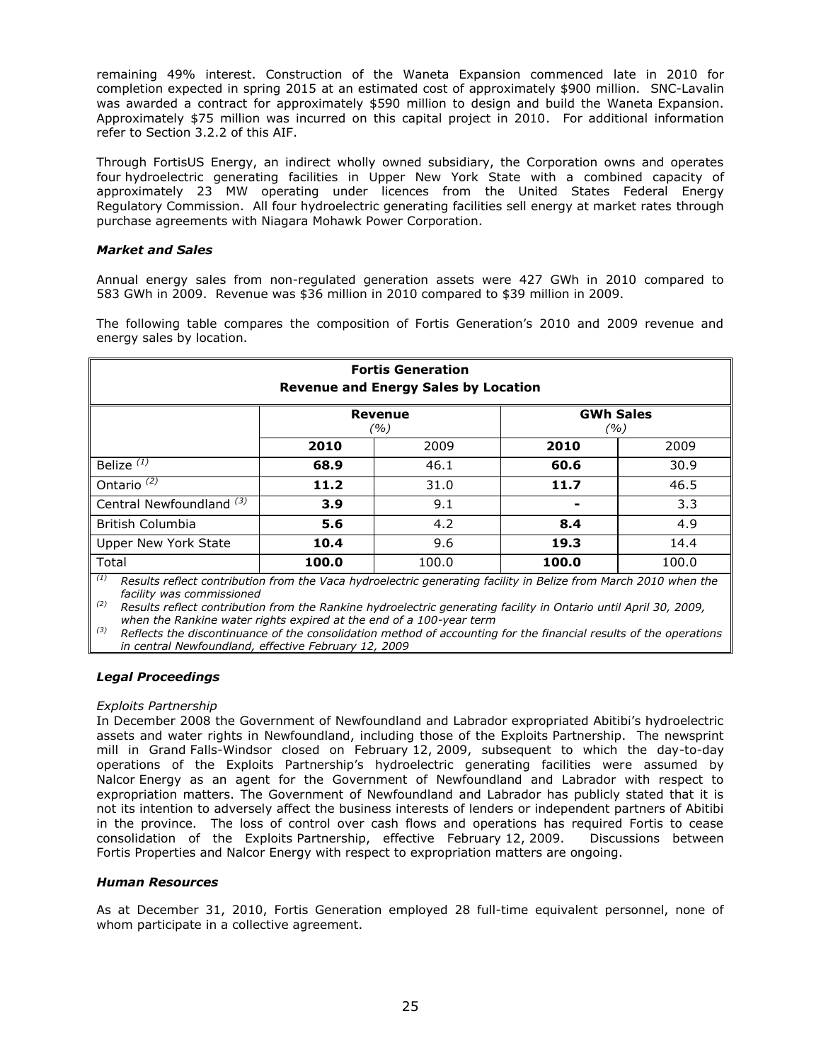remaining 49% interest. Construction of the Waneta Expansion commenced late in 2010 for completion expected in spring 2015 at an estimated cost of approximately $900 million. SNC-Lavalin was awarded a contract for approximately $590 million to design and build the Waneta Expansion. Approximately $75 million was incurred on this capital project in 2010. For additional information refer to Section 3.2.2 of this AIF.

Through FortisUS Energy, an indirect wholly owned subsidiary, the Corporation owns and operates four hydroelectric generating facilities in Upper New York State with a combined capacity of approximately 23 MW operating under licences from the United States Federal Energy Regulatory Commission. All four hydroelectric generating facilities sell energy at market rates through purchase agreements with Niagara Mohawk Power Corporation.

### *Market and Sales*

Annual energy sales from non-regulated generation assets were 427 GWh in 2010 compared to 583 GWh in 2009. Revenue was $36 million in 2010 compared to $39 million in 2009.

The following table compares the composition of Fortis Generation's 2010 and 2009 revenue and energy sales by location.

**Fortis Generation**
**Revenue and Energy Sales by Location**

| | **Revenue** *(%)* | | **GWh Sales** *(%)* | |
|---|---|---|---|---|
| | **2010** | 2009 | **2010** | 2009 |
| Belize *(1)* | **68.9** | 46.1 | **60.6** | 30.9 |
| Ontario *(2)* | **11.2** | 31.0 | **11.7** | 46.5 |
| Central Newfoundland *(3)* | **3.9** | 9.1 | **-** | 3.3 |
| British Columbia | **5.6** | 4.2 | **8.4** | 4.9 |
| Upper New York State | **10.4** | 9.6 | **19.3** | 14.4 |
| Total | **100.0** | 100.0 | **100.0** | 100.0 |

*(1) Results reflect contribution from the Vaca hydroelectric generating facility in Belize from March 2010 when the facility was commissioned*

*(2) Results reflect contribution from the Rankine hydroelectric generating facility in Ontario until April 30, 2009, when the Rankine water rights expired at the end of a 100-year term*

*(3) Reflects the discontinuance of the consolidation method of accounting for the financial results of the operations in central Newfoundland, effective February 12, 2009*

### *Legal Proceedings*

*Exploits Partnership*

In December 2008 the Government of Newfoundland and Labrador expropriated Abitibi's hydroelectric assets and water rights in Newfoundland, including those of the Exploits Partnership. The newsprint mill in Grand Falls-Windsor closed on February 12, 2009, subsequent to which the day-to-day operations of the Exploits Partnership's hydroelectric generating facilities were assumed by Nalcor Energy as an agent for the Government of Newfoundland and Labrador with respect to expropriation matters. The Government of Newfoundland and Labrador has publicly stated that it is not its intention to adversely affect the business interests of lenders or independent partners of Abitibi in the province. The loss of control over cash flows and operations has required Fortis to cease consolidation of the Exploits Partnership, effective February 12, 2009. Discussions between Fortis Properties and Nalcor Energy with respect to expropriation matters are ongoing.

### *Human Resources*

As at December 31, 2010, Fortis Generation employed 28 full-time equivalent personnel, none of whom participate in a collective agreement.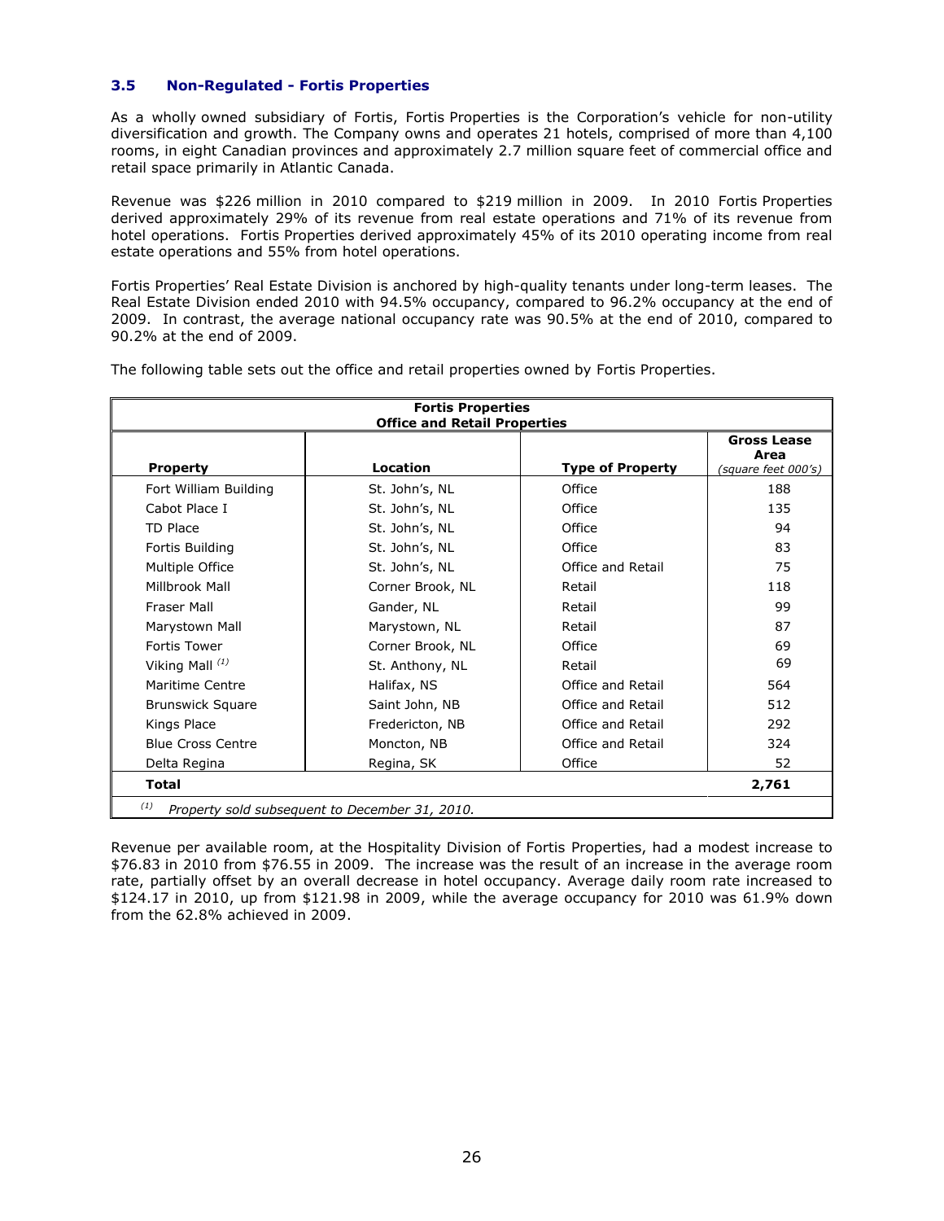### 3.5 Non-Regulated - Fortis Properties

As a wholly owned subsidiary of Fortis, Fortis Properties is the Corporation's vehicle for non-utility diversification and growth. The Company owns and operates 21 hotels, comprised of more than 4,100 rooms, in eight Canadian provinces and approximately 2.7 million square feet of commercial office and retail space primarily in Atlantic Canada.

Revenue was $226 million in 2010 compared to $219 million in 2009. In 2010 Fortis Properties derived approximately 29% of its revenue from real estate operations and 71% of its revenue from hotel operations. Fortis Properties derived approximately 45% of its 2010 operating income from real estate operations and 55% from hotel operations.

Fortis Properties' Real Estate Division is anchored by high-quality tenants under long-term leases. The Real Estate Division ended 2010 with 94.5% occupancy, compared to 96.2% occupancy at the end of 2009. In contrast, the average national occupancy rate was 90.5% at the end of 2010, compared to 90.2% at the end of 2009.

The following table sets out the office and retail properties owned by Fortis Properties.

**Fortis Properties**
**Office and Retail Properties**

| Property | Location | Type of Property | Gross Lease Area *(square feet 000's)* |
|---|---|---|---|
| Fort William Building | St. John's, NL | Office | 188 |
| Cabot Place I | St. John's, NL | Office | 135 |
| TD Place | St. John's, NL | Office | 94 |
| Fortis Building | St. John's, NL | Office | 83 |
| Multiple Office | St. John's, NL | Office and Retail | 75 |
| Millbrook Mall | Corner Brook, NL | Retail | 118 |
| Fraser Mall | Gander, NL | Retail | 99 |
| Marystown Mall | Marystown, NL | Retail | 87 |
| Fortis Tower | Corner Brook, NL | Office | 69 |
| Viking Mall [(1)] | St. Anthony, NL | Retail | 69 |
| Maritime Centre | Halifax, NS | Office and Retail | 564 |
| Brunswick Square | Saint John, NB | Office and Retail | 512 |
| Kings Place | Fredericton, NB | Office and Retail | 292 |
| Blue Cross Centre | Moncton, NB | Office and Retail | 324 |
| Delta Regina | Regina, SK | Office | 52 |
| **Total** | | | **2,761** |

[(1)] *Property sold subsequent to December 31, 2010.*

Revenue per available room, at the Hospitality Division of Fortis Properties, had a modest increase to $76.83 in 2010 from $76.55 in 2009. The increase was the result of an increase in the average room rate, partially offset by an overall decrease in hotel occupancy. Average daily room rate increased to $124.17 in 2010, up from $121.98 in 2009, while the average occupancy for 2010 was 61.9% down from the 62.8% achieved in 2009.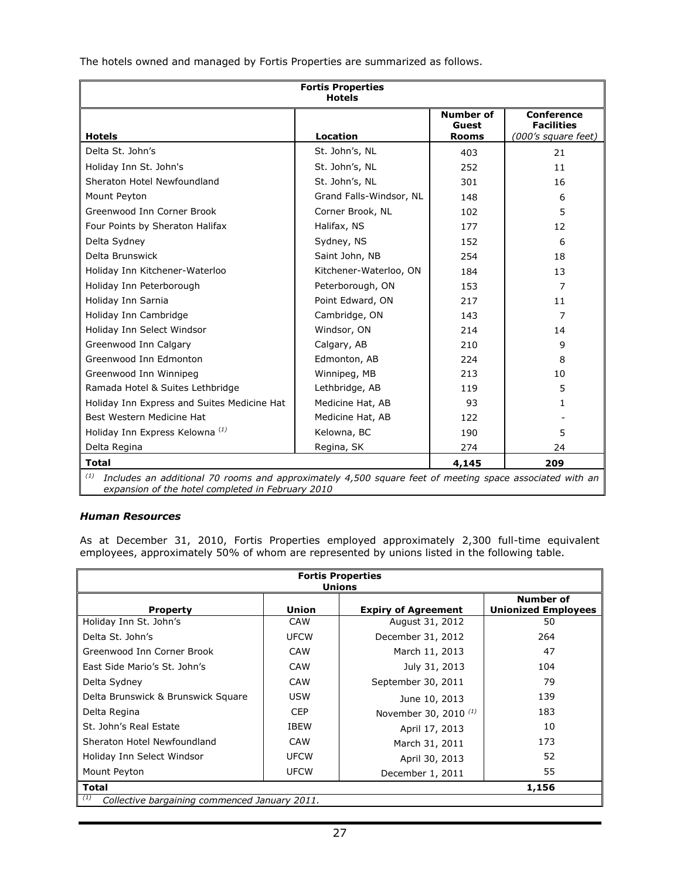The hotels owned and managed by Fortis Properties are summarized as follows.

| Fortis Properties Hotels | | | |
|---|---|---|---|
| **Hotels** | **Location** | **Number of Guest Rooms** | **Conference Facilities** *(000's square feet)* |
| Delta St. John's | St. John's, NL | 403 | 21 |
| Holiday Inn St. John's | St. John's, NL | 252 | 11 |
| Sheraton Hotel Newfoundland | St. John's, NL | 301 | 16 |
| Mount Peyton | Grand Falls-Windsor, NL | 148 | 6 |
| Greenwood Inn Corner Brook | Corner Brook, NL | 102 | 5 |
| Four Points by Sheraton Halifax | Halifax, NS | 177 | 12 |
| Delta Sydney | Sydney, NS | 152 | 6 |
| Delta Brunswick | Saint John, NB | 254 | 18 |
| Holiday Inn Kitchener-Waterloo | Kitchener-Waterloo, ON | 184 | 13 |
| Holiday Inn Peterborough | Peterborough, ON | 153 | 7 |
| Holiday Inn Sarnia | Point Edward, ON | 217 | 11 |
| Holiday Inn Cambridge | Cambridge, ON | 143 | 7 |
| Holiday Inn Select Windsor | Windsor, ON | 214 | 14 |
| Greenwood Inn Calgary | Calgary, AB | 210 | 9 |
| Greenwood Inn Edmonton | Edmonton, AB | 224 | 8 |
| Greenwood Inn Winnipeg | Winnipeg, MB | 213 | 10 |
| Ramada Hotel & Suites Lethbridge | Lethbridge, AB | 119 | 5 |
| Holiday Inn Express and Suites Medicine Hat | Medicine Hat, AB | 93 | 1 |
| Best Western Medicine Hat | Medicine Hat, AB | 122 | - |
| Holiday Inn Express Kelowna [(1)] | Kelowna, BC | 190 | 5 |
| Delta Regina | Regina, SK | 274 | 24 |
| **Total** | | **4,145** | **209** |

[(1)] *Includes an additional 70 rooms and approximately 4,500 square feet of meeting space associated with an expansion of the hotel completed in February 2010*

### *Human Resources*

As at December 31, 2010, Fortis Properties employed approximately 2,300 full-time equivalent employees, approximately 50% of whom are represented by unions listed in the following table.

| Fortis Properties Unions | | | |
|---|---|---|---|
| **Property** | **Union** | **Expiry of Agreement** | **Number of Unionized Employees** |
| Holiday Inn St. John's | CAW | August 31, 2012 | 50 |
| Delta St. John's | UFCW | December 31, 2012 | 264 |
| Greenwood Inn Corner Brook | CAW | March 11, 2013 | 47 |
| East Side Mario's St. John's | CAW | July 31, 2013 | 104 |
| Delta Sydney | CAW | September 30, 2011 | 79 |
| Delta Brunswick & Brunswick Square | USW | June 10, 2013 | 139 |
| Delta Regina | CEP | November 30, 2010 [(1)] | 183 |
| St. John's Real Estate | IBEW | April 17, 2013 | 10 |
| Sheraton Hotel Newfoundland | CAW | March 31, 2011 | 173 |
| Holiday Inn Select Windsor | UFCW | April 30, 2013 | 52 |
| Mount Peyton | UFCW | December 1, 2011 | 55 |
| **Total** | | | **1,156** |

[(1)] *Collective bargaining commenced January 2011.*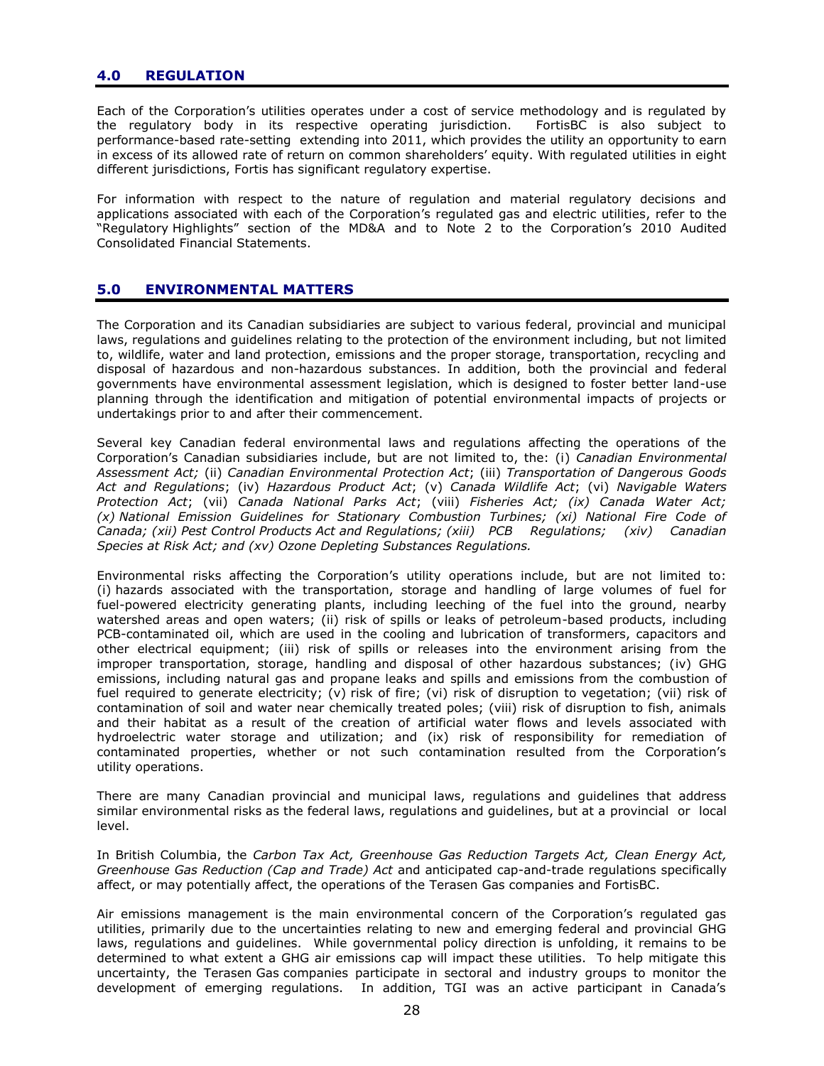## 4.0 REGULATION

Each of the Corporation's utilities operates under a cost of service methodology and is regulated by the regulatory body in its respective operating jurisdiction. FortisBC is also subject to performance-based rate-setting extending into 2011, which provides the utility an opportunity to earn in excess of its allowed rate of return on common shareholders' equity. With regulated utilities in eight different jurisdictions, Fortis has significant regulatory expertise.

For information with respect to the nature of regulation and material regulatory decisions and applications associated with each of the Corporation's regulated gas and electric utilities, refer to the "Regulatory Highlights" section of the MD&A and to Note 2 to the Corporation's 2010 Audited Consolidated Financial Statements.

## 5.0 ENVIRONMENTAL MATTERS

The Corporation and its Canadian subsidiaries are subject to various federal, provincial and municipal laws, regulations and guidelines relating to the protection of the environment including, but not limited to, wildlife, water and land protection, emissions and the proper storage, transportation, recycling and disposal of hazardous and non-hazardous substances. In addition, both the provincial and federal governments have environmental assessment legislation, which is designed to foster better land-use planning through the identification and mitigation of potential environmental impacts of projects or undertakings prior to and after their commencement.

Several key Canadian federal environmental laws and regulations affecting the operations of the Corporation's Canadian subsidiaries include, but are not limited to, the: (i) *Canadian Environmental Assessment Act;* (ii) *Canadian Environmental Protection Act*; (iii) *Transportation of Dangerous Goods Act and Regulations*; (iv) *Hazardous Product Act*; (v) *Canada Wildlife Act*; (vi) *Navigable Waters Protection Act*; (vii) *Canada National Parks Act*; (viii) *Fisheries Act; (ix) Canada Water Act; (x) National Emission Guidelines for Stationary Combustion Turbines; (xi) National Fire Code of Canada; (xii) Pest Control Products Act and Regulations; (xiii) PCB Regulations; (xiv) Canadian Species at Risk Act; and (xv) Ozone Depleting Substances Regulations.*

Environmental risks affecting the Corporation's utility operations include, but are not limited to: (i) hazards associated with the transportation, storage and handling of large volumes of fuel for fuel-powered electricity generating plants, including leeching of the fuel into the ground, nearby watershed areas and open waters; (ii) risk of spills or leaks of petroleum-based products, including PCB-contaminated oil, which are used in the cooling and lubrication of transformers, capacitors and other electrical equipment; (iii) risk of spills or releases into the environment arising from the improper transportation, storage, handling and disposal of other hazardous substances; (iv) GHG emissions, including natural gas and propane leaks and spills and emissions from the combustion of fuel required to generate electricity; (v) risk of fire; (vi) risk of disruption to vegetation; (vii) risk of contamination of soil and water near chemically treated poles; (viii) risk of disruption to fish, animals and their habitat as a result of the creation of artificial water flows and levels associated with hydroelectric water storage and utilization; and (ix) risk of responsibility for remediation of contaminated properties, whether or not such contamination resulted from the Corporation's utility operations.

There are many Canadian provincial and municipal laws, regulations and guidelines that address similar environmental risks as the federal laws, regulations and guidelines, but at a provincial or local level.

In British Columbia, the *Carbon Tax Act, Greenhouse Gas Reduction Targets Act, Clean Energy Act, Greenhouse Gas Reduction (Cap and Trade) Act* and anticipated cap-and-trade regulations specifically affect, or may potentially affect, the operations of the Terasen Gas companies and FortisBC.

Air emissions management is the main environmental concern of the Corporation's regulated gas utilities, primarily due to the uncertainties relating to new and emerging federal and provincial GHG laws, regulations and guidelines. While governmental policy direction is unfolding, it remains to be determined to what extent a GHG air emissions cap will impact these utilities. To help mitigate this uncertainty, the Terasen Gas companies participate in sectoral and industry groups to monitor the development of emerging regulations. In addition, TGI was an active participant in Canada's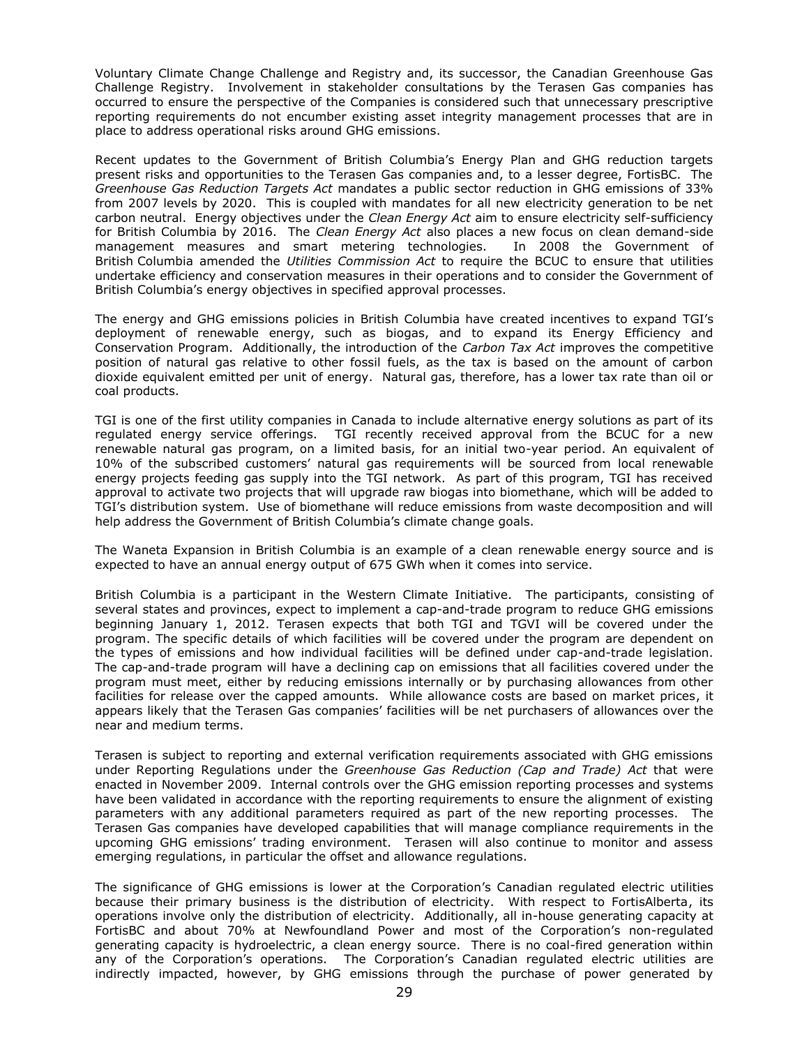Voluntary Climate Change Challenge and Registry and, its successor, the Canadian Greenhouse Gas Challenge Registry. Involvement in stakeholder consultations by the Terasen Gas companies has occurred to ensure the perspective of the Companies is considered such that unnecessary prescriptive reporting requirements do not encumber existing asset integrity management processes that are in place to address operational risks around GHG emissions.

Recent updates to the Government of British Columbia's Energy Plan and GHG reduction targets present risks and opportunities to the Terasen Gas companies and, to a lesser degree, FortisBC. The *Greenhouse Gas Reduction Targets Act* mandates a public sector reduction in GHG emissions of 33% from 2007 levels by 2020. This is coupled with mandates for all new electricity generation to be net carbon neutral. Energy objectives under the *Clean Energy Act* aim to ensure electricity self-sufficiency for British Columbia by 2016. The *Clean Energy Act* also places a new focus on clean demand-side management measures and smart metering technologies. In 2008 the Government of British Columbia amended the *Utilities Commission Act* to require the BCUC to ensure that utilities undertake efficiency and conservation measures in their operations and to consider the Government of British Columbia's energy objectives in specified approval processes.

The energy and GHG emissions policies in British Columbia have created incentives to expand TGI's deployment of renewable energy, such as biogas, and to expand its Energy Efficiency and Conservation Program. Additionally, the introduction of the *Carbon Tax Act* improves the competitive position of natural gas relative to other fossil fuels, as the tax is based on the amount of carbon dioxide equivalent emitted per unit of energy. Natural gas, therefore, has a lower tax rate than oil or coal products.

TGI is one of the first utility companies in Canada to include alternative energy solutions as part of its regulated energy service offerings. TGI recently received approval from the BCUC for a new renewable natural gas program, on a limited basis, for an initial two-year period. An equivalent of 10% of the subscribed customers' natural gas requirements will be sourced from local renewable energy projects feeding gas supply into the TGI network. As part of this program, TGI has received approval to activate two projects that will upgrade raw biogas into biomethane, which will be added to TGI's distribution system. Use of biomethane will reduce emissions from waste decomposition and will help address the Government of British Columbia's climate change goals.

The Waneta Expansion in British Columbia is an example of a clean renewable energy source and is expected to have an annual energy output of 675 GWh when it comes into service.

British Columbia is a participant in the Western Climate Initiative. The participants, consisting of several states and provinces, expect to implement a cap-and-trade program to reduce GHG emissions beginning January 1, 2012. Terasen expects that both TGI and TGVI will be covered under the program. The specific details of which facilities will be covered under the program are dependent on the types of emissions and how individual facilities will be defined under cap-and-trade legislation. The cap-and-trade program will have a declining cap on emissions that all facilities covered under the program must meet, either by reducing emissions internally or by purchasing allowances from other facilities for release over the capped amounts. While allowance costs are based on market prices, it appears likely that the Terasen Gas companies' facilities will be net purchasers of allowances over the near and medium terms.

Terasen is subject to reporting and external verification requirements associated with GHG emissions under Reporting Regulations under the *Greenhouse Gas Reduction (Cap and Trade) Act* that were enacted in November 2009. Internal controls over the GHG emission reporting processes and systems have been validated in accordance with the reporting requirements to ensure the alignment of existing parameters with any additional parameters required as part of the new reporting processes. The Terasen Gas companies have developed capabilities that will manage compliance requirements in the upcoming GHG emissions' trading environment. Terasen will also continue to monitor and assess emerging regulations, in particular the offset and allowance regulations.

The significance of GHG emissions is lower at the Corporation's Canadian regulated electric utilities because their primary business is the distribution of electricity. With respect to FortisAlberta, its operations involve only the distribution of electricity. Additionally, all in-house generating capacity at FortisBC and about 70% at Newfoundland Power and most of the Corporation's non-regulated generating capacity is hydroelectric, a clean energy source. There is no coal-fired generation within any of the Corporation's operations. The Corporation's Canadian regulated electric utilities are indirectly impacted, however, by GHG emissions through the purchase of power generated by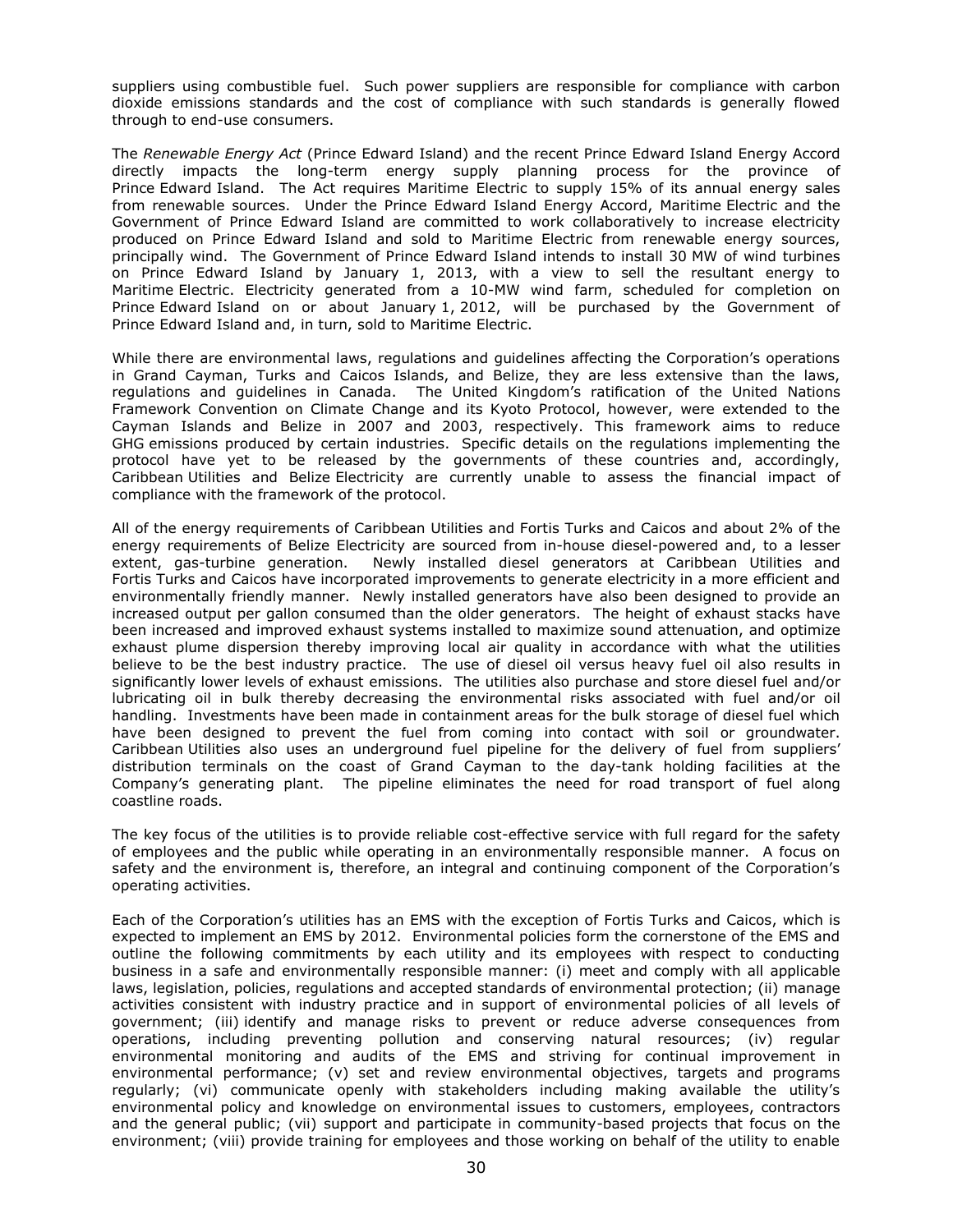suppliers using combustible fuel. Such power suppliers are responsible for compliance with carbon dioxide emissions standards and the cost of compliance with such standards is generally flowed through to end-use consumers.

The *Renewable Energy Act* (Prince Edward Island) and the recent Prince Edward Island Energy Accord directly impacts the long-term energy supply planning process for the province of Prince Edward Island. The Act requires Maritime Electric to supply 15% of its annual energy sales from renewable sources. Under the Prince Edward Island Energy Accord, Maritime Electric and the Government of Prince Edward Island are committed to work collaboratively to increase electricity produced on Prince Edward Island and sold to Maritime Electric from renewable energy sources, principally wind. The Government of Prince Edward Island intends to install 30 MW of wind turbines on Prince Edward Island by January 1, 2013, with a view to sell the resultant energy to Maritime Electric. Electricity generated from a 10-MW wind farm, scheduled for completion on Prince Edward Island on or about January 1, 2012, will be purchased by the Government of Prince Edward Island and, in turn, sold to Maritime Electric.

While there are environmental laws, regulations and guidelines affecting the Corporation's operations in Grand Cayman, Turks and Caicos Islands, and Belize, they are less extensive than the laws, regulations and guidelines in Canada. The United Kingdom's ratification of the United Nations Framework Convention on Climate Change and its Kyoto Protocol, however, were extended to the Cayman Islands and Belize in 2007 and 2003, respectively. This framework aims to reduce GHG emissions produced by certain industries. Specific details on the regulations implementing the protocol have yet to be released by the governments of these countries and, accordingly, Caribbean Utilities and Belize Electricity are currently unable to assess the financial impact of compliance with the framework of the protocol.

All of the energy requirements of Caribbean Utilities and Fortis Turks and Caicos and about 2% of the energy requirements of Belize Electricity are sourced from in-house diesel-powered and, to a lesser extent, gas-turbine generation. Newly installed diesel generators at Caribbean Utilities and Fortis Turks and Caicos have incorporated improvements to generate electricity in a more efficient and environmentally friendly manner. Newly installed generators have also been designed to provide an increased output per gallon consumed than the older generators. The height of exhaust stacks have been increased and improved exhaust systems installed to maximize sound attenuation, and optimize exhaust plume dispersion thereby improving local air quality in accordance with what the utilities believe to be the best industry practice. The use of diesel oil versus heavy fuel oil also results in significantly lower levels of exhaust emissions. The utilities also purchase and store diesel fuel and/or lubricating oil in bulk thereby decreasing the environmental risks associated with fuel and/or oil handling. Investments have been made in containment areas for the bulk storage of diesel fuel which have been designed to prevent the fuel from coming into contact with soil or groundwater. Caribbean Utilities also uses an underground fuel pipeline for the delivery of fuel from suppliers' distribution terminals on the coast of Grand Cayman to the day-tank holding facilities at the Company's generating plant. The pipeline eliminates the need for road transport of fuel along coastline roads.

The key focus of the utilities is to provide reliable cost-effective service with full regard for the safety of employees and the public while operating in an environmentally responsible manner. A focus on safety and the environment is, therefore, an integral and continuing component of the Corporation's operating activities.

Each of the Corporation's utilities has an EMS with the exception of Fortis Turks and Caicos, which is expected to implement an EMS by 2012. Environmental policies form the cornerstone of the EMS and outline the following commitments by each utility and its employees with respect to conducting business in a safe and environmentally responsible manner: (i) meet and comply with all applicable laws, legislation, policies, regulations and accepted standards of environmental protection; (ii) manage activities consistent with industry practice and in support of environmental policies of all levels of government; (iii) identify and manage risks to prevent or reduce adverse consequences from operations, including preventing pollution and conserving natural resources; (iv) regular environmental monitoring and audits of the EMS and striving for continual improvement in environmental performance; (v) set and review environmental objectives, targets and programs regularly; (vi) communicate openly with stakeholders including making available the utility's environmental policy and knowledge on environmental issues to customers, employees, contractors and the general public; (vii) support and participate in community-based projects that focus on the environment; (viii) provide training for employees and those working on behalf of the utility to enable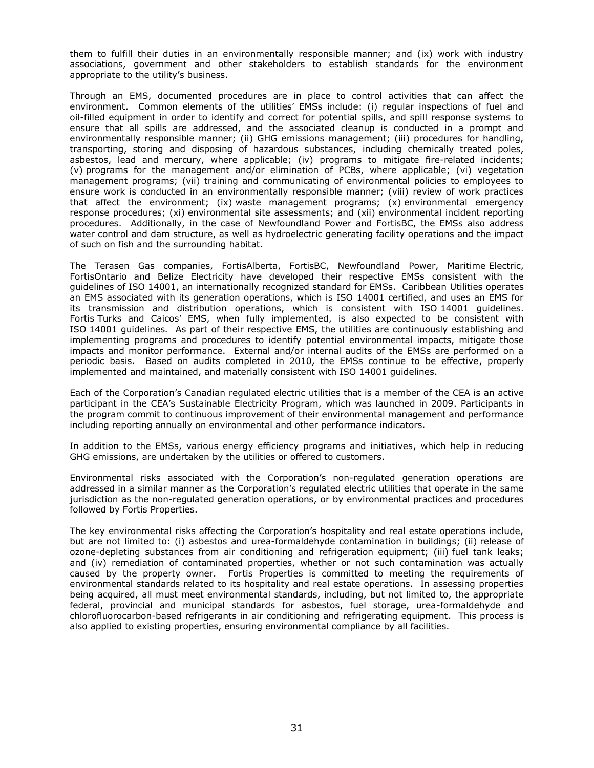them to fulfill their duties in an environmentally responsible manner; and (ix) work with industry associations, government and other stakeholders to establish standards for the environment appropriate to the utility's business.

Through an EMS, documented procedures are in place to control activities that can affect the environment. Common elements of the utilities' EMSs include: (i) regular inspections of fuel and oil-filled equipment in order to identify and correct for potential spills, and spill response systems to ensure that all spills are addressed, and the associated cleanup is conducted in a prompt and environmentally responsible manner; (ii) GHG emissions management; (iii) procedures for handling, transporting, storing and disposing of hazardous substances, including chemically treated poles, asbestos, lead and mercury, where applicable; (iv) programs to mitigate fire-related incidents; (v) programs for the management and/or elimination of PCBs, where applicable; (vi) vegetation management programs; (vii) training and communicating of environmental policies to employees to ensure work is conducted in an environmentally responsible manner; (viii) review of work practices that affect the environment; (ix) waste management programs; (x) environmental emergency response procedures; (xi) environmental site assessments; and (xii) environmental incident reporting procedures. Additionally, in the case of Newfoundland Power and FortisBC, the EMSs also address water control and dam structure, as well as hydroelectric generating facility operations and the impact of such on fish and the surrounding habitat.

The Terasen Gas companies, FortisAlberta, FortisBC, Newfoundland Power, Maritime Electric, FortisOntario and Belize Electricity have developed their respective EMSs consistent with the guidelines of ISO 14001, an internationally recognized standard for EMSs. Caribbean Utilities operates an EMS associated with its generation operations, which is ISO 14001 certified, and uses an EMS for its transmission and distribution operations, which is consistent with ISO 14001 guidelines. Fortis Turks and Caicos' EMS, when fully implemented, is also expected to be consistent with ISO 14001 guidelines. As part of their respective EMS, the utilities are continuously establishing and implementing programs and procedures to identify potential environmental impacts, mitigate those impacts and monitor performance. External and/or internal audits of the EMSs are performed on a periodic basis. Based on audits completed in 2010, the EMSs continue to be effective, properly implemented and maintained, and materially consistent with ISO 14001 guidelines.

Each of the Corporation's Canadian regulated electric utilities that is a member of the CEA is an active participant in the CEA's Sustainable Electricity Program, which was launched in 2009. Participants in the program commit to continuous improvement of their environmental management and performance including reporting annually on environmental and other performance indicators.

In addition to the EMSs, various energy efficiency programs and initiatives, which help in reducing GHG emissions, are undertaken by the utilities or offered to customers.

Environmental risks associated with the Corporation's non-regulated generation operations are addressed in a similar manner as the Corporation's regulated electric utilities that operate in the same jurisdiction as the non-regulated generation operations, or by environmental practices and procedures followed by Fortis Properties.

The key environmental risks affecting the Corporation's hospitality and real estate operations include, but are not limited to: (i) asbestos and urea-formaldehyde contamination in buildings; (ii) release of ozone-depleting substances from air conditioning and refrigeration equipment; (iii) fuel tank leaks; and (iv) remediation of contaminated properties, whether or not such contamination was actually caused by the property owner. Fortis Properties is committed to meeting the requirements of environmental standards related to its hospitality and real estate operations. In assessing properties being acquired, all must meet environmental standards, including, but not limited to, the appropriate federal, provincial and municipal standards for asbestos, fuel storage, urea-formaldehyde and chlorofluorocarbon-based refrigerants in air conditioning and refrigerating equipment. This process is also applied to existing properties, ensuring environmental compliance by all facilities.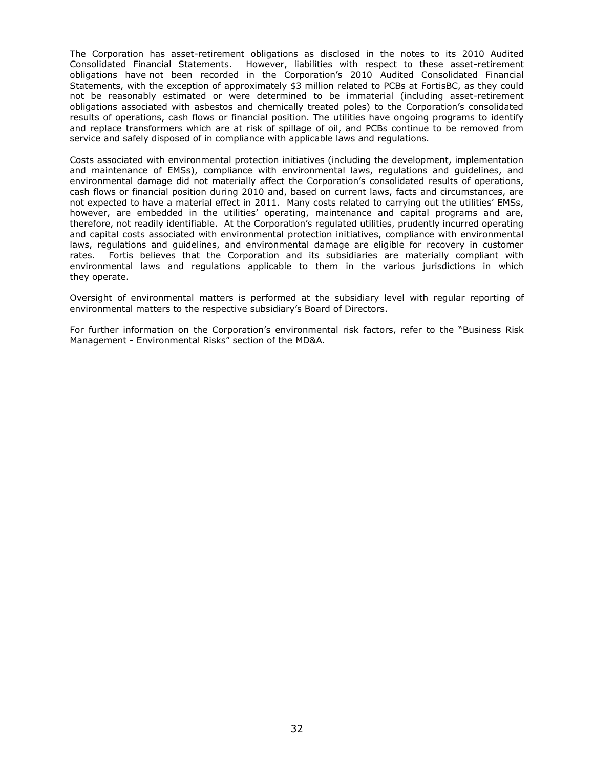The Corporation has asset-retirement obligations as disclosed in the notes to its 2010 Audited Consolidated Financial Statements. However, liabilities with respect to these asset-retirement obligations have not been recorded in the Corporation's 2010 Audited Consolidated Financial Statements, with the exception of approximately $3 million related to PCBs at FortisBC, as they could not be reasonably estimated or were determined to be immaterial (including asset-retirement obligations associated with asbestos and chemically treated poles) to the Corporation's consolidated results of operations, cash flows or financial position. The utilities have ongoing programs to identify and replace transformers which are at risk of spillage of oil, and PCBs continue to be removed from service and safely disposed of in compliance with applicable laws and regulations.

Costs associated with environmental protection initiatives (including the development, implementation and maintenance of EMSs), compliance with environmental laws, regulations and guidelines, and environmental damage did not materially affect the Corporation's consolidated results of operations, cash flows or financial position during 2010 and, based on current laws, facts and circumstances, are not expected to have a material effect in 2011. Many costs related to carrying out the utilities' EMSs, however, are embedded in the utilities' operating, maintenance and capital programs and are, therefore, not readily identifiable. At the Corporation's regulated utilities, prudently incurred operating and capital costs associated with environmental protection initiatives, compliance with environmental laws, regulations and guidelines, and environmental damage are eligible for recovery in customer rates. Fortis believes that the Corporation and its subsidiaries are materially compliant with environmental laws and regulations applicable to them in the various jurisdictions in which they operate.

Oversight of environmental matters is performed at the subsidiary level with regular reporting of environmental matters to the respective subsidiary's Board of Directors.

For further information on the Corporation's environmental risk factors, refer to the "Business Risk Management - Environmental Risks" section of the MD&A.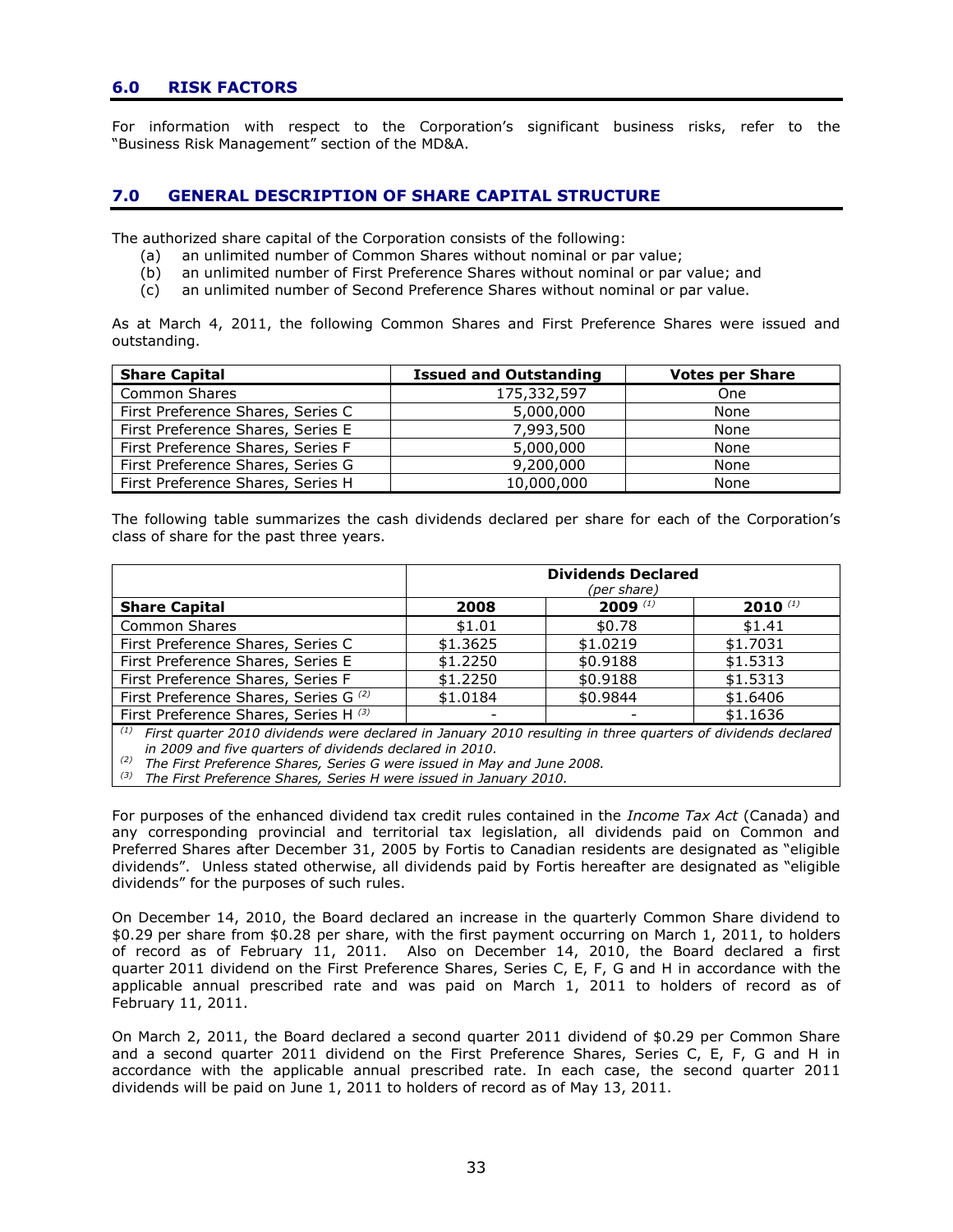## 6.0 RISK FACTORS

For information with respect to the Corporation's significant business risks, refer to the "Business Risk Management" section of the MD&A.

## 7.0 GENERAL DESCRIPTION OF SHARE CAPITAL STRUCTURE

The authorized share capital of the Corporation consists of the following:

(a) an unlimited number of Common Shares without nominal or par value;
(b) an unlimited number of First Preference Shares without nominal or par value; and
(c) an unlimited number of Second Preference Shares without nominal or par value.

As at March 4, 2011, the following Common Shares and First Preference Shares were issued and outstanding.

| Share Capital | Issued and Outstanding | Votes per Share |
|---|---|---|
| Common Shares | 175,332,597 | One |
| First Preference Shares, Series C | 5,000,000 | None |
| First Preference Shares, Series E | 7,993,500 | None |
| First Preference Shares, Series F | 5,000,000 | None |
| First Preference Shares, Series G | 9,200,000 | None |
| First Preference Shares, Series H | 10,000,000 | None |

The following table summarizes the cash dividends declared per share for each of the Corporation's class of share for the past three years.

| | Dividends Declared (per share) | | |
|---|---|---|---|
| **Share Capital** | **2008** | **2009** [(1)] | **2010** [(1)] |
| Common Shares | $1.01 | $0.78 | $1.41 |
| First Preference Shares, Series C | $1.3625 | $1.0219 | $1.7031 |
| First Preference Shares, Series E | $1.2250 | $0.9188 | $1.5313 |
| First Preference Shares, Series F | $1.2250 | $0.9188 | $1.5313 |
| First Preference Shares, Series G [(2)] | $1.0184 | $0.9844 | $1.6406 |
| First Preference Shares, Series H [(3)] | - | - | $1.1636 |

*(1) First quarter 2010 dividends were declared in January 2010 resulting in three quarters of dividends declared in 2009 and five quarters of dividends declared in 2010.*
*(2) The First Preference Shares, Series G were issued in May and June 2008.*
*(3) The First Preference Shares, Series H were issued in January 2010.*

For purposes of the enhanced dividend tax credit rules contained in the *Income Tax Act* (Canada) and any corresponding provincial and territorial tax legislation, all dividends paid on Common and Preferred Shares after December 31, 2005 by Fortis to Canadian residents are designated as "eligible dividends". Unless stated otherwise, all dividends paid by Fortis hereafter are designated as "eligible dividends" for the purposes of such rules.

On December 14, 2010, the Board declared an increase in the quarterly Common Share dividend to $0.29 per share from $0.28 per share, with the first payment occurring on March 1, 2011, to holders of record as of February 11, 2011. Also on December 14, 2010, the Board declared a first quarter 2011 dividend on the First Preference Shares, Series C, E, F, G and H in accordance with the applicable annual prescribed rate and was paid on March 1, 2011 to holders of record as of February 11, 2011.

On March 2, 2011, the Board declared a second quarter 2011 dividend of $0.29 per Common Share and a second quarter 2011 dividend on the First Preference Shares, Series C, E, F, G and H in accordance with the applicable annual prescribed rate. In each case, the second quarter 2011 dividends will be paid on June 1, 2011 to holders of record as of May 13, 2011.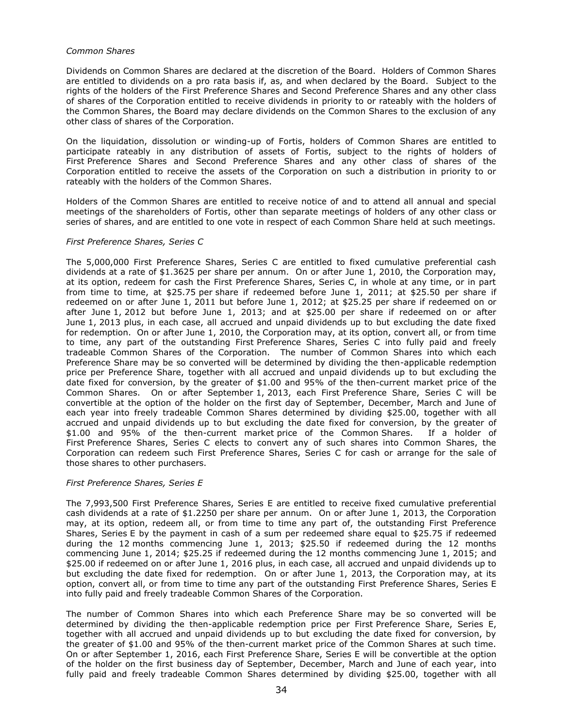*Common Shares*

Dividends on Common Shares are declared at the discretion of the Board. Holders of Common Shares are entitled to dividends on a pro rata basis if, as, and when declared by the Board. Subject to the rights of the holders of the First Preference Shares and Second Preference Shares and any other class of shares of the Corporation entitled to receive dividends in priority to or rateably with the holders of the Common Shares, the Board may declare dividends on the Common Shares to the exclusion of any other class of shares of the Corporation.

On the liquidation, dissolution or winding-up of Fortis, holders of Common Shares are entitled to participate rateably in any distribution of assets of Fortis, subject to the rights of holders of First Preference Shares and Second Preference Shares and any other class of shares of the Corporation entitled to receive the assets of the Corporation on such a distribution in priority to or rateably with the holders of the Common Shares.

Holders of the Common Shares are entitled to receive notice of and to attend all annual and special meetings of the shareholders of Fortis, other than separate meetings of holders of any other class or series of shares, and are entitled to one vote in respect of each Common Share held at such meetings.

*First Preference Shares, Series C*

The 5,000,000 First Preference Shares, Series C are entitled to fixed cumulative preferential cash dividends at a rate of $1.3625 per share per annum. On or after June 1, 2010, the Corporation may, at its option, redeem for cash the First Preference Shares, Series C, in whole at any time, or in part from time to time, at $25.75 per share if redeemed before June 1, 2011; at $25.50 per share if redeemed on or after June 1, 2011 but before June 1, 2012; at $25.25 per share if redeemed on or after June 1, 2012 but before June 1, 2013; and at $25.00 per share if redeemed on or after June 1, 2013 plus, in each case, all accrued and unpaid dividends up to but excluding the date fixed for redemption. On or after June 1, 2010, the Corporation may, at its option, convert all, or from time to time, any part of the outstanding First Preference Shares, Series C into fully paid and freely tradeable Common Shares of the Corporation. The number of Common Shares into which each Preference Share may be so converted will be determined by dividing the then-applicable redemption price per Preference Share, together with all accrued and unpaid dividends up to but excluding the date fixed for conversion, by the greater of $1.00 and 95% of the then-current market price of the Common Shares. On or after September 1, 2013, each First Preference Share, Series C will be convertible at the option of the holder on the first day of September, December, March and June of each year into freely tradeable Common Shares determined by dividing $25.00, together with all accrued and unpaid dividends up to but excluding the date fixed for conversion, by the greater of $1.00 and 95% of the then-current market price of the Common Shares. If a holder of First Preference Shares, Series C elects to convert any of such shares into Common Shares, the Corporation can redeem such First Preference Shares, Series C for cash or arrange for the sale of those shares to other purchasers.

*First Preference Shares, Series E*

The 7,993,500 First Preference Shares, Series E are entitled to receive fixed cumulative preferential cash dividends at a rate of $1.2250 per share per annum. On or after June 1, 2013, the Corporation may, at its option, redeem all, or from time to time any part of, the outstanding First Preference Shares, Series E by the payment in cash of a sum per redeemed share equal to $25.75 if redeemed during the 12 months commencing June 1, 2013; $25.50 if redeemed during the 12 months commencing June 1, 2014; $25.25 if redeemed during the 12 months commencing June 1, 2015; and $25.00 if redeemed on or after June 1, 2016 plus, in each case, all accrued and unpaid dividends up to but excluding the date fixed for redemption. On or after June 1, 2013, the Corporation may, at its option, convert all, or from time to time any part of the outstanding First Preference Shares, Series E into fully paid and freely tradeable Common Shares of the Corporation.

The number of Common Shares into which each Preference Share may be so converted will be determined by dividing the then-applicable redemption price per First Preference Share, Series E, together with all accrued and unpaid dividends up to but excluding the date fixed for conversion, by the greater of $1.00 and 95% of the then-current market price of the Common Shares at such time. On or after September 1, 2016, each First Preference Share, Series E will be convertible at the option of the holder on the first business day of September, December, March and June of each year, into fully paid and freely tradeable Common Shares determined by dividing $25.00, together with all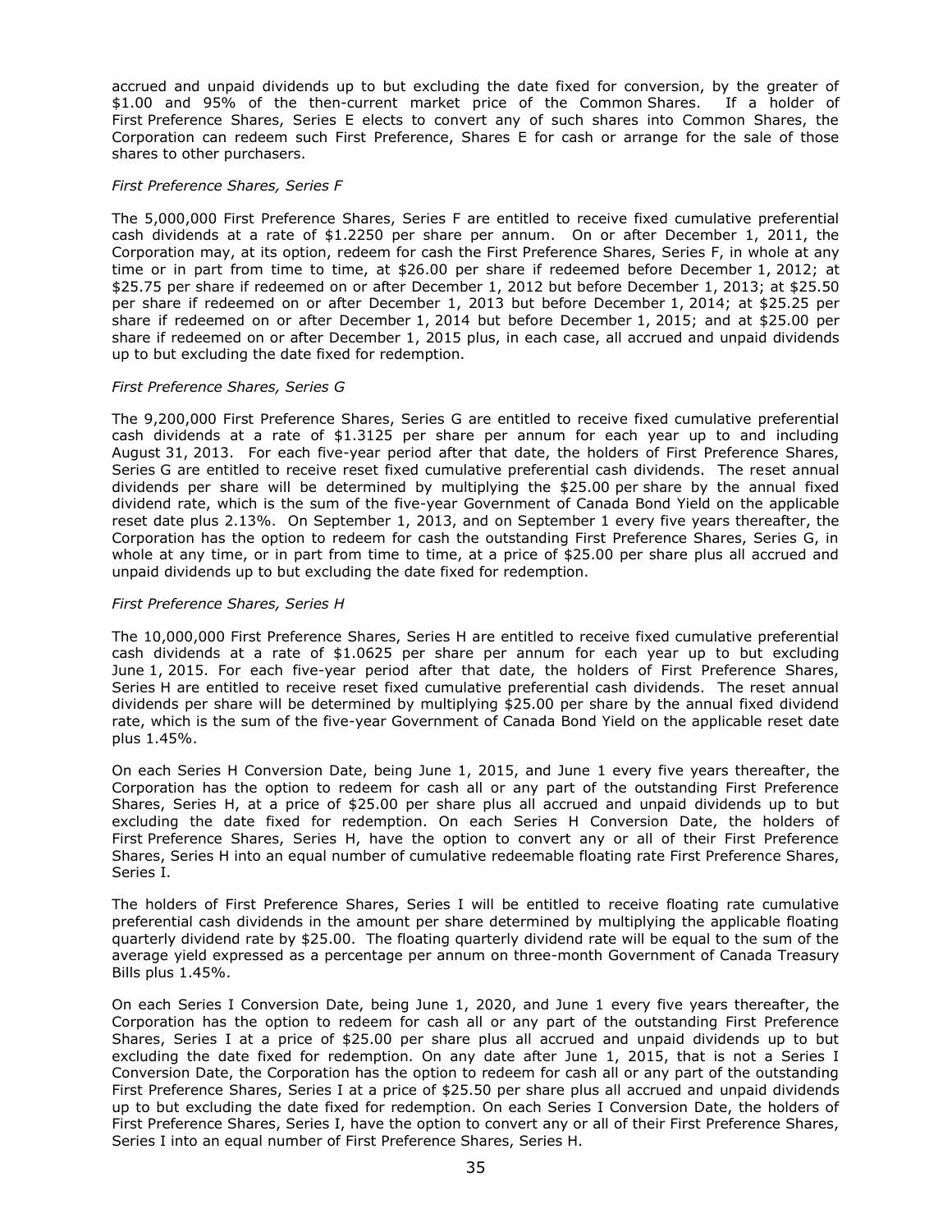accrued and unpaid dividends up to but excluding the date fixed for conversion, by the greater of $1.00 and 95% of the then-current market price of the Common Shares. If a holder of First Preference Shares, Series E elects to convert any of such shares into Common Shares, the Corporation can redeem such First Preference, Shares E for cash or arrange for the sale of those shares to other purchasers.

*First Preference Shares, Series F*

The 5,000,000 First Preference Shares, Series F are entitled to receive fixed cumulative preferential cash dividends at a rate of $1.2250 per share per annum. On or after December 1, 2011, the Corporation may, at its option, redeem for cash the First Preference Shares, Series F, in whole at any time or in part from time to time, at $26.00 per share if redeemed before December 1, 2012; at $25.75 per share if redeemed on or after December 1, 2012 but before December 1, 2013; at $25.50 per share if redeemed on or after December 1, 2013 but before December 1, 2014; at $25.25 per share if redeemed on or after December 1, 2014 but before December 1, 2015; and at $25.00 per share if redeemed on or after December 1, 2015 plus, in each case, all accrued and unpaid dividends up to but excluding the date fixed for redemption.

*First Preference Shares, Series G*

The 9,200,000 First Preference Shares, Series G are entitled to receive fixed cumulative preferential cash dividends at a rate of $1.3125 per share per annum for each year up to and including August 31, 2013. For each five-year period after that date, the holders of First Preference Shares, Series G are entitled to receive reset fixed cumulative preferential cash dividends. The reset annual dividends per share will be determined by multiplying the $25.00 per share by the annual fixed dividend rate, which is the sum of the five-year Government of Canada Bond Yield on the applicable reset date plus 2.13%. On September 1, 2013, and on September 1 every five years thereafter, the Corporation has the option to redeem for cash the outstanding First Preference Shares, Series G, in whole at any time, or in part from time to time, at a price of $25.00 per share plus all accrued and unpaid dividends up to but excluding the date fixed for redemption.

*First Preference Shares, Series H*

The 10,000,000 First Preference Shares, Series H are entitled to receive fixed cumulative preferential cash dividends at a rate of $1.0625 per share per annum for each year up to but excluding June 1, 2015. For each five-year period after that date, the holders of First Preference Shares, Series H are entitled to receive reset fixed cumulative preferential cash dividends. The reset annual dividends per share will be determined by multiplying $25.00 per share by the annual fixed dividend rate, which is the sum of the five-year Government of Canada Bond Yield on the applicable reset date plus 1.45%.

On each Series H Conversion Date, being June 1, 2015, and June 1 every five years thereafter, the Corporation has the option to redeem for cash all or any part of the outstanding First Preference Shares, Series H, at a price of $25.00 per share plus all accrued and unpaid dividends up to but excluding the date fixed for redemption. On each Series H Conversion Date, the holders of First Preference Shares, Series H, have the option to convert any or all of their First Preference Shares, Series H into an equal number of cumulative redeemable floating rate First Preference Shares, Series I.

The holders of First Preference Shares, Series I will be entitled to receive floating rate cumulative preferential cash dividends in the amount per share determined by multiplying the applicable floating quarterly dividend rate by $25.00. The floating quarterly dividend rate will be equal to the sum of the average yield expressed as a percentage per annum on three-month Government of Canada Treasury Bills plus 1.45%.

On each Series I Conversion Date, being June 1, 2020, and June 1 every five years thereafter, the Corporation has the option to redeem for cash all or any part of the outstanding First Preference Shares, Series I at a price of $25.00 per share plus all accrued and unpaid dividends up to but excluding the date fixed for redemption. On any date after June 1, 2015, that is not a Series I Conversion Date, the Corporation has the option to redeem for cash all or any part of the outstanding First Preference Shares, Series I at a price of $25.50 per share plus all accrued and unpaid dividends up to but excluding the date fixed for redemption. On each Series I Conversion Date, the holders of First Preference Shares, Series I, have the option to convert any or all of their First Preference Shares, Series I into an equal number of First Preference Shares, Series H.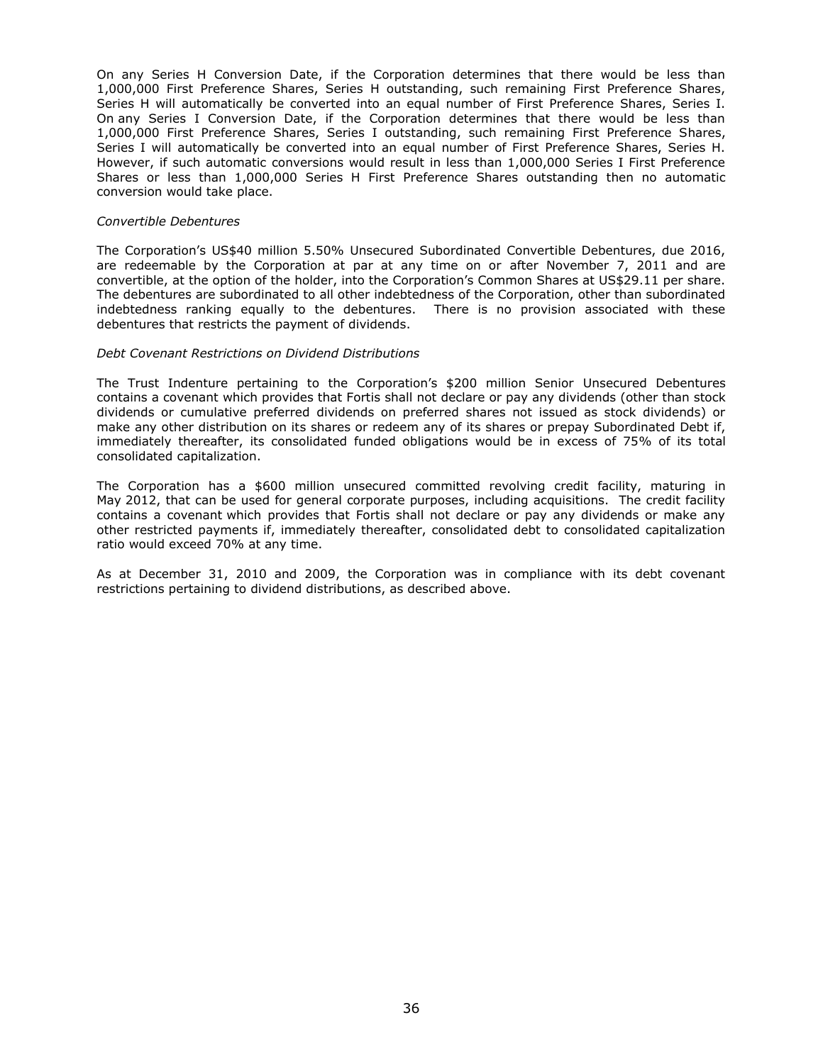On any Series H Conversion Date, if the Corporation determines that there would be less than 1,000,000 First Preference Shares, Series H outstanding, such remaining First Preference Shares, Series H will automatically be converted into an equal number of First Preference Shares, Series I. On any Series I Conversion Date, if the Corporation determines that there would be less than 1,000,000 First Preference Shares, Series I outstanding, such remaining First Preference Shares, Series I will automatically be converted into an equal number of First Preference Shares, Series H. However, if such automatic conversions would result in less than 1,000,000 Series I First Preference Shares or less than 1,000,000 Series H First Preference Shares outstanding then no automatic conversion would take place.

*Convertible Debentures*

The Corporation's US$40 million 5.50% Unsecured Subordinated Convertible Debentures, due 2016, are redeemable by the Corporation at par at any time on or after November 7, 2011 and are convertible, at the option of the holder, into the Corporation's Common Shares at US$29.11 per share. The debentures are subordinated to all other indebtedness of the Corporation, other than subordinated indebtedness ranking equally to the debentures. There is no provision associated with these debentures that restricts the payment of dividends.

*Debt Covenant Restrictions on Dividend Distributions*

The Trust Indenture pertaining to the Corporation's $200 million Senior Unsecured Debentures contains a covenant which provides that Fortis shall not declare or pay any dividends (other than stock dividends or cumulative preferred dividends on preferred shares not issued as stock dividends) or make any other distribution on its shares or redeem any of its shares or prepay Subordinated Debt if, immediately thereafter, its consolidated funded obligations would be in excess of 75% of its total consolidated capitalization.

The Corporation has a $600 million unsecured committed revolving credit facility, maturing in May 2012, that can be used for general corporate purposes, including acquisitions. The credit facility contains a covenant which provides that Fortis shall not declare or pay any dividends or make any other restricted payments if, immediately thereafter, consolidated debt to consolidated capitalization ratio would exceed 70% at any time.

As at December 31, 2010 and 2009, the Corporation was in compliance with its debt covenant restrictions pertaining to dividend distributions, as described above.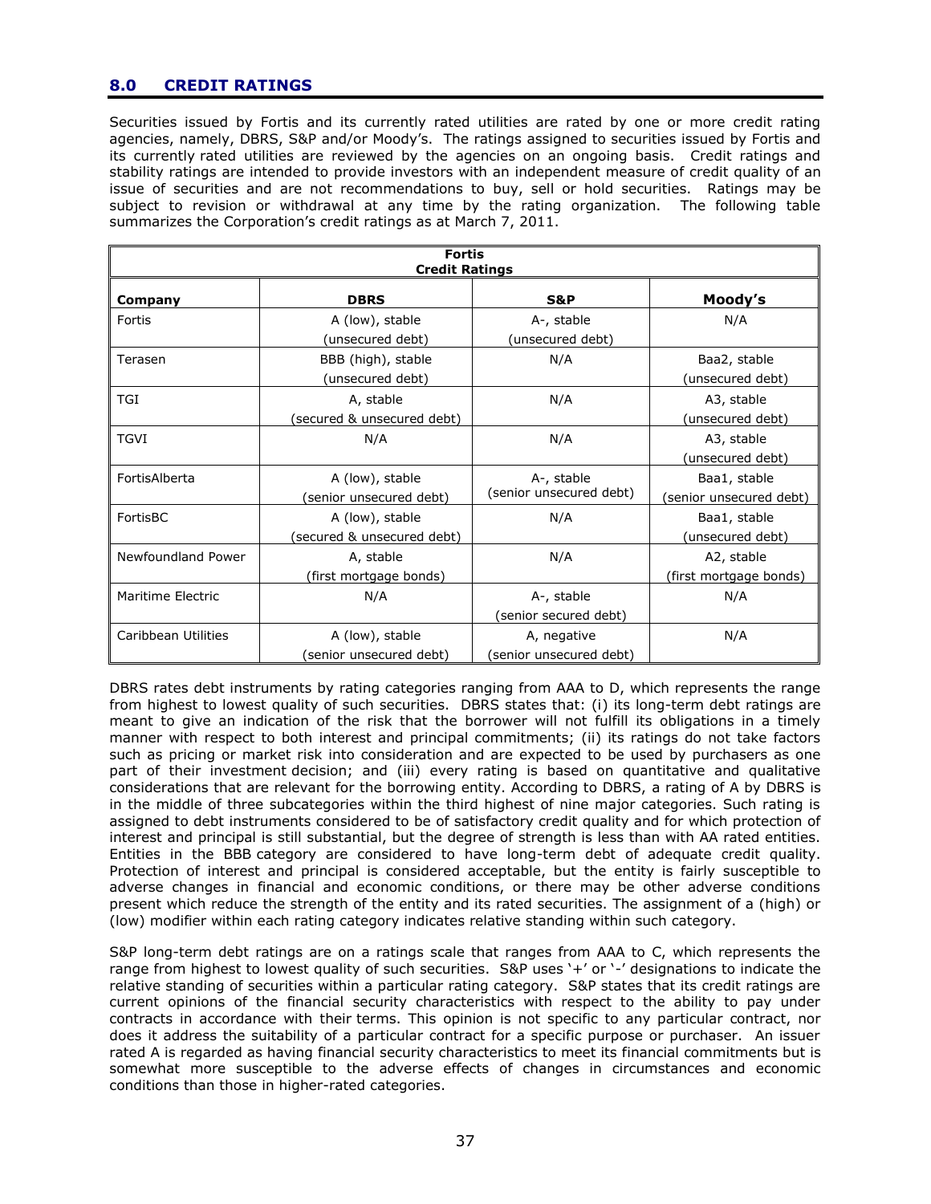## 8.0 CREDIT RATINGS

Securities issued by Fortis and its currently rated utilities are rated by one or more credit rating agencies, namely, DBRS, S&P and/or Moody's. The ratings assigned to securities issued by Fortis and its currently rated utilities are reviewed by the agencies on an ongoing basis. Credit ratings and stability ratings are intended to provide investors with an independent measure of credit quality of an issue of securities and are not recommendations to buy, sell or hold securities. Ratings may be subject to revision or withdrawal at any time by the rating organization. The following table summarizes the Corporation's credit ratings as at March 7, 2011.

| Fortis Credit Ratings | | | |
|---|---|---|---|
| **Company** | **DBRS** | **S&P** | **Moody's** |
| Fortis | A (low), stable (unsecured debt) | A-, stable (unsecured debt) | N/A |
| Terasen | BBB (high), stable (unsecured debt) | N/A | Baa2, stable (unsecured debt) |
| TGI | A, stable (secured & unsecured debt) | N/A | A3, stable (unsecured debt) |
| TGVI | N/A | N/A | A3, stable (unsecured debt) |
| FortisAlberta | A (low), stable (senior unsecured debt) | A-, stable (senior unsecured debt) | Baa1, stable (senior unsecured debt) |
| FortisBC | A (low), stable (secured & unsecured debt) | N/A | Baa1, stable (unsecured debt) |
| Newfoundland Power | A, stable (first mortgage bonds) | N/A | A2, stable (first mortgage bonds) |
| Maritime Electric | N/A | A-, stable (senior secured debt) | N/A |
| Caribbean Utilities | A (low), stable (senior unsecured debt) | A, negative (senior unsecured debt) | N/A |

DBRS rates debt instruments by rating categories ranging from AAA to D, which represents the range from highest to lowest quality of such securities. DBRS states that: (i) its long-term debt ratings are meant to give an indication of the risk that the borrower will not fulfill its obligations in a timely manner with respect to both interest and principal commitments; (ii) its ratings do not take factors such as pricing or market risk into consideration and are expected to be used by purchasers as one part of their investment decision; and (iii) every rating is based on quantitative and qualitative considerations that are relevant for the borrowing entity. According to DBRS, a rating of A by DBRS is in the middle of three subcategories within the third highest of nine major categories. Such rating is assigned to debt instruments considered to be of satisfactory credit quality and for which protection of interest and principal is still substantial, but the degree of strength is less than with AA rated entities. Entities in the BBB category are considered to have long-term debt of adequate credit quality. Protection of interest and principal is considered acceptable, but the entity is fairly susceptible to adverse changes in financial and economic conditions, or there may be other adverse conditions present which reduce the strength of the entity and its rated securities. The assignment of a (high) or (low) modifier within each rating category indicates relative standing within such category.

S&P long-term debt ratings are on a ratings scale that ranges from AAA to C, which represents the range from highest to lowest quality of such securities. S&P uses '+' or '-' designations to indicate the relative standing of securities within a particular rating category. S&P states that its credit ratings are current opinions of the financial security characteristics with respect to the ability to pay under contracts in accordance with their terms. This opinion is not specific to any particular contract, nor does it address the suitability of a particular contract for a specific purpose or purchaser. An issuer rated A is regarded as having financial security characteristics to meet its financial commitments but is somewhat more susceptible to the adverse effects of changes in circumstances and economic conditions than those in higher-rated categories.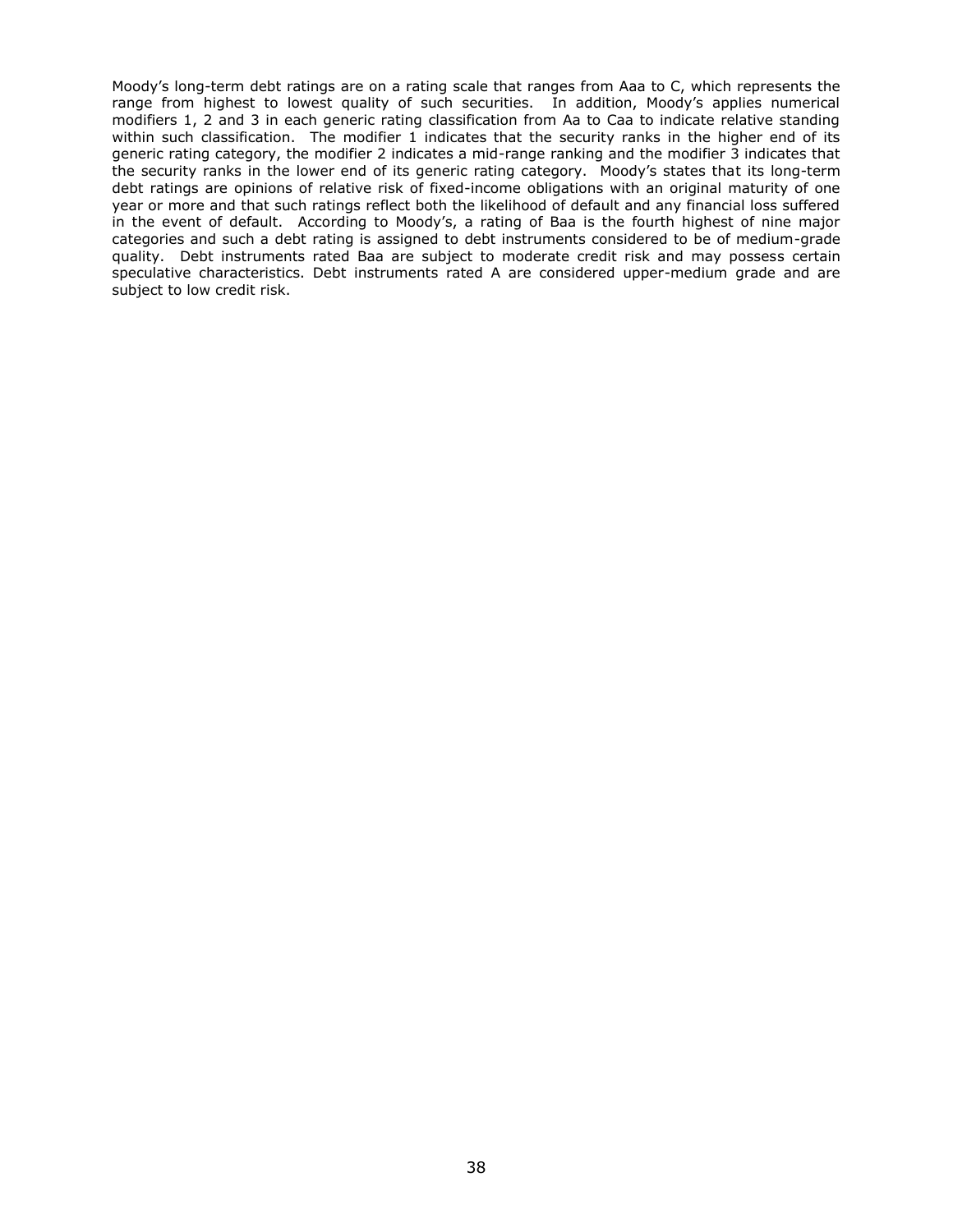Moody's long-term debt ratings are on a rating scale that ranges from Aaa to C, which represents the range from highest to lowest quality of such securities. In addition, Moody's applies numerical modifiers 1, 2 and 3 in each generic rating classification from Aa to Caa to indicate relative standing within such classification. The modifier 1 indicates that the security ranks in the higher end of its generic rating category, the modifier 2 indicates a mid-range ranking and the modifier 3 indicates that the security ranks in the lower end of its generic rating category. Moody's states that its long-term debt ratings are opinions of relative risk of fixed-income obligations with an original maturity of one year or more and that such ratings reflect both the likelihood of default and any financial loss suffered in the event of default. According to Moody's, a rating of Baa is the fourth highest of nine major categories and such a debt rating is assigned to debt instruments considered to be of medium-grade quality. Debt instruments rated Baa are subject to moderate credit risk and may possess certain speculative characteristics. Debt instruments rated A are considered upper-medium grade and are subject to low credit risk.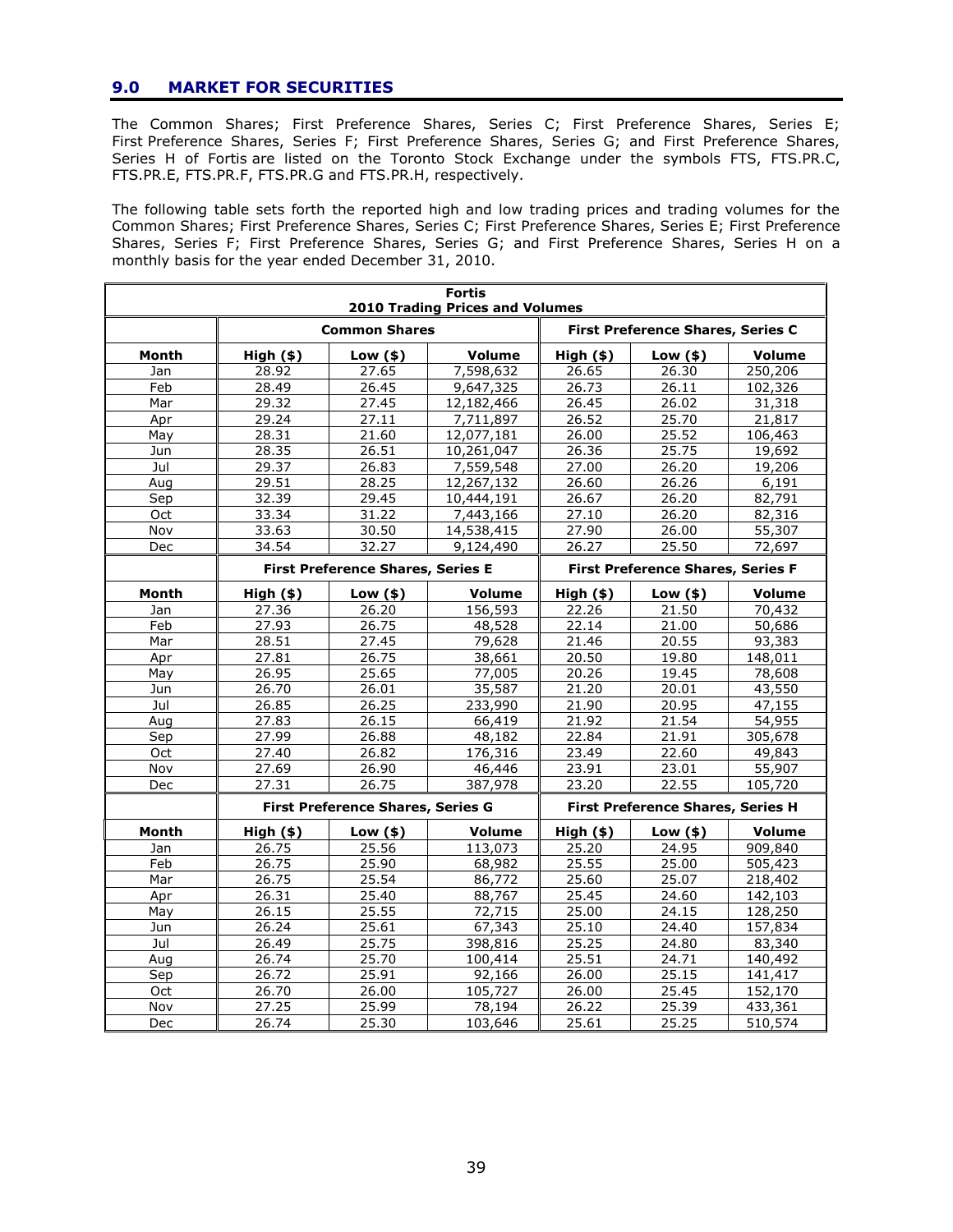## 9.0 MARKET FOR SECURITIES

The Common Shares; First Preference Shares, Series C; First Preference Shares, Series E; First Preference Shares, Series F; First Preference Shares, Series G; and First Preference Shares, Series H of Fortis are listed on the Toronto Stock Exchange under the symbols FTS, FTS.PR.C, FTS.PR.E, FTS.PR.F, FTS.PR.G and FTS.PR.H, respectively.

The following table sets forth the reported high and low trading prices and trading volumes for the Common Shares; First Preference Shares, Series C; First Preference Shares, Series E; First Preference Shares, Series F; First Preference Shares, Series G; and First Preference Shares, Series H on a monthly basis for the year ended December 31, 2010.

| **Fortis 2010 Trading Prices and Volumes** | | | | | | |
|---|---|---|---|---|---|---|
| | **Common Shares** | | | **First Preference Shares, Series C** | | |
| **Month** | **High ($)** | **Low ($)** | **Volume** | **High ($)** | **Low ($)** | **Volume** |
| Jan | 28.92 | 27.65 | 7,598,632 | 26.65 | 26.30 | 250,206 |
| Feb | 28.49 | 26.45 | 9,647,325 | 26.73 | 26.11 | 102,326 |
| Mar | 29.32 | 27.45 | 12,182,466 | 26.45 | 26.02 | 31,318 |
| Apr | 29.24 | 27.11 | 7,711,897 | 26.52 | 25.70 | 21,817 |
| May | 28.31 | 21.60 | 12,077,181 | 26.00 | 25.52 | 106,463 |
| Jun | 28.35 | 26.51 | 10,261,047 | 26.36 | 25.75 | 19,692 |
| Jul | 29.37 | 26.83 | 7,559,548 | 27.00 | 26.20 | 19,206 |
| Aug | 29.51 | 28.25 | 12,267,132 | 26.60 | 26.26 | 6,191 |
| Sep | 32.39 | 29.45 | 10,444,191 | 26.67 | 26.20 | 82,791 |
| Oct | 33.34 | 31.22 | 7,443,166 | 27.10 | 26.20 | 82,316 |
| Nov | 33.63 | 30.50 | 14,538,415 | 27.90 | 26.00 | 55,307 |
| Dec | 34.54 | 32.27 | 9,124,490 | 26.27 | 25.50 | 72,697 |
| | **First Preference Shares, Series E** | | | **First Preference Shares, Series F** | | |
| **Month** | **High ($)** | **Low ($)** | **Volume** | **High ($)** | **Low ($)** | **Volume** |
| Jan | 27.36 | 26.20 | 156,593 | 22.26 | 21.50 | 70,432 |
| Feb | 27.93 | 26.75 | 48,528 | 22.14 | 21.00 | 50,686 |
| Mar | 28.51 | 27.45 | 79,628 | 21.46 | 20.55 | 93,383 |
| Apr | 27.81 | 26.75 | 38,661 | 20.50 | 19.80 | 148,011 |
| May | 26.95 | 25.65 | 77,005 | 20.26 | 19.45 | 78,608 |
| Jun | 26.70 | 26.01 | 35,587 | 21.20 | 20.01 | 43,550 |
| Jul | 26.85 | 26.25 | 233,990 | 21.90 | 20.95 | 47,155 |
| Aug | 27.83 | 26.15 | 66,419 | 21.92 | 21.54 | 54,955 |
| Sep | 27.99 | 26.88 | 48,182 | 22.84 | 21.91 | 305,678 |
| Oct | 27.40 | 26.82 | 176,316 | 23.49 | 22.60 | 49,843 |
| Nov | 27.69 | 26.90 | 46,446 | 23.91 | 23.01 | 55,907 |
| Dec | 27.31 | 26.75 | 387,978 | 23.20 | 22.55 | 105,720 |
| | **First Preference Shares, Series G** | | | **First Preference Shares, Series H** | | |
| **Month** | **High ($)** | **Low ($)** | **Volume** | **High ($)** | **Low ($)** | **Volume** |
| Jan | 26.75 | 25.56 | 113,073 | 25.20 | 24.95 | 909,840 |
| Feb | 26.75 | 25.90 | 68,982 | 25.55 | 25.00 | 505,423 |
| Mar | 26.75 | 25.54 | 86,772 | 25.60 | 25.07 | 218,402 |
| Apr | 26.31 | 25.40 | 88,767 | 25.45 | 24.60 | 142,103 |
| May | 26.15 | 25.55 | 72,715 | 25.00 | 24.15 | 128,250 |
| Jun | 26.24 | 25.61 | 67,343 | 25.10 | 24.40 | 157,834 |
| Jul | 26.49 | 25.75 | 398,816 | 25.25 | 24.80 | 83,340 |
| Aug | 26.74 | 25.70 | 100,414 | 25.51 | 24.71 | 140,492 |
| Sep | 26.72 | 25.91 | 92,166 | 26.00 | 25.15 | 141,417 |
| Oct | 26.70 | 26.00 | 105,727 | 26.00 | 25.45 | 152,170 |
| Nov | 27.25 | 25.99 | 78,194 | 26.22 | 25.39 | 433,361 |
| Dec | 26.74 | 25.30 | 103,646 | 25.61 | 25.25 | 510,574 |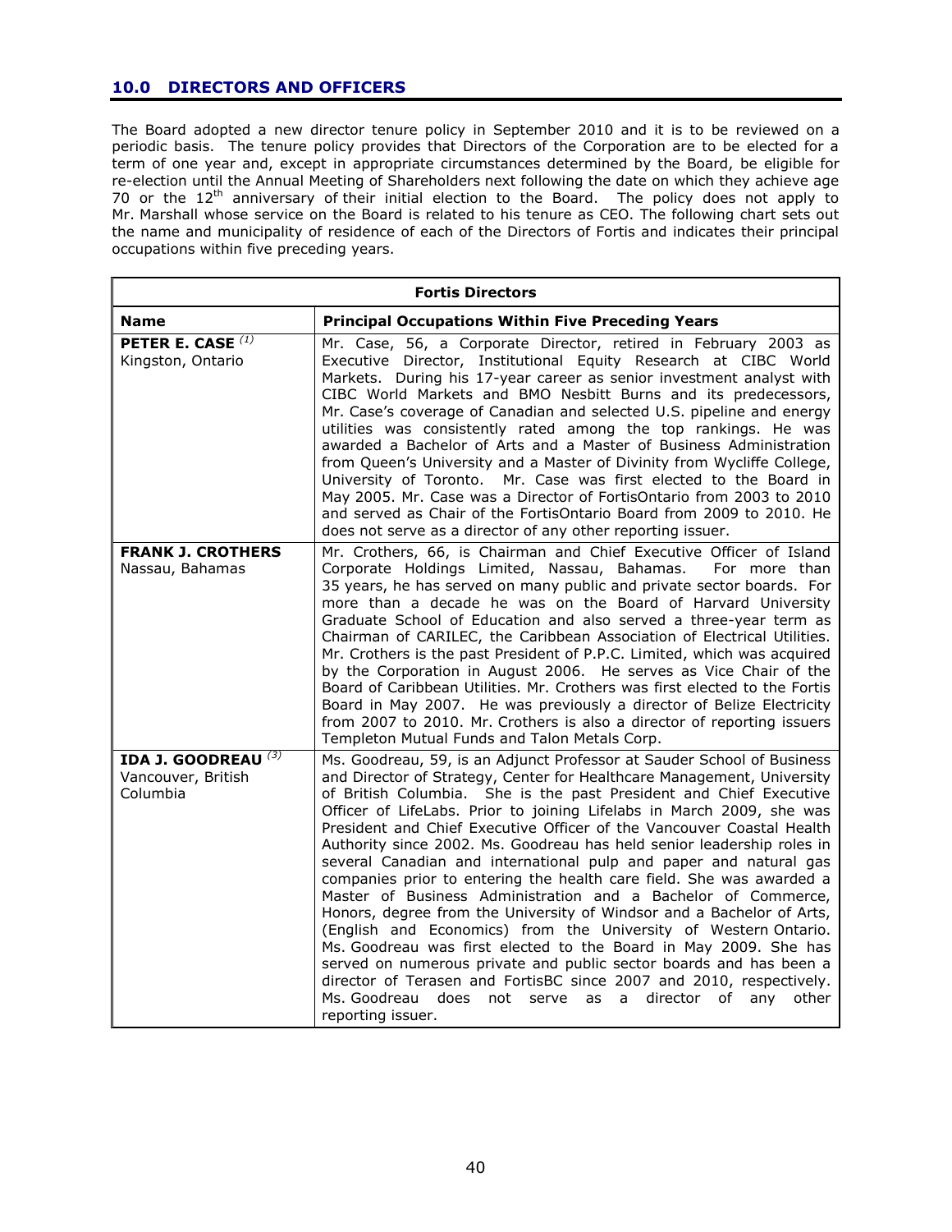## 10.0 DIRECTORS AND OFFICERS

The Board adopted a new director tenure policy in September 2010 and it is to be reviewed on a periodic basis. The tenure policy provides that Directors of the Corporation are to be elected for a term of one year and, except in appropriate circumstances determined by the Board, be eligible for re-election until the Annual Meeting of Shareholders next following the date on which they achieve age 70 or the 12th anniversary of their initial election to the Board. The policy does not apply to Mr. Marshall whose service on the Board is related to his tenure as CEO. The following chart sets out the name and municipality of residence of each of the Directors of Fortis and indicates their principal occupations within five preceding years.

| **Fortis Directors** | |
|---|---|
| **Name** | **Principal Occupations Within Five Preceding Years** |
| **PETER E. CASE** (1)<br>Kingston, Ontario | Mr. Case, 56, a Corporate Director, retired in February 2003 as Executive Director, Institutional Equity Research at CIBC World Markets. During his 17-year career as senior investment analyst with CIBC World Markets and BMO Nesbitt Burns and its predecessors, Mr. Case's coverage of Canadian and selected U.S. pipeline and energy utilities was consistently rated among the top rankings. He was awarded a Bachelor of Arts and a Master of Business Administration from Queen's University and a Master of Divinity from Wycliffe College, University of Toronto. Mr. Case was first elected to the Board in May 2005. Mr. Case was a Director of FortisOntario from 2003 to 2010 and served as Chair of the FortisOntario Board from 2009 to 2010. He does not serve as a director of any other reporting issuer. |
| **FRANK J. CROTHERS**<br>Nassau, Bahamas | Mr. Crothers, 66, is Chairman and Chief Executive Officer of Island Corporate Holdings Limited, Nassau, Bahamas. For more than 35 years, he has served on many public and private sector boards. For more than a decade he was on the Board of Harvard University Graduate School of Education and also served a three-year term as Chairman of CARILEC, the Caribbean Association of Electrical Utilities. Mr. Crothers is the past President of P.P.C. Limited, which was acquired by the Corporation in August 2006. He serves as Vice Chair of the Board of Caribbean Utilities. Mr. Crothers was first elected to the Fortis Board in May 2007. He was previously a director of Belize Electricity from 2007 to 2010. Mr. Crothers is also a director of reporting issuers Templeton Mutual Funds and Talon Metals Corp. |
| **IDA J. GOODREAU** (3)<br>Vancouver, British Columbia | Ms. Goodreau, 59, is an Adjunct Professor at Sauder School of Business and Director of Strategy, Center for Healthcare Management, University of British Columbia. She is the past President and Chief Executive Officer of LifeLabs. Prior to joining Lifelabs in March 2009, she was President and Chief Executive Officer of the Vancouver Coastal Health Authority since 2002. Ms. Goodreau has held senior leadership roles in several Canadian and international pulp and paper and natural gas companies prior to entering the health care field. She was awarded a Master of Business Administration and a Bachelor of Commerce, Honors, degree from the University of Windsor and a Bachelor of Arts, (English and Economics) from the University of Western Ontario. Ms. Goodreau was first elected to the Board in May 2009. She has served on numerous private and public sector boards and has been a director of Terasen and FortisBC since 2007 and 2010, respectively. Ms. Goodreau does not serve as a director of any other reporting issuer. |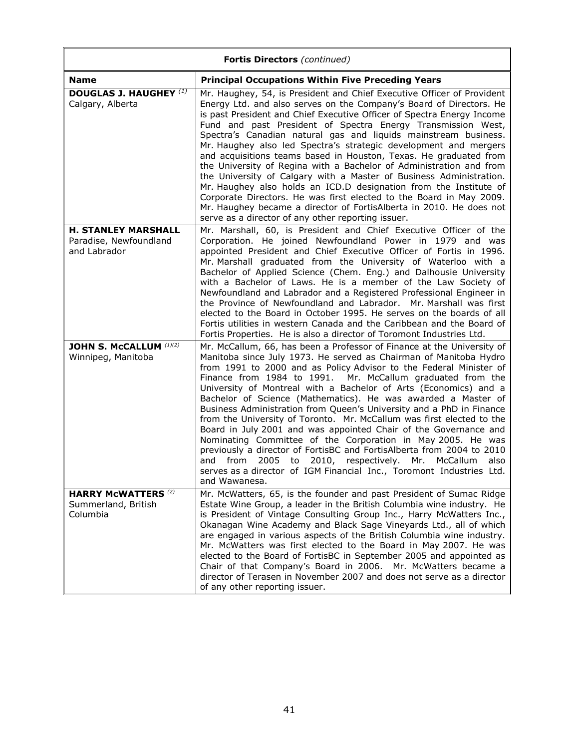| **Fortis Directors** *(continued)* | |
|---|---|
| **Name** | **Principal Occupations Within Five Preceding Years** |
| **DOUGLAS J. HAUGHEY** [(1)]<br>Calgary, Alberta | Mr. Haughey, 54, is President and Chief Executive Officer of Provident Energy Ltd. and also serves on the Company's Board of Directors. He is past President and Chief Executive Officer of Spectra Energy Income Fund and past President of Spectra Energy Transmission West, Spectra's Canadian natural gas and liquids mainstream business. Mr. Haughey also led Spectra's strategic development and mergers and acquisitions teams based in Houston, Texas. He graduated from the University of Regina with a Bachelor of Administration and from the University of Calgary with a Master of Business Administration. Mr. Haughey also holds an ICD.D designation from the Institute of Corporate Directors. He was first elected to the Board in May 2009. Mr. Haughey became a director of FortisAlberta in 2010. He does not serve as a director of any other reporting issuer. |
| **H. STANLEY MARSHALL**<br>Paradise, Newfoundland and Labrador | Mr. Marshall, 60, is President and Chief Executive Officer of the Corporation. He joined Newfoundland Power in 1979 and was appointed President and Chief Executive Officer of Fortis in 1996. Mr. Marshall graduated from the University of Waterloo with a Bachelor of Applied Science (Chem. Eng.) and Dalhousie University with a Bachelor of Laws. He is a member of the Law Society of Newfoundland and Labrador and a Registered Professional Engineer in the Province of Newfoundland and Labrador. Mr. Marshall was first elected to the Board in October 1995. He serves on the boards of all Fortis utilities in western Canada and the Caribbean and the Board of Fortis Properties. He is also a director of Toromont Industries Ltd. |
| **JOHN S. McCALLUM** [(1)(2)]<br>Winnipeg, Manitoba | Mr. McCallum, 66, has been a Professor of Finance at the University of Manitoba since July 1973. He served as Chairman of Manitoba Hydro from 1991 to 2000 and as Policy Advisor to the Federal Minister of Finance from 1984 to 1991. Mr. McCallum graduated from the University of Montreal with a Bachelor of Arts (Economics) and a Bachelor of Science (Mathematics). He was awarded a Master of Business Administration from Queen's University and a PhD in Finance from the University of Toronto. Mr. McCallum was first elected to the Board in July 2001 and was appointed Chair of the Governance and Nominating Committee of the Corporation in May 2005. He was previously a director of FortisBC and FortisAlberta from 2004 to 2010 and from 2005 to 2010, respectively. Mr. McCallum also serves as a director of IGM Financial Inc., Toromont Industries Ltd. and Wawanesa. |
| **HARRY McWATTERS** [(2)]<br>Summerland, British Columbia | Mr. McWatters, 65, is the founder and past President of Sumac Ridge Estate Wine Group, a leader in the British Columbia wine industry. He is President of Vintage Consulting Group Inc., Harry McWatters Inc., Okanagan Wine Academy and Black Sage Vineyards Ltd., all of which are engaged in various aspects of the British Columbia wine industry. Mr. McWatters was first elected to the Board in May 2007. He was elected to the Board of FortisBC in September 2005 and appointed as Chair of that Company's Board in 2006. Mr. McWatters became a director of Terasen in November 2007 and does not serve as a director of any other reporting issuer. |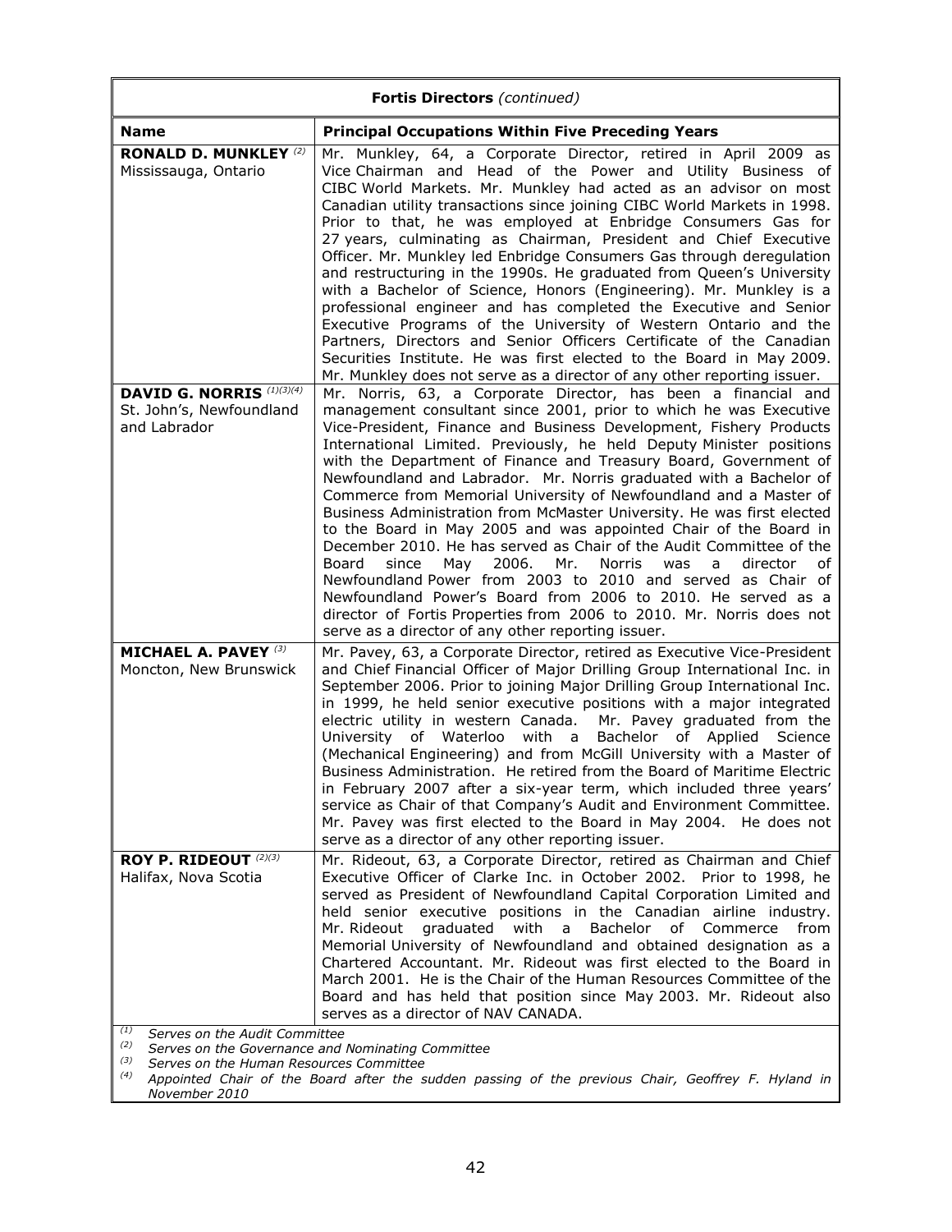| Fortis Directors *(continued)* | |
|---|---|
| **Name** | **Principal Occupations Within Five Preceding Years** |
| **RONALD D. MUNKLEY** [(2)]<br>Mississauga, Ontario | Mr. Munkley, 64, a Corporate Director, retired in April 2009 as Vice Chairman and Head of the Power and Utility Business of CIBC World Markets. Mr. Munkley had acted as an advisor on most Canadian utility transactions since joining CIBC World Markets in 1998. Prior to that, he was employed at Enbridge Consumers Gas for 27 years, culminating as Chairman, President and Chief Executive Officer. Mr. Munkley led Enbridge Consumers Gas through deregulation and restructuring in the 1990s. He graduated from Queen's University with a Bachelor of Science, Honors (Engineering). Mr. Munkley is a professional engineer and has completed the Executive and Senior Executive Programs of the University of Western Ontario and the Partners, Directors and Senior Officers Certificate of the Canadian Securities Institute. He was first elected to the Board in May 2009. Mr. Munkley does not serve as a director of any other reporting issuer. |
| **DAVID G. NORRIS** [(1)(3)(4)]<br>St. John's, Newfoundland and Labrador | Mr. Norris, 63, a Corporate Director, has been a financial and management consultant since 2001, prior to which he was Executive Vice-President, Finance and Business Development, Fishery Products International Limited. Previously, he held Deputy Minister positions with the Department of Finance and Treasury Board, Government of Newfoundland and Labrador. Mr. Norris graduated with a Bachelor of Commerce from Memorial University of Newfoundland and a Master of Business Administration from McMaster University. He was first elected to the Board in May 2005 and was appointed Chair of the Board in December 2010. He has served as Chair of the Audit Committee of the Board since May 2006. Mr. Norris was a director of Newfoundland Power from 2003 to 2010 and served as Chair of Newfoundland Power's Board from 2006 to 2010. He served as a director of Fortis Properties from 2006 to 2010. Mr. Norris does not serve as a director of any other reporting issuer. |
| **MICHAEL A. PAVEY** [(3)]<br>Moncton, New Brunswick | Mr. Pavey, 63, a Corporate Director, retired as Executive Vice-President and Chief Financial Officer of Major Drilling Group International Inc. in September 2006. Prior to joining Major Drilling Group International Inc. in 1999, he held senior executive positions with a major integrated electric utility in western Canada. Mr. Pavey graduated from the University of Waterloo with a Bachelor of Applied Science (Mechanical Engineering) and from McGill University with a Master of Business Administration. He retired from the Board of Maritime Electric in February 2007 after a six-year term, which included three years' service as Chair of that Company's Audit and Environment Committee. Mr. Pavey was first elected to the Board in May 2004. He does not serve as a director of any other reporting issuer. |
| **ROY P. RIDEOUT** [(2)(3)]<br>Halifax, Nova Scotia | Mr. Rideout, 63, a Corporate Director, retired as Chairman and Chief Executive Officer of Clarke Inc. in October 2002. Prior to 1998, he served as President of Newfoundland Capital Corporation Limited and held senior executive positions in the Canadian airline industry. Mr. Rideout graduated with a Bachelor of Commerce from Memorial University of Newfoundland and obtained designation as a Chartered Accountant. Mr. Rideout was first elected to the Board in March 2001. He is the Chair of the Human Resources Committee of the Board and has held that position since May 2003. Mr. Rideout also serves as a director of NAV CANADA. |

(1) *Serves on the Audit Committee*
(2) *Serves on the Governance and Nominating Committee*
(3) *Serves on the Human Resources Committee*
(4) *Appointed Chair of the Board after the sudden passing of the previous Chair, Geoffrey F. Hyland in November 2010*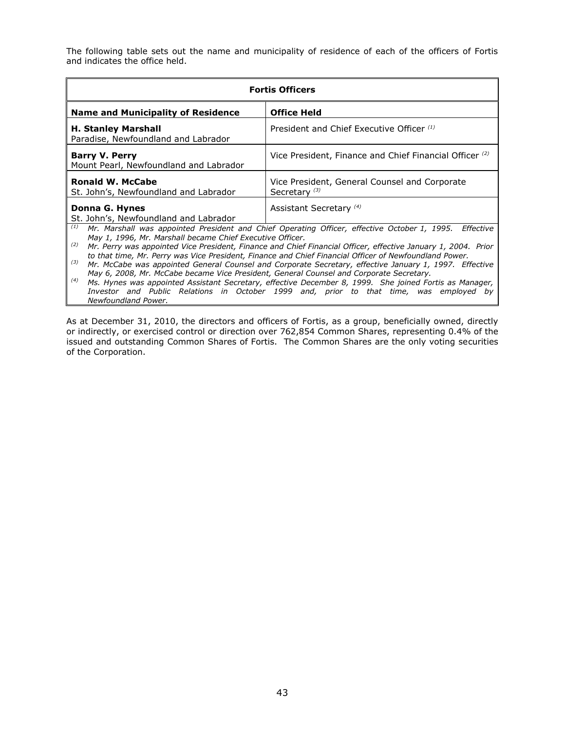The following table sets out the name and municipality of residence of each of the officers of Fortis and indicates the office held.

| **Fortis Officers** | |
|---|---|
| **Name and Municipality of Residence** | **Office Held** |
| **H. Stanley Marshall**<br>Paradise, Newfoundland and Labrador | President and Chief Executive Officer [(1)] |
| **Barry V. Perry**<br>Mount Pearl, Newfoundland and Labrador | Vice President, Finance and Chief Financial Officer [(2)] |
| **Ronald W. McCabe**<br>St. John's, Newfoundland and Labrador | Vice President, General Counsel and Corporate Secretary [(3)] |
| **Donna G. Hynes**<br>St. John's, Newfoundland and Labrador | Assistant Secretary [(4)] |

[(1)] *Mr. Marshall was appointed President and Chief Operating Officer, effective October 1, 1995. Effective May 1, 1996, Mr. Marshall became Chief Executive Officer.*

[(2)] *Mr. Perry was appointed Vice President, Finance and Chief Financial Officer, effective January 1, 2004. Prior to that time, Mr. Perry was Vice President, Finance and Chief Financial Officer of Newfoundland Power.*

[(3)] *Mr. McCabe was appointed General Counsel and Corporate Secretary, effective January 1, 1997. Effective May 6, 2008, Mr. McCabe became Vice President, General Counsel and Corporate Secretary.*

[(4)] *Ms. Hynes was appointed Assistant Secretary, effective December 8, 1999. She joined Fortis as Manager, Investor and Public Relations in October 1999 and, prior to that time, was employed by Newfoundland Power.*

As at December 31, 2010, the directors and officers of Fortis, as a group, beneficially owned, directly or indirectly, or exercised control or direction over 762,854 Common Shares, representing 0.4% of the issued and outstanding Common Shares of Fortis. The Common Shares are the only voting securities of the Corporation.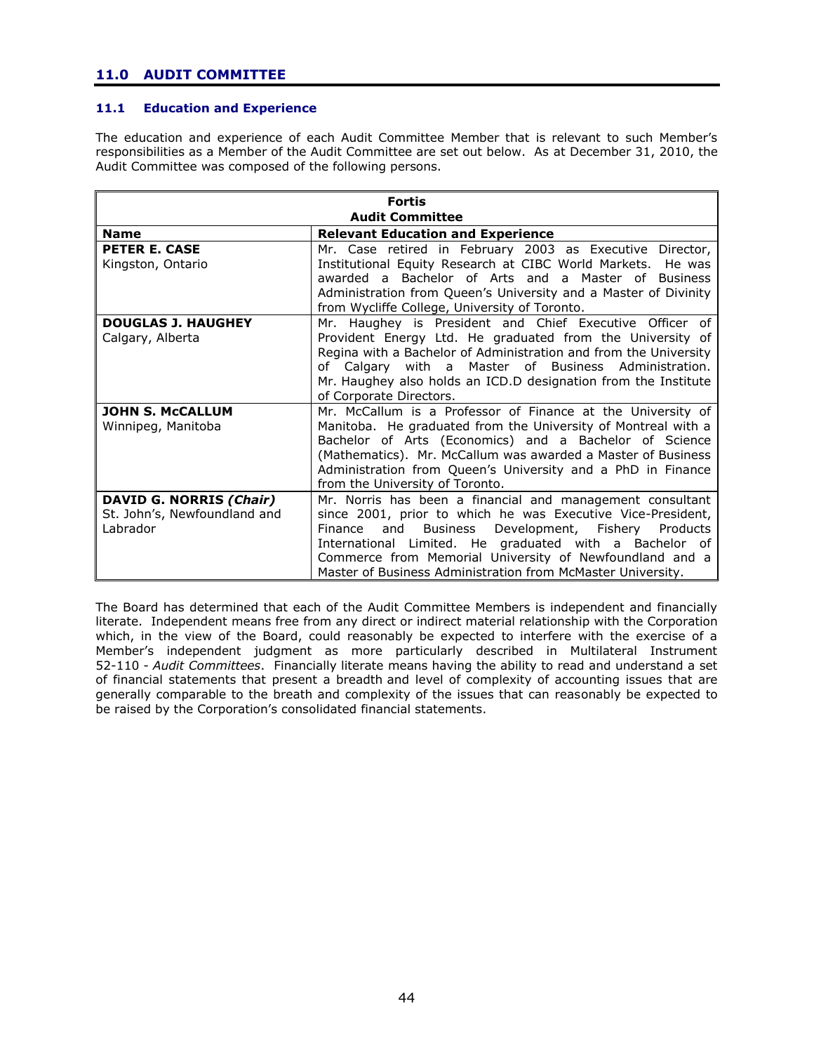## 11.0 AUDIT COMMITTEE

### 11.1 Education and Experience

The education and experience of each Audit Committee Member that is relevant to such Member's responsibilities as a Member of the Audit Committee are set out below. As at December 31, 2010, the Audit Committee was composed of the following persons.

| **Fortis Audit Committee** | |
|---|---|
| **Name** | **Relevant Education and Experience** |
| **PETER E. CASE**<br>Kingston, Ontario | Mr. Case retired in February 2003 as Executive Director, Institutional Equity Research at CIBC World Markets. He was awarded a Bachelor of Arts and a Master of Business Administration from Queen's University and a Master of Divinity from Wycliffe College, University of Toronto. |
| **DOUGLAS J. HAUGHEY**<br>Calgary, Alberta | Mr. Haughey is President and Chief Executive Officer of Provident Energy Ltd. He graduated from the University of Regina with a Bachelor of Administration and from the University of Calgary with a Master of Business Administration. Mr. Haughey also holds an ICD.D designation from the Institute of Corporate Directors. |
| **JOHN S. McCALLUM**<br>Winnipeg, Manitoba | Mr. McCallum is a Professor of Finance at the University of Manitoba. He graduated from the University of Montreal with a Bachelor of Arts (Economics) and a Bachelor of Science (Mathematics). Mr. McCallum was awarded a Master of Business Administration from Queen's University and a PhD in Finance from the University of Toronto. |
| **DAVID G. NORRIS *(Chair)***<br>St. John's, Newfoundland and Labrador | Mr. Norris has been a financial and management consultant since 2001, prior to which he was Executive Vice-President, Finance and Business Development, Fishery Products International Limited. He graduated with a Bachelor of Commerce from Memorial University of Newfoundland and a Master of Business Administration from McMaster University. |

The Board has determined that each of the Audit Committee Members is independent and financially literate. Independent means free from any direct or indirect material relationship with the Corporation which, in the view of the Board, could reasonably be expected to interfere with the exercise of a Member's independent judgment as more particularly described in Multilateral Instrument 52-110 - *Audit Committees*. Financially literate means having the ability to read and understand a set of financial statements that present a breadth and level of complexity of accounting issues that are generally comparable to the breath and complexity of the issues that can reasonably be expected to be raised by the Corporation's consolidated financial statements.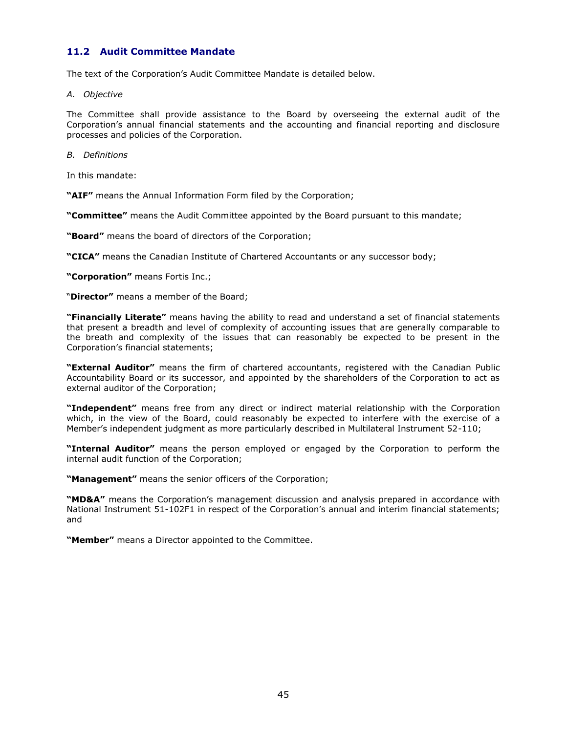## 11.2 Audit Committee Mandate

The text of the Corporation's Audit Committee Mandate is detailed below.

*A. Objective*

The Committee shall provide assistance to the Board by overseeing the external audit of the Corporation's annual financial statements and the accounting and financial reporting and disclosure processes and policies of the Corporation.

*B. Definitions*

In this mandate:

**"AIF"** means the Annual Information Form filed by the Corporation;

**"Committee"** means the Audit Committee appointed by the Board pursuant to this mandate;

**"Board"** means the board of directors of the Corporation;

**"CICA"** means the Canadian Institute of Chartered Accountants or any successor body;

**"Corporation"** means Fortis Inc.;

"**Director"** means a member of the Board;

**"Financially Literate"** means having the ability to read and understand a set of financial statements that present a breadth and level of complexity of accounting issues that are generally comparable to the breath and complexity of the issues that can reasonably be expected to be present in the Corporation's financial statements;

**"External Auditor"** means the firm of chartered accountants, registered with the Canadian Public Accountability Board or its successor, and appointed by the shareholders of the Corporation to act as external auditor of the Corporation;

**"Independent"** means free from any direct or indirect material relationship with the Corporation which, in the view of the Board, could reasonably be expected to interfere with the exercise of a Member's independent judgment as more particularly described in Multilateral Instrument 52-110;

**"Internal Auditor"** means the person employed or engaged by the Corporation to perform the internal audit function of the Corporation;

**"Management"** means the senior officers of the Corporation;

**"MD&A"** means the Corporation's management discussion and analysis prepared in accordance with National Instrument 51-102F1 in respect of the Corporation's annual and interim financial statements; and

**"Member"** means a Director appointed to the Committee.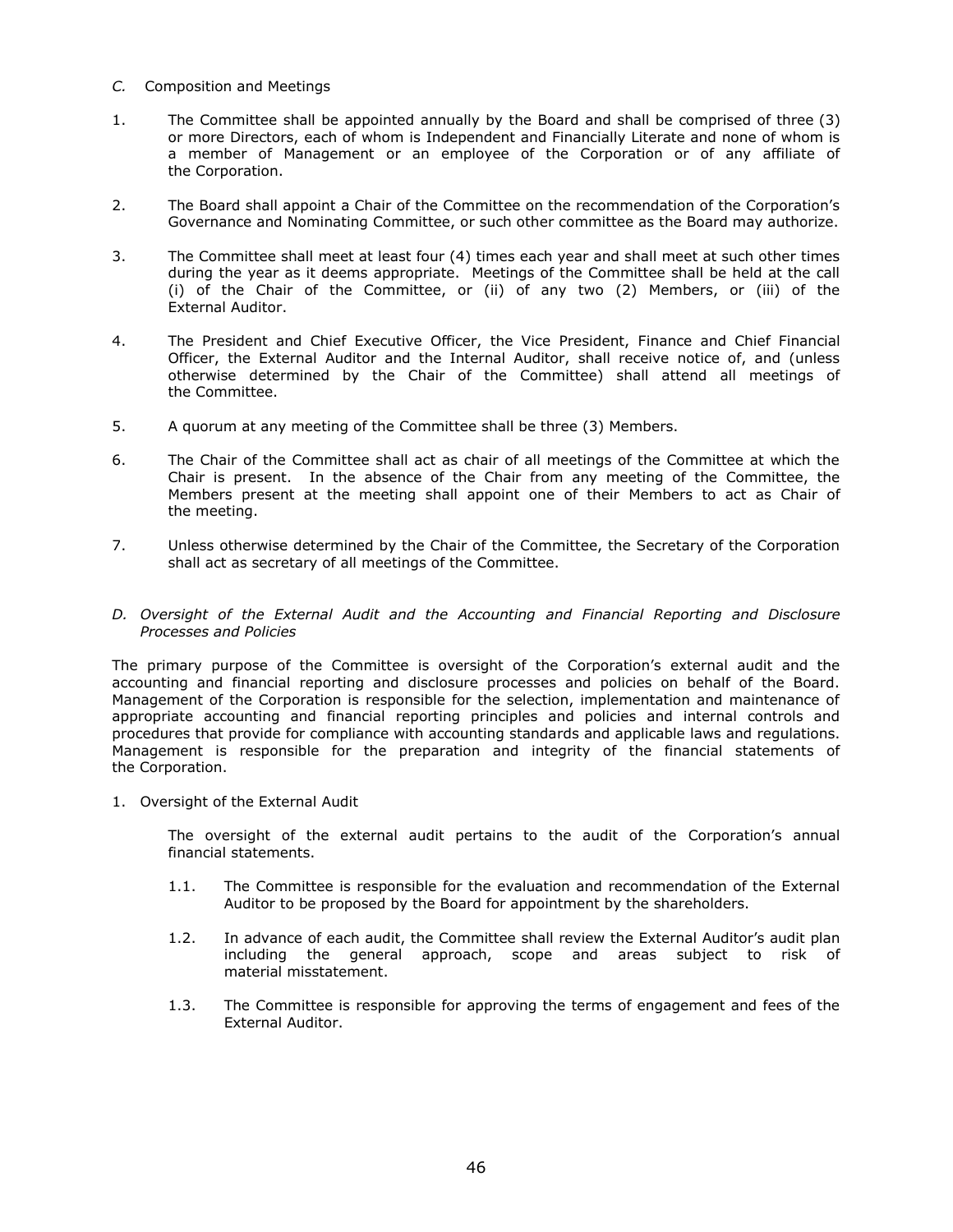*C.* Composition and Meetings

1. The Committee shall be appointed annually by the Board and shall be comprised of three (3) or more Directors, each of whom is Independent and Financially Literate and none of whom is a member of Management or an employee of the Corporation or of any affiliate of the Corporation.

2. The Board shall appoint a Chair of the Committee on the recommendation of the Corporation's Governance and Nominating Committee, or such other committee as the Board may authorize.

3. The Committee shall meet at least four (4) times each year and shall meet at such other times during the year as it deems appropriate. Meetings of the Committee shall be held at the call (i) of the Chair of the Committee, or (ii) of any two (2) Members, or (iii) of the External Auditor.

4. The President and Chief Executive Officer, the Vice President, Finance and Chief Financial Officer, the External Auditor and the Internal Auditor, shall receive notice of, and (unless otherwise determined by the Chair of the Committee) shall attend all meetings of the Committee.

5. A quorum at any meeting of the Committee shall be three (3) Members.

6. The Chair of the Committee shall act as chair of all meetings of the Committee at which the Chair is present. In the absence of the Chair from any meeting of the Committee, the Members present at the meeting shall appoint one of their Members to act as Chair of the meeting.

7. Unless otherwise determined by the Chair of the Committee, the Secretary of the Corporation shall act as secretary of all meetings of the Committee.

*D. Oversight of the External Audit and the Accounting and Financial Reporting and Disclosure Processes and Policies*

The primary purpose of the Committee is oversight of the Corporation's external audit and the accounting and financial reporting and disclosure processes and policies on behalf of the Board. Management of the Corporation is responsible for the selection, implementation and maintenance of appropriate accounting and financial reporting principles and policies and internal controls and procedures that provide for compliance with accounting standards and applicable laws and regulations. Management is responsible for the preparation and integrity of the financial statements of the Corporation.

1. Oversight of the External Audit

   The oversight of the external audit pertains to the audit of the Corporation's annual financial statements.

   1.1. The Committee is responsible for the evaluation and recommendation of the External Auditor to be proposed by the Board for appointment by the shareholders.

   1.2. In advance of each audit, the Committee shall review the External Auditor's audit plan including the general approach, scope and areas subject to risk of material misstatement.

   1.3. The Committee is responsible for approving the terms of engagement and fees of the External Auditor.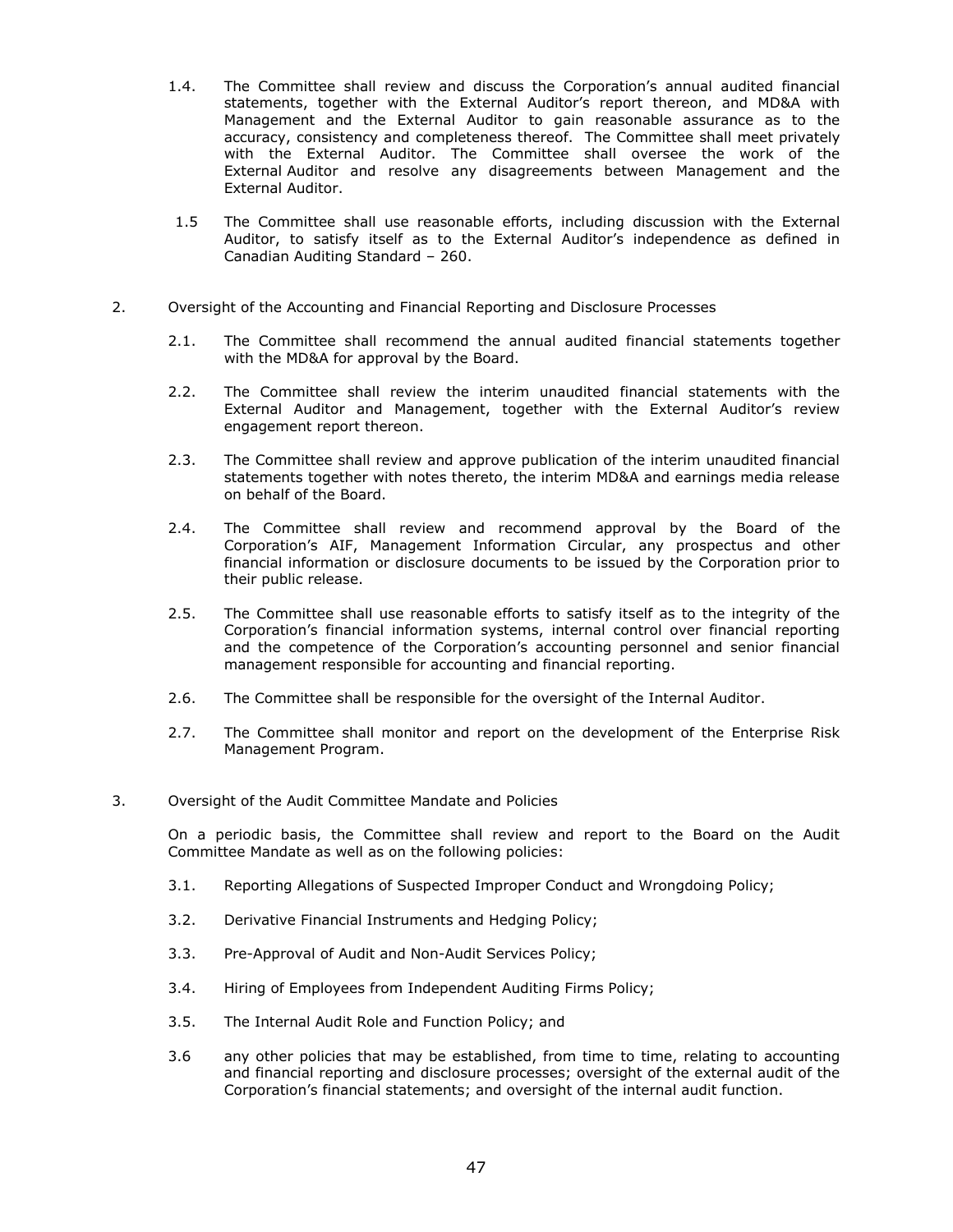1.4. The Committee shall review and discuss the Corporation's annual audited financial statements, together with the External Auditor's report thereon, and MD&A with Management and the External Auditor to gain reasonable assurance as to the accuracy, consistency and completeness thereof. The Committee shall meet privately with the External Auditor. The Committee shall oversee the work of the External Auditor and resolve any disagreements between Management and the External Auditor.

1.5 The Committee shall use reasonable efforts, including discussion with the External Auditor, to satisfy itself as to the External Auditor's independence as defined in Canadian Auditing Standard – 260.

2. Oversight of the Accounting and Financial Reporting and Disclosure Processes

2.1. The Committee shall recommend the annual audited financial statements together with the MD&A for approval by the Board.

2.2. The Committee shall review the interim unaudited financial statements with the External Auditor and Management, together with the External Auditor's review engagement report thereon.

2.3. The Committee shall review and approve publication of the interim unaudited financial statements together with notes thereto, the interim MD&A and earnings media release on behalf of the Board.

2.4. The Committee shall review and recommend approval by the Board of the Corporation's AIF, Management Information Circular, any prospectus and other financial information or disclosure documents to be issued by the Corporation prior to their public release.

2.5. The Committee shall use reasonable efforts to satisfy itself as to the integrity of the Corporation's financial information systems, internal control over financial reporting and the competence of the Corporation's accounting personnel and senior financial management responsible for accounting and financial reporting.

2.6. The Committee shall be responsible for the oversight of the Internal Auditor.

2.7. The Committee shall monitor and report on the development of the Enterprise Risk Management Program.

3. Oversight of the Audit Committee Mandate and Policies

On a periodic basis, the Committee shall review and report to the Board on the Audit Committee Mandate as well as on the following policies:

3.1. Reporting Allegations of Suspected Improper Conduct and Wrongdoing Policy;

3.2. Derivative Financial Instruments and Hedging Policy;

3.3. Pre-Approval of Audit and Non-Audit Services Policy;

3.4. Hiring of Employees from Independent Auditing Firms Policy;

3.5. The Internal Audit Role and Function Policy; and

3.6 any other policies that may be established, from time to time, relating to accounting and financial reporting and disclosure processes; oversight of the external audit of the Corporation's financial statements; and oversight of the internal audit function.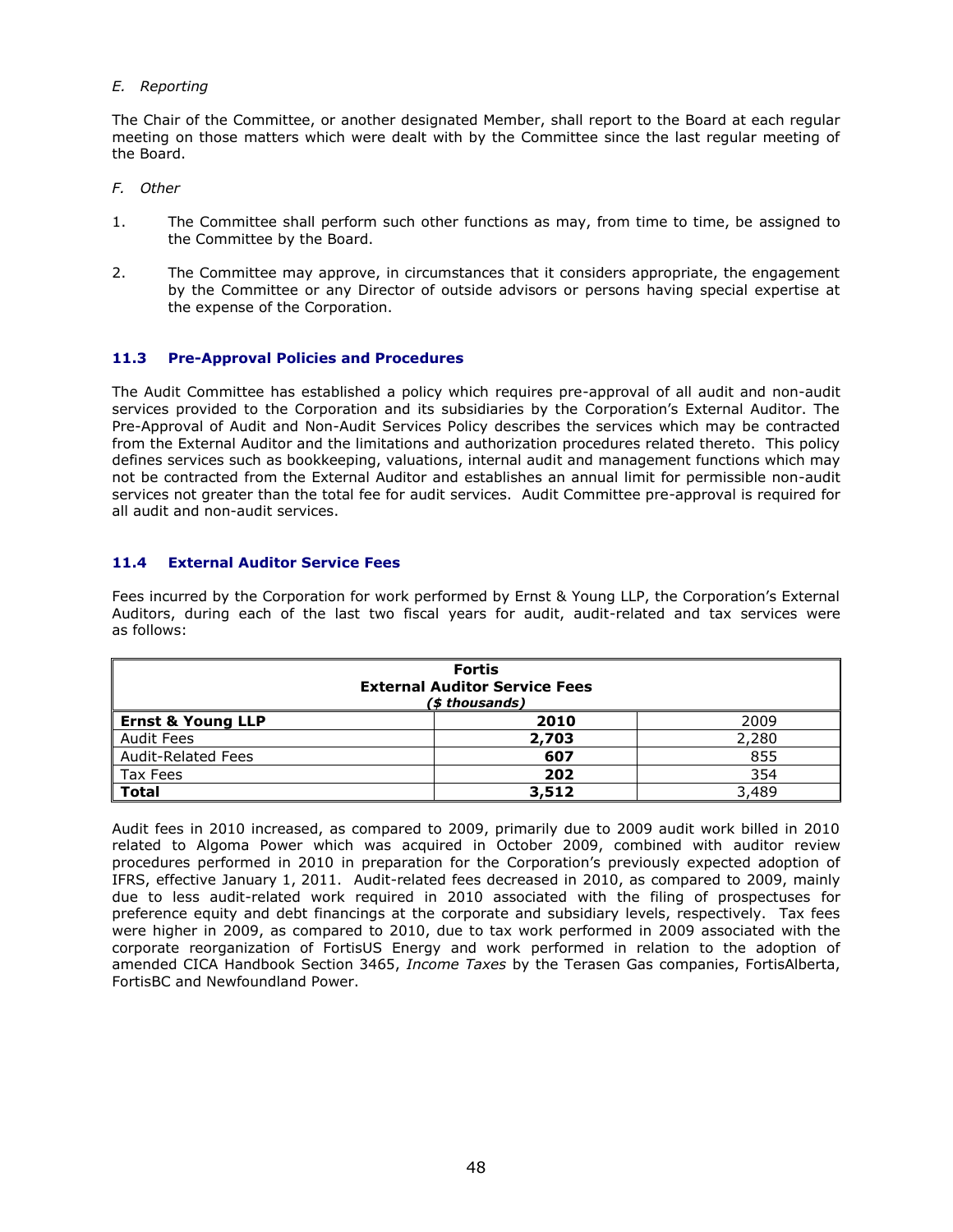*E. Reporting*

The Chair of the Committee, or another designated Member, shall report to the Board at each regular meeting on those matters which were dealt with by the Committee since the last regular meeting of the Board.

*F. Other*

1. The Committee shall perform such other functions as may, from time to time, be assigned to the Committee by the Board.

2. The Committee may approve, in circumstances that it considers appropriate, the engagement by the Committee or any Director of outside advisors or persons having special expertise at the expense of the Corporation.

### 11.3 Pre-Approval Policies and Procedures

The Audit Committee has established a policy which requires pre-approval of all audit and non-audit services provided to the Corporation and its subsidiaries by the Corporation's External Auditor. The Pre-Approval of Audit and Non-Audit Services Policy describes the services which may be contracted from the External Auditor and the limitations and authorization procedures related thereto. This policy defines services such as bookkeeping, valuations, internal audit and management functions which may not be contracted from the External Auditor and establishes an annual limit for permissible non-audit services not greater than the total fee for audit services. Audit Committee pre-approval is required for all audit and non-audit services.

### 11.4 External Auditor Service Fees

Fees incurred by the Corporation for work performed by Ernst & Young LLP, the Corporation's External Auditors, during each of the last two fiscal years for audit, audit-related and tax services were as follows:

| **Fortis External Auditor Service Fees** ***($ thousands)*** | | |
|---|---|---|
| **Ernst & Young LLP** | **2010** | 2009 |
| Audit Fees | **2,703** | 2,280 |
| Audit-Related Fees | **607** | 855 |
| Tax Fees | **202** | 354 |
| **Total** | **3,512** | 3,489 |

Audit fees in 2010 increased, as compared to 2009, primarily due to 2009 audit work billed in 2010 related to Algoma Power which was acquired in October 2009, combined with auditor review procedures performed in 2010 in preparation for the Corporation's previously expected adoption of IFRS, effective January 1, 2011. Audit-related fees decreased in 2010, as compared to 2009, mainly due to less audit-related work required in 2010 associated with the filing of prospectuses for preference equity and debt financings at the corporate and subsidiary levels, respectively. Tax fees were higher in 2009, as compared to 2010, due to tax work performed in 2009 associated with the corporate reorganization of FortisUS Energy and work performed in relation to the adoption of amended CICA Handbook Section 3465, *Income Taxes* by the Terasen Gas companies, FortisAlberta, FortisBC and Newfoundland Power.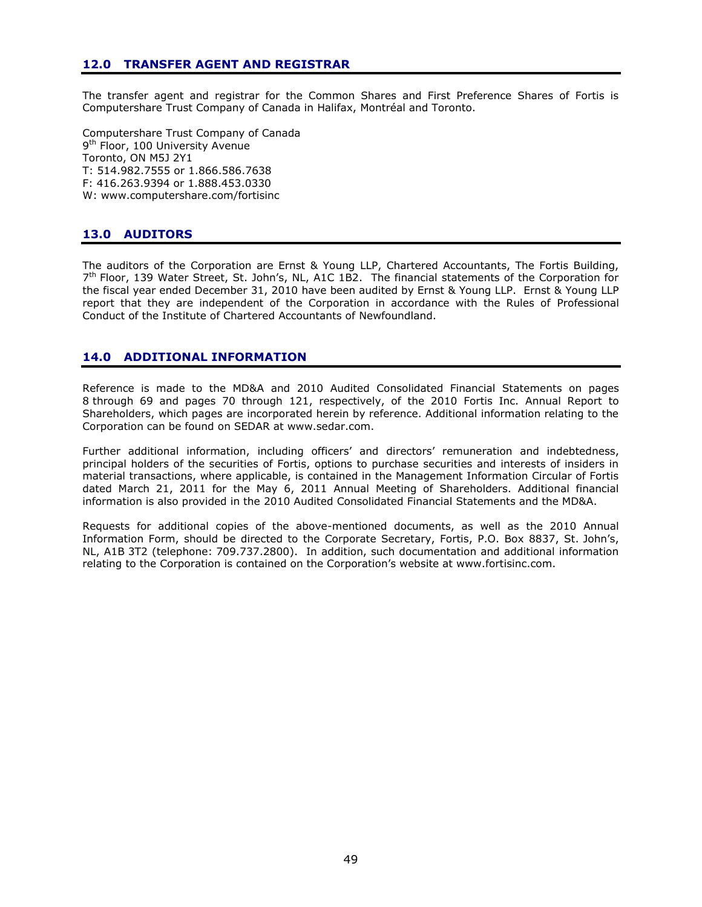## 12.0 TRANSFER AGENT AND REGISTRAR

The transfer agent and registrar for the Common Shares and First Preference Shares of Fortis is Computershare Trust Company of Canada in Halifax, Montréal and Toronto.

Computershare Trust Company of Canada
9th Floor, 100 University Avenue
Toronto, ON M5J 2Y1
T: 514.982.7555 or 1.866.586.7638
F: 416.263.9394 or 1.888.453.0330
W: www.computershare.com/fortisinc

## 13.0 AUDITORS

The auditors of the Corporation are Ernst & Young LLP, Chartered Accountants, The Fortis Building, 7th Floor, 139 Water Street, St. John's, NL, A1C 1B2. The financial statements of the Corporation for the fiscal year ended December 31, 2010 have been audited by Ernst & Young LLP. Ernst & Young LLP report that they are independent of the Corporation in accordance with the Rules of Professional Conduct of the Institute of Chartered Accountants of Newfoundland.

## 14.0 ADDITIONAL INFORMATION

Reference is made to the MD&A and 2010 Audited Consolidated Financial Statements on pages 8 through 69 and pages 70 through 121, respectively, of the 2010 Fortis Inc. Annual Report to Shareholders, which pages are incorporated herein by reference. Additional information relating to the Corporation can be found on SEDAR at www.sedar.com.

Further additional information, including officers' and directors' remuneration and indebtedness, principal holders of the securities of Fortis, options to purchase securities and interests of insiders in material transactions, where applicable, is contained in the Management Information Circular of Fortis dated March 21, 2011 for the May 6, 2011 Annual Meeting of Shareholders. Additional financial information is also provided in the 2010 Audited Consolidated Financial Statements and the MD&A.

Requests for additional copies of the above-mentioned documents, as well as the 2010 Annual Information Form, should be directed to the Corporate Secretary, Fortis, P.O. Box 8837, St. John's, NL, A1B 3T2 (telephone: 709.737.2800). In addition, such documentation and additional information relating to the Corporation is contained on the Corporation's website at www.fortisinc.com.